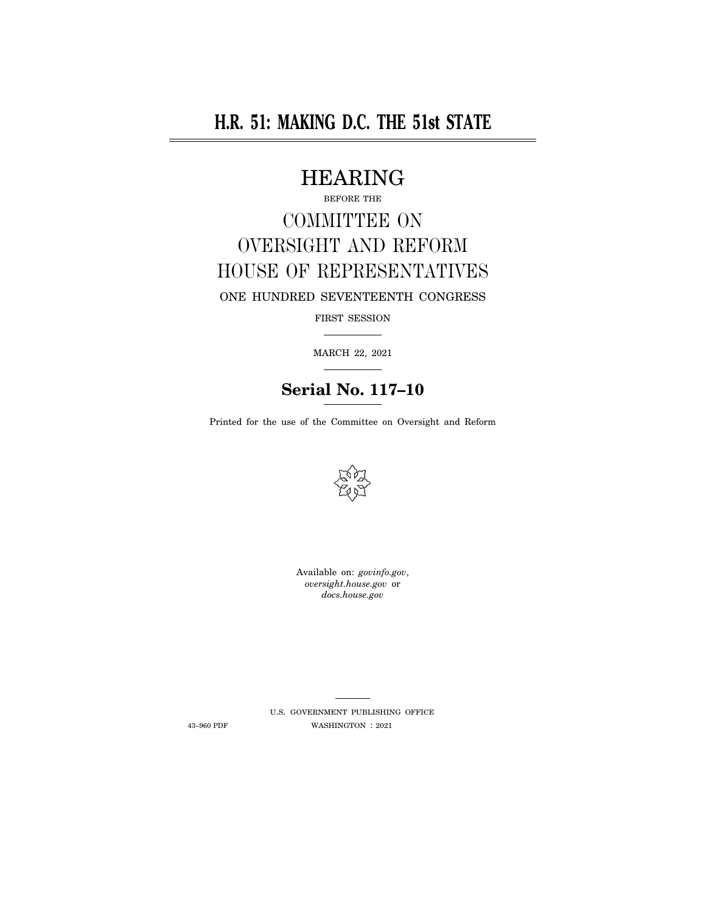# H.R. 51: MAKING D.C. THE 51st STATE

## HEARING

BEFORE THE

## COMMITTEE ON OVERSIGHT AND REFORM HOUSE OF REPRESENTATIVES

ONE HUNDRED SEVENTEENTH CONGRESS

FIRST SESSION

MARCH 22, 2021

**Serial No. 117–10**

Printed for the use of the Committee on Oversight and Reform

Available on: *govinfo.gov*, *oversight.house.gov* or *docs.house.gov*

U.S. GOVERNMENT PUBLISHING OFFICE

43–960 PDF WASHINGTON : 2021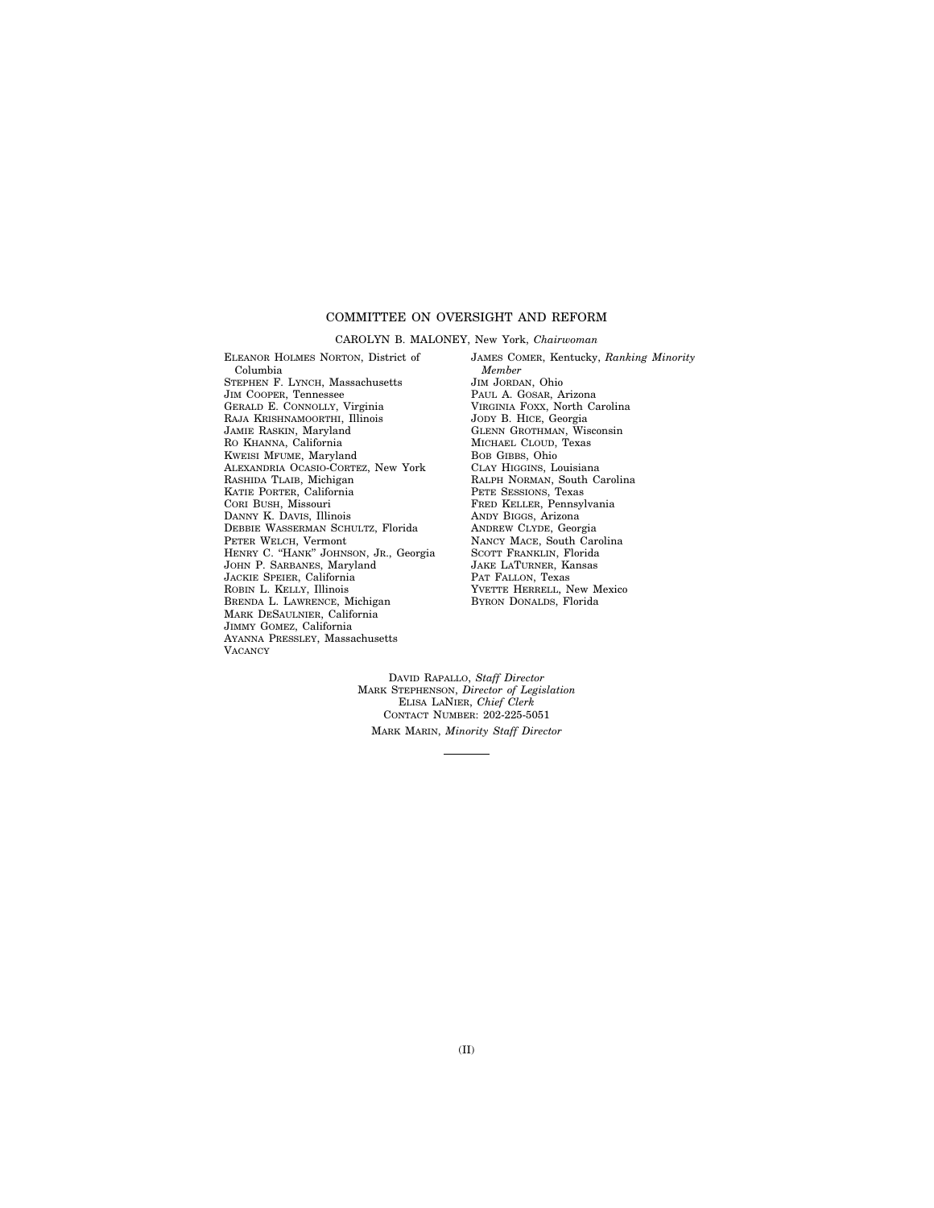## COMMITTEE ON OVERSIGHT AND REFORM

CAROLYN B. MALONEY, New York, *Chairwoman*

ELEANOR HOLMES NORTON, District of Columbia
STEPHEN F. LYNCH, Massachusetts
JIM COOPER, Tennessee
GERALD E. CONNOLLY, Virginia
RAJA KRISHNAMOORTHI, Illinois
JAMIE RASKIN, Maryland
RO KHANNA, California
KWEISI MFUME, Maryland
ALEXANDRIA OCASIO-CORTEZ, New York
RASHIDA TLAIB, Michigan
KATIE PORTER, California
CORI BUSH, Missouri
DANNY K. DAVIS, Illinois
DEBBIE WASSERMAN SCHULTZ, Florida
PETER WELCH, Vermont
HENRY C. "HANK" JOHNSON, JR., Georgia
JOHN P. SARBANES, Maryland
JACKIE SPEIER, California
ROBIN L. KELLY, Illinois
BRENDA L. LAWRENCE, Michigan
MARK DESAULNIER, California
JIMMY GOMEZ, California
AYANNA PRESSLEY, Massachusetts
VACANCY

JAMES COMER, Kentucky, *Ranking Minority Member*
JIM JORDAN, Ohio
PAUL A. GOSAR, Arizona
VIRGINIA FOXX, North Carolina
JODY B. HICE, Georgia
GLENN GROTHMAN, Wisconsin
MICHAEL CLOUD, Texas
BOB GIBBS, Ohio
CLAY HIGGINS, Louisiana
RALPH NORMAN, South Carolina
PETE SESSIONS, Texas
FRED KELLER, Pennsylvania
ANDY BIGGS, Arizona
ANDREW CLYDE, Georgia
NANCY MACE, South Carolina
SCOTT FRANKLIN, Florida
JAKE LATURNER, Kansas
PAT FALLON, Texas
YVETTE HERRELL, New Mexico
BYRON DONALDS, Florida

DAVID RAPALLO, *Staff Director*
MARK STEPHENSON, *Director of Legislation*
ELISA LANIER, *Chief Clerk*
CONTACT NUMBER: 202-225-5051
MARK MARIN, *Minority Staff Director*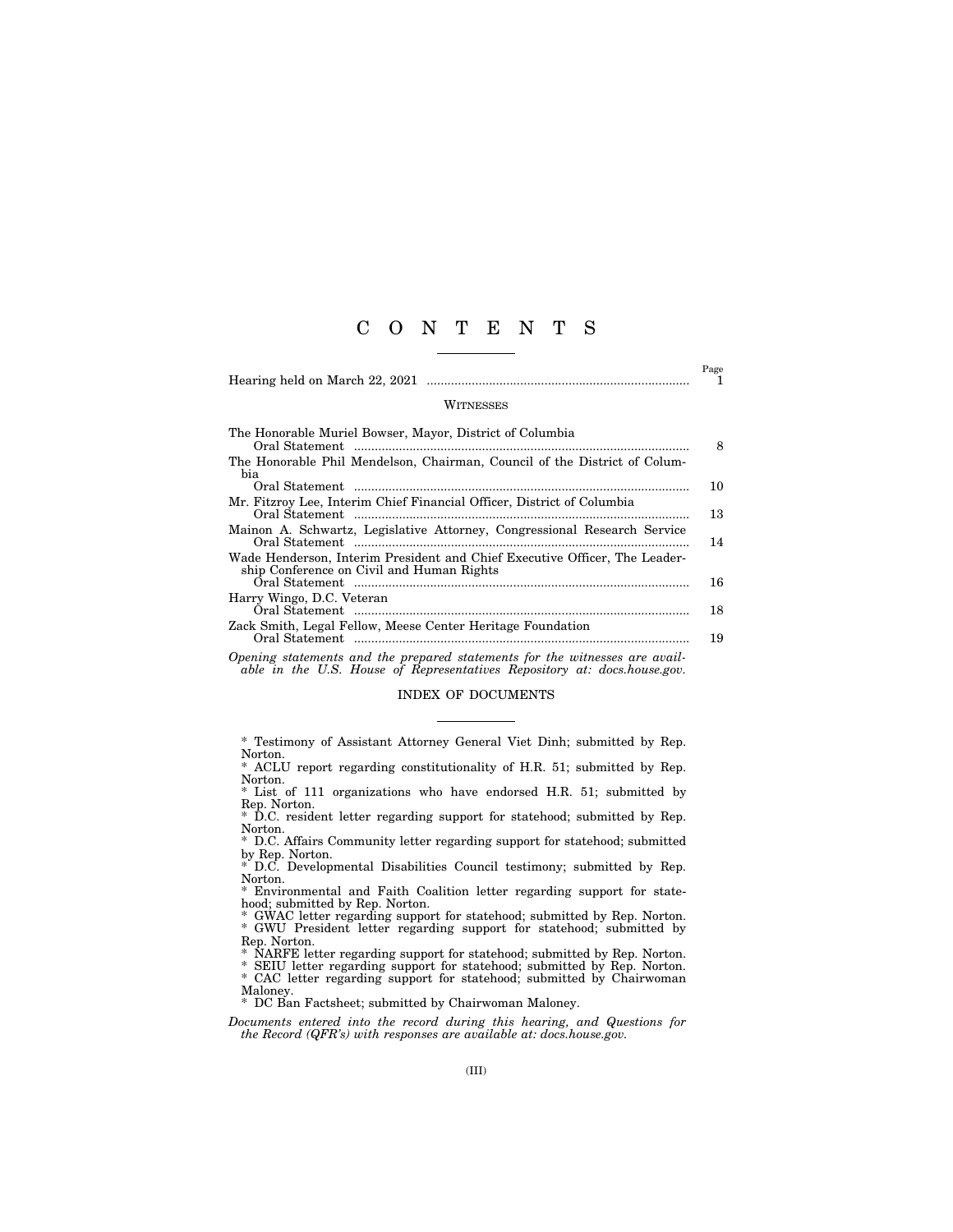# C O N T E N T S

| | Page |
|---|---|
| Hearing held on March 22, 2021 | 1 |

## WITNESSES

| | |
|---|---|
| The Honorable Muriel Bowser, Mayor, District of Columbia | |
| Oral Statement | 8 |
| The Honorable Phil Mendelson, Chairman, Council of the District of Columbia | |
| Oral Statement | 10 |
| Mr. Fitzroy Lee, Interim Chief Financial Officer, District of Columbia | |
| Oral Statement | 13 |
| Mainon A. Schwartz, Legislative Attorney, Congressional Research Service | |
| Oral Statement | 14 |
| Wade Henderson, Interim President and Chief Executive Officer, The Leadership Conference on Civil and Human Rights | |
| Oral Statement | 16 |
| Harry Wingo, D.C. Veteran | |
| Oral Statement | 18 |
| Zack Smith, Legal Fellow, Meese Center Heritage Foundation | |
| Oral Statement | 19 |

*Opening statements and the prepared statements for the witnesses are available in the U.S. House of Representatives Repository at: docs.house.gov.*

## INDEX OF DOCUMENTS

* Testimony of Assistant Attorney General Viet Dinh; submitted by Rep. Norton.
* ACLU report regarding constitutionality of H.R. 51; submitted by Rep. Norton.
* List of 111 organizations who have endorsed H.R. 51; submitted by Rep. Norton.
* D.C. resident letter regarding support for statehood; submitted by Rep. Norton.
* D.C. Affairs Community letter regarding support for statehood; submitted by Rep. Norton.
* D.C. Developmental Disabilities Council testimony; submitted by Rep. Norton.
* Environmental and Faith Coalition letter regarding support for statehood; submitted by Rep. Norton.
* GWAC letter regarding support for statehood; submitted by Rep. Norton.
* GWU President letter regarding support for statehood; submitted by Rep. Norton.
* NARFE letter regarding support for statehood; submitted by Rep. Norton.
* SEIU letter regarding support for statehood; submitted by Rep. Norton.
* CAC letter regarding support for statehood; submitted by Chairwoman Maloney.
* DC Ban Factsheet; submitted by Chairwoman Maloney.

*Documents entered into the record during this hearing, and Questions for the Record (QFR's) with responses are available at: docs.house.gov.*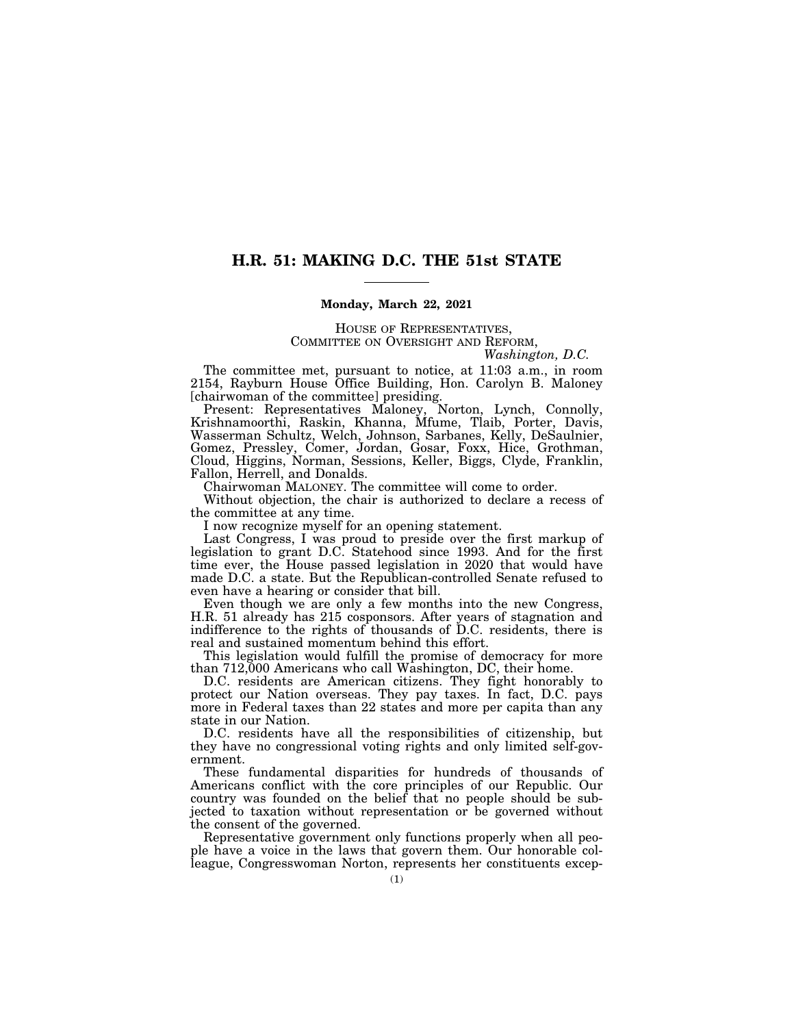# H.R. 51: MAKING D.C. THE 51st STATE

**Monday, March 22, 2021**

HOUSE OF REPRESENTATIVES,
COMMITTEE ON OVERSIGHT AND REFORM,
*Washington, D.C.*

The committee met, pursuant to notice, at 11:03 a.m., in room 2154, Rayburn House Office Building, Hon. Carolyn B. Maloney [chairwoman of the committee] presiding.

Present: Representatives Maloney, Norton, Lynch, Connolly, Krishnamoorthi, Raskin, Khanna, Mfume, Tlaib, Porter, Davis, Wasserman Schultz, Welch, Johnson, Sarbanes, Kelly, DeSaulnier, Gomez, Pressley, Comer, Jordan, Gosar, Foxx, Hice, Grothman, Cloud, Higgins, Norman, Sessions, Keller, Biggs, Clyde, Franklin, Fallon, Herrell, and Donalds.

Chairwoman MALONEY. The committee will come to order.

Without objection, the chair is authorized to declare a recess of the committee at any time.

I now recognize myself for an opening statement.

Last Congress, I was proud to preside over the first markup of legislation to grant D.C. Statehood since 1993. And for the first time ever, the House passed legislation in 2020 that would have made D.C. a state. But the Republican-controlled Senate refused to even have a hearing or consider that bill.

Even though we are only a few months into the new Congress, H.R. 51 already has 215 cosponsors. After years of stagnation and indifference to the rights of thousands of D.C. residents, there is real and sustained momentum behind this effort.

This legislation would fulfill the promise of democracy for more than 712,000 Americans who call Washington, DC, their home.

D.C. residents are American citizens. They fight honorably to protect our Nation overseas. They pay taxes. In fact, D.C. pays more in Federal taxes than 22 states and more per capita than any state in our Nation.

D.C. residents have all the responsibilities of citizenship, but they have no congressional voting rights and only limited self-government.

These fundamental disparities for hundreds of thousands of Americans conflict with the core principles of our Republic. Our country was founded on the belief that no people should be subjected to taxation without representation or be governed without the consent of the governed.

Representative government only functions properly when all people have a voice in the laws that govern them. Our honorable colleague, Congresswoman Norton, represents her constituents excep-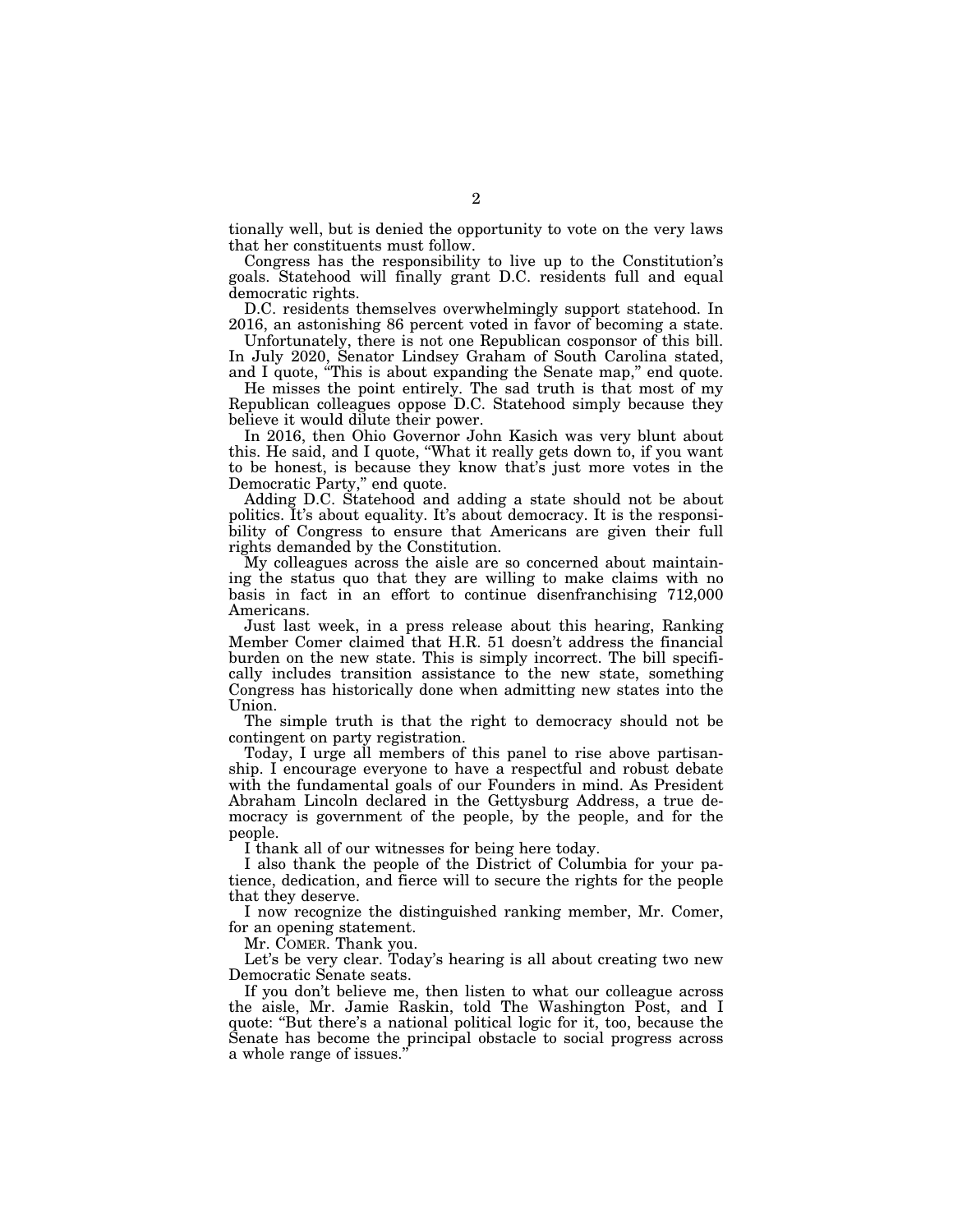tionally well, but is denied the opportunity to vote on the very laws that her constituents must follow.

Congress has the responsibility to live up to the Constitution's goals. Statehood will finally grant D.C. residents full and equal democratic rights.

D.C. residents themselves overwhelmingly support statehood. In 2016, an astonishing 86 percent voted in favor of becoming a state.

Unfortunately, there is not one Republican cosponsor of this bill. In July 2020, Senator Lindsey Graham of South Carolina stated, and I quote, "This is about expanding the Senate map," end quote.

He misses the point entirely. The sad truth is that most of my Republican colleagues oppose D.C. Statehood simply because they believe it would dilute their power.

In 2016, then Ohio Governor John Kasich was very blunt about this. He said, and I quote, "What it really gets down to, if you want to be honest, is because they know that's just more votes in the Democratic Party," end quote.

Adding D.C. Statehood and adding a state should not be about politics. It's about equality. It's about democracy. It is the responsibility of Congress to ensure that Americans are given their full rights demanded by the Constitution.

My colleagues across the aisle are so concerned about maintaining the status quo that they are willing to make claims with no basis in fact in an effort to continue disenfranchising 712,000 Americans.

Just last week, in a press release about this hearing, Ranking Member Comer claimed that H.R. 51 doesn't address the financial burden on the new state. This is simply incorrect. The bill specifically includes transition assistance to the new state, something Congress has historically done when admitting new states into the Union.

The simple truth is that the right to democracy should not be contingent on party registration.

Today, I urge all members of this panel to rise above partisanship. I encourage everyone to have a respectful and robust debate with the fundamental goals of our Founders in mind. As President Abraham Lincoln declared in the Gettysburg Address, a true democracy is government of the people, by the people, and for the people.

I thank all of our witnesses for being here today.

I also thank the people of the District of Columbia for your patience, dedication, and fierce will to secure the rights for the people that they deserve.

I now recognize the distinguished ranking member, Mr. Comer, for an opening statement.

Mr. COMER. Thank you.

Let's be very clear. Today's hearing is all about creating two new Democratic Senate seats.

If you don't believe me, then listen to what our colleague across the aisle, Mr. Jamie Raskin, told The Washington Post, and I quote: "But there's a national political logic for it, too, because the Senate has become the principal obstacle to social progress across a whole range of issues."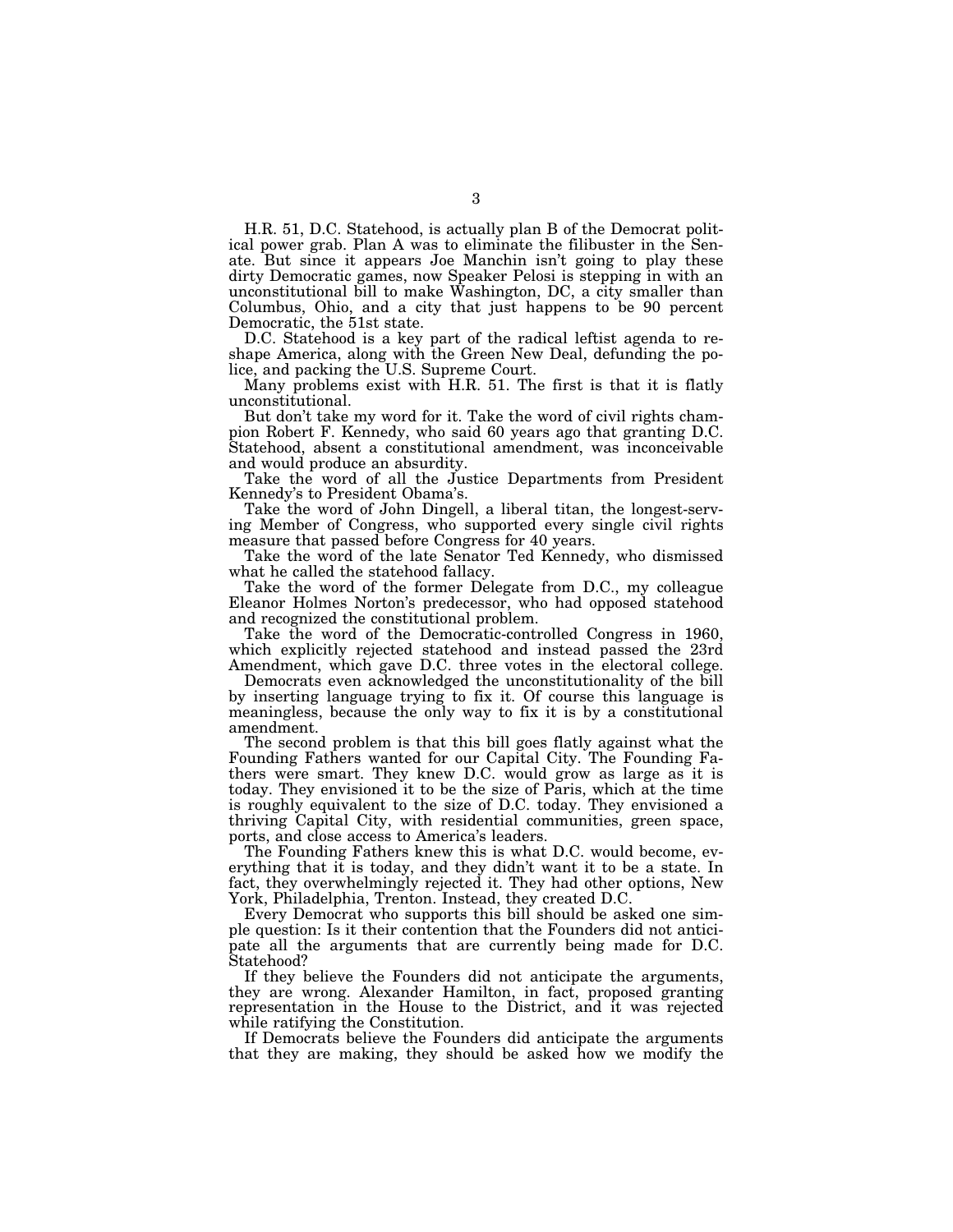H.R. 51, D.C. Statehood, is actually plan B of the Democrat political power grab. Plan A was to eliminate the filibuster in the Senate. But since it appears Joe Manchin isn't going to play these dirty Democratic games, now Speaker Pelosi is stepping in with an unconstitutional bill to make Washington, DC, a city smaller than Columbus, Ohio, and a city that just happens to be 90 percent Democratic, the 51st state.

D.C. Statehood is a key part of the radical leftist agenda to reshape America, along with the Green New Deal, defunding the police, and packing the U.S. Supreme Court.

Many problems exist with H.R. 51. The first is that it is flatly unconstitutional.

But don't take my word for it. Take the word of civil rights champion Robert F. Kennedy, who said 60 years ago that granting D.C. Statehood, absent a constitutional amendment, was inconceivable and would produce an absurdity.

Take the word of all the Justice Departments from President Kennedy's to President Obama's.

Take the word of John Dingell, a liberal titan, the longest-serving Member of Congress, who supported every single civil rights measure that passed before Congress for 40 years.

Take the word of the late Senator Ted Kennedy, who dismissed what he called the statehood fallacy.

Take the word of the former Delegate from D.C., my colleague Eleanor Holmes Norton's predecessor, who had opposed statehood and recognized the constitutional problem.

Take the word of the Democratic-controlled Congress in 1960, which explicitly rejected statehood and instead passed the 23rd Amendment, which gave D.C. three votes in the electoral college.

Democrats even acknowledged the unconstitutionality of the bill by inserting language trying to fix it. Of course this language is meaningless, because the only way to fix it is by a constitutional amendment.

The second problem is that this bill goes flatly against what the Founding Fathers wanted for our Capital City. The Founding Fathers were smart. They knew D.C. would grow as large as it is today. They envisioned it to be the size of Paris, which at the time is roughly equivalent to the size of D.C. today. They envisioned a thriving Capital City, with residential communities, green space, ports, and close access to America's leaders.

The Founding Fathers knew this is what D.C. would become, everything that it is today, and they didn't want it to be a state. In fact, they overwhelmingly rejected it. They had other options, New York, Philadelphia, Trenton. Instead, they created D.C.

Every Democrat who supports this bill should be asked one simple question: Is it their contention that the Founders did not anticipate all the arguments that are currently being made for D.C. Statehood?

If they believe the Founders did not anticipate the arguments, they are wrong. Alexander Hamilton, in fact, proposed granting representation in the House to the District, and it was rejected while ratifying the Constitution.

If Democrats believe the Founders did anticipate the arguments that they are making, they should be asked how we modify the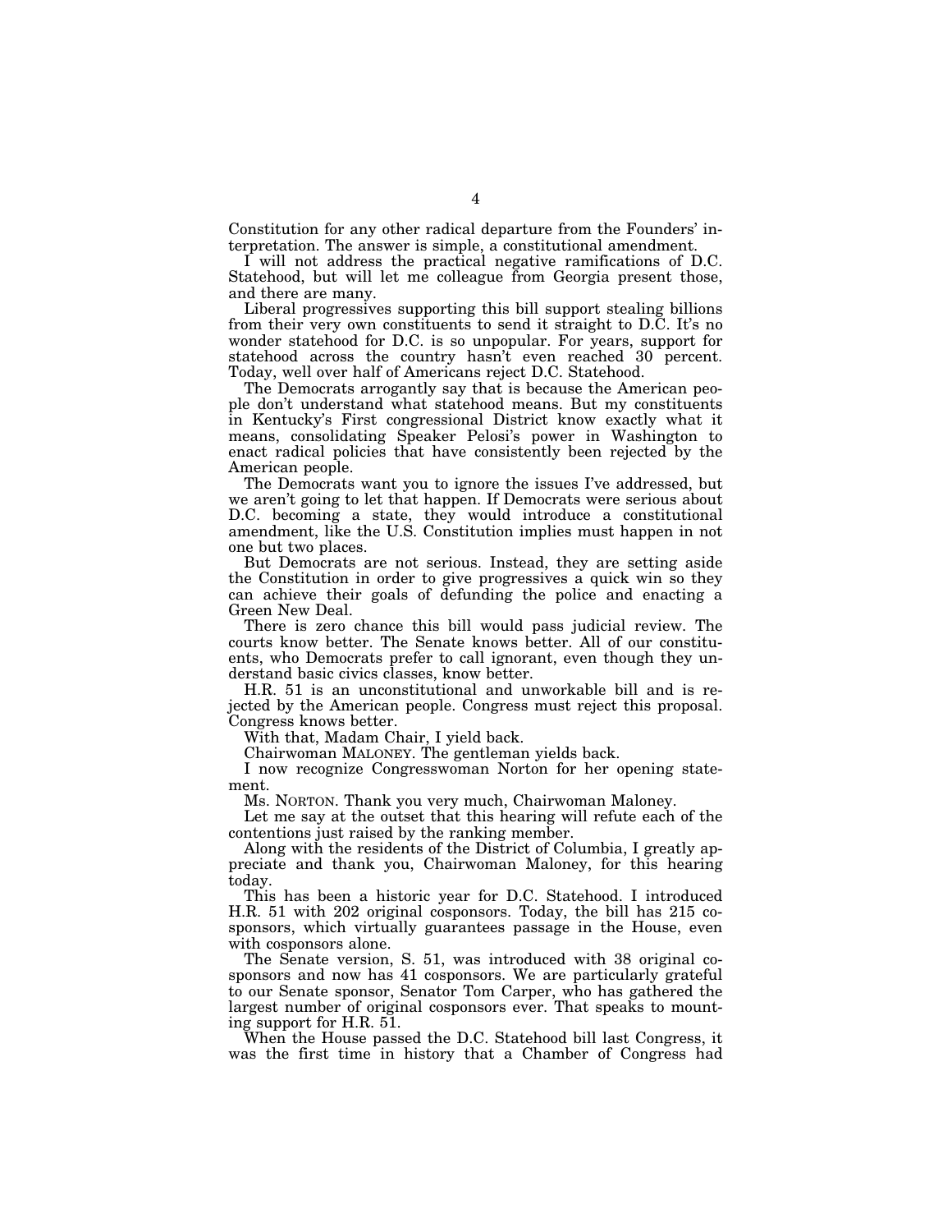Constitution for any other radical departure from the Founders' interpretation. The answer is simple, a constitutional amendment.

I will not address the practical negative ramifications of D.C. Statehood, but will let me colleague from Georgia present those, and there are many.

Liberal progressives supporting this bill support stealing billions from their very own constituents to send it straight to D.C. It's no wonder statehood for D.C. is so unpopular. For years, support for statehood across the country hasn't even reached 30 percent. Today, well over half of Americans reject D.C. Statehood.

The Democrats arrogantly say that is because the American people don't understand what statehood means. But my constituents in Kentucky's First congressional District know exactly what it means, consolidating Speaker Pelosi's power in Washington to enact radical policies that have consistently been rejected by the American people.

The Democrats want you to ignore the issues I've addressed, but we aren't going to let that happen. If Democrats were serious about D.C. becoming a state, they would introduce a constitutional amendment, like the U.S. Constitution implies must happen in not one but two places.

But Democrats are not serious. Instead, they are setting aside the Constitution in order to give progressives a quick win so they can achieve their goals of defunding the police and enacting a Green New Deal.

There is zero chance this bill would pass judicial review. The courts know better. The Senate knows better. All of our constituents, who Democrats prefer to call ignorant, even though they understand basic civics classes, know better.

H.R. 51 is an unconstitutional and unworkable bill and is rejected by the American people. Congress must reject this proposal. Congress knows better.

With that, Madam Chair, I yield back.

Chairwoman MALONEY. The gentleman yields back.

I now recognize Congresswoman Norton for her opening statement.

Ms. NORTON. Thank you very much, Chairwoman Maloney.

Let me say at the outset that this hearing will refute each of the contentions just raised by the ranking member.

Along with the residents of the District of Columbia, I greatly appreciate and thank you, Chairwoman Maloney, for this hearing today.

This has been a historic year for D.C. Statehood. I introduced H.R. 51 with 202 original cosponsors. Today, the bill has 215 cosponsors, which virtually guarantees passage in the House, even with cosponsors alone.

The Senate version, S. 51, was introduced with 38 original cosponsors and now has 41 cosponsors. We are particularly grateful to our Senate sponsor, Senator Tom Carper, who has gathered the largest number of original cosponsors ever. That speaks to mounting support for H.R. 51.

When the House passed the D.C. Statehood bill last Congress, it was the first time in history that a Chamber of Congress had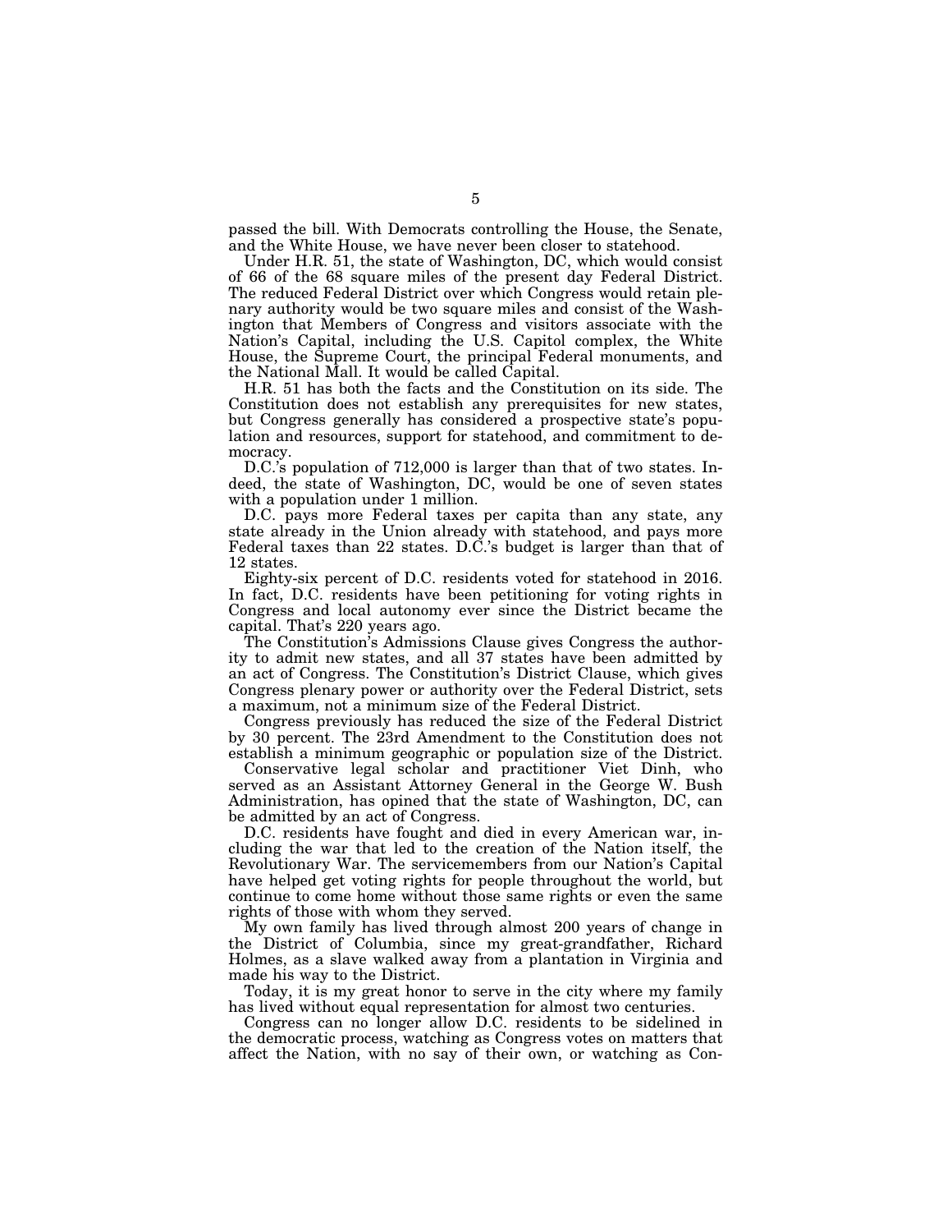passed the bill. With Democrats controlling the House, the Senate, and the White House, we have never been closer to statehood.

Under H.R. 51, the state of Washington, DC, which would consist of 66 of the 68 square miles of the present day Federal District. The reduced Federal District over which Congress would retain plenary authority would be two square miles and consist of the Washington that Members of Congress and visitors associate with the Nation's Capital, including the U.S. Capitol complex, the White House, the Supreme Court, the principal Federal monuments, and the National Mall. It would be called Capital.

H.R. 51 has both the facts and the Constitution on its side. The Constitution does not establish any prerequisites for new states, but Congress generally has considered a prospective state's population and resources, support for statehood, and commitment to democracy.

D.C.'s population of 712,000 is larger than that of two states. Indeed, the state of Washington, DC, would be one of seven states with a population under 1 million.

D.C. pays more Federal taxes per capita than any state, any state already in the Union already with statehood, and pays more Federal taxes than 22 states. D.C.'s budget is larger than that of 12 states.

Eighty-six percent of D.C. residents voted for statehood in 2016. In fact, D.C. residents have been petitioning for voting rights in Congress and local autonomy ever since the District became the capital. That's 220 years ago.

The Constitution's Admissions Clause gives Congress the authority to admit new states, and all 37 states have been admitted by an act of Congress. The Constitution's District Clause, which gives Congress plenary power or authority over the Federal District, sets a maximum, not a minimum size of the Federal District.

Congress previously has reduced the size of the Federal District by 30 percent. The 23rd Amendment to the Constitution does not establish a minimum geographic or population size of the District.

Conservative legal scholar and practitioner Viet Dinh, who served as an Assistant Attorney General in the George W. Bush Administration, has opined that the state of Washington, DC, can be admitted by an act of Congress.

D.C. residents have fought and died in every American war, including the war that led to the creation of the Nation itself, the Revolutionary War. The servicemembers from our Nation's Capital have helped get voting rights for people throughout the world, but continue to come home without those same rights or even the same rights of those with whom they served.

My own family has lived through almost 200 years of change in the District of Columbia, since my great-grandfather, Richard Holmes, as a slave walked away from a plantation in Virginia and made his way to the District.

Today, it is my great honor to serve in the city where my family has lived without equal representation for almost two centuries.

Congress can no longer allow D.C. residents to be sidelined in the democratic process, watching as Congress votes on matters that affect the Nation, with no say of their own, or watching as Con-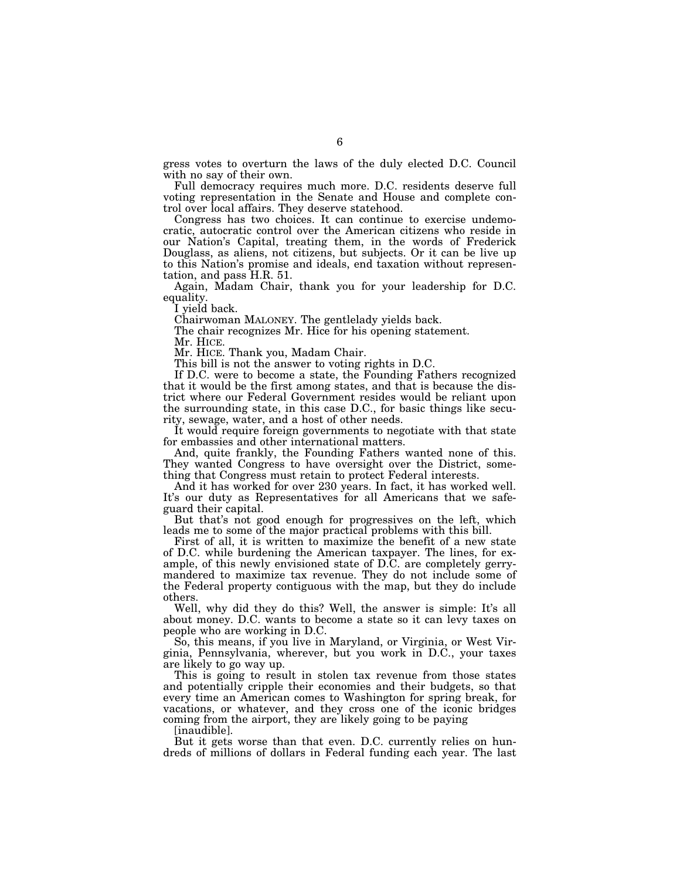gress votes to overturn the laws of the duly elected D.C. Council with no say of their own.

Full democracy requires much more. D.C. residents deserve full voting representation in the Senate and House and complete control over local affairs. They deserve statehood.

Congress has two choices. It can continue to exercise undemocratic, autocratic control over the American citizens who reside in our Nation's Capital, treating them, in the words of Frederick Douglass, as aliens, not citizens, but subjects. Or it can be live up to this Nation's promise and ideals, end taxation without representation, and pass H.R. 51.

Again, Madam Chair, thank you for your leadership for D.C. equality.

I yield back.

Chairwoman MALONEY. The gentlelady yields back.

The chair recognizes Mr. Hice for his opening statement.

Mr. HICE.

Mr. HICE. Thank you, Madam Chair.

This bill is not the answer to voting rights in D.C.

If D.C. were to become a state, the Founding Fathers recognized that it would be the first among states, and that is because the district where our Federal Government resides would be reliant upon the surrounding state, in this case D.C., for basic things like security, sewage, water, and a host of other needs.

It would require foreign governments to negotiate with that state for embassies and other international matters.

And, quite frankly, the Founding Fathers wanted none of this. They wanted Congress to have oversight over the District, something that Congress must retain to protect Federal interests.

And it has worked for over 230 years. In fact, it has worked well. It's our duty as Representatives for all Americans that we safeguard their capital.

But that's not good enough for progressives on the left, which leads me to some of the major practical problems with this bill.

First of all, it is written to maximize the benefit of a new state of D.C. while burdening the American taxpayer. The lines, for example, of this newly envisioned state of D.C. are completely gerrymandered to maximize tax revenue. They do not include some of the Federal property contiguous with the map, but they do include others.

Well, why did they do this? Well, the answer is simple: It's all about money. D.C. wants to become a state so it can levy taxes on people who are working in D.C.

So, this means, if you live in Maryland, or Virginia, or West Virginia, Pennsylvania, wherever, but you work in D.C., your taxes are likely to go way up.

This is going to result in stolen tax revenue from those states and potentially cripple their economies and their budgets, so that every time an American comes to Washington for spring break, for vacations, or whatever, and they cross one of the iconic bridges coming from the airport, they are likely going to be paying [inaudible].

But it gets worse than that even. D.C. currently relies on hundreds of millions of dollars in Federal funding each year. The last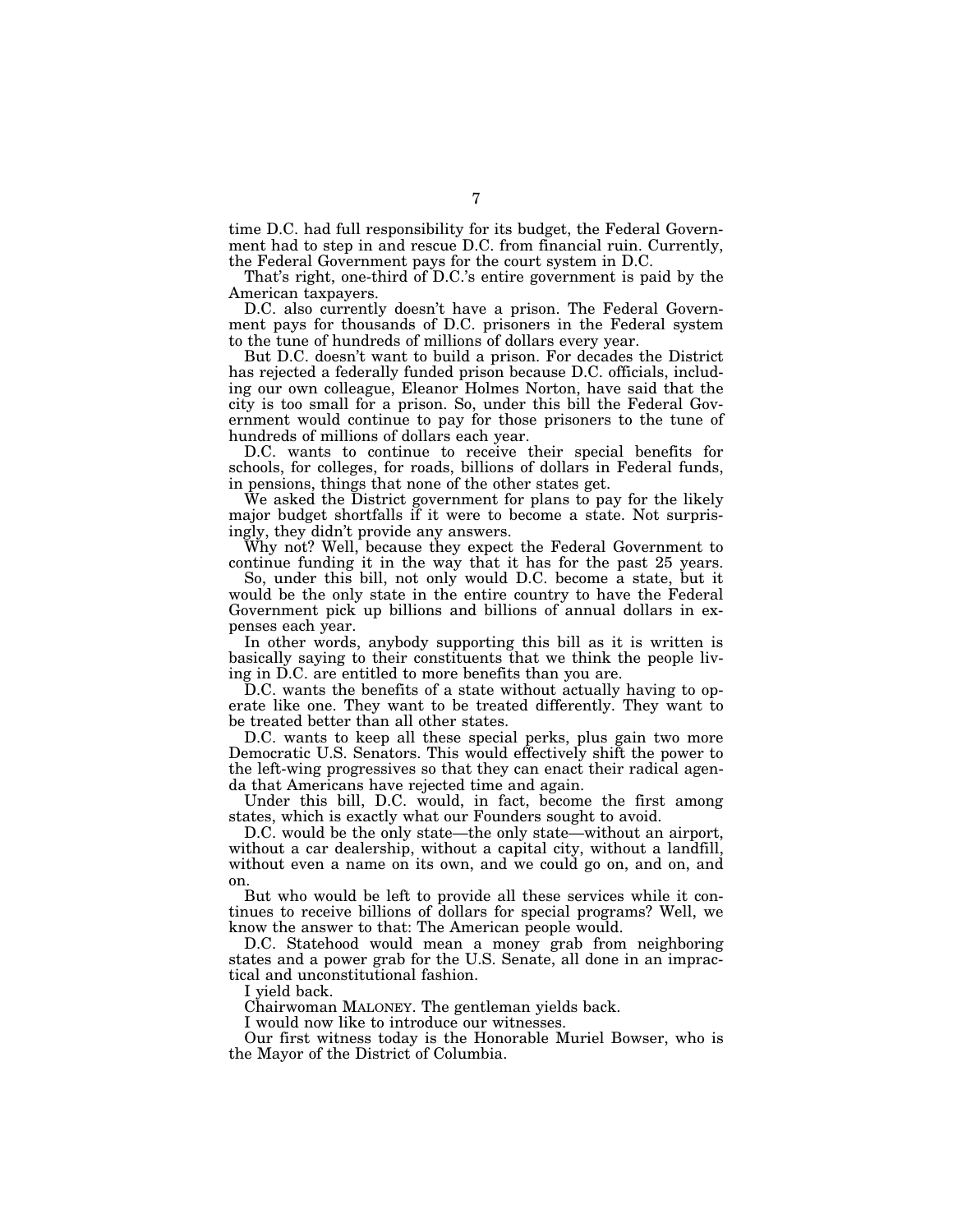time D.C. had full responsibility for its budget, the Federal Government had to step in and rescue D.C. from financial ruin. Currently, the Federal Government pays for the court system in D.C.

That's right, one-third of D.C.'s entire government is paid by the American taxpayers.

D.C. also currently doesn't have a prison. The Federal Government pays for thousands of D.C. prisoners in the Federal system to the tune of hundreds of millions of dollars every year.

But D.C. doesn't want to build a prison. For decades the District has rejected a federally funded prison because D.C. officials, including our own colleague, Eleanor Holmes Norton, have said that the city is too small for a prison. So, under this bill the Federal Government would continue to pay for those prisoners to the tune of hundreds of millions of dollars each year.

D.C. wants to continue to receive their special benefits for schools, for colleges, for roads, billions of dollars in Federal funds, in pensions, things that none of the other states get.

We asked the District government for plans to pay for the likely major budget shortfalls if it were to become a state. Not surprisingly, they didn't provide any answers.

Why not? Well, because they expect the Federal Government to continue funding it in the way that it has for the past 25 years.

So, under this bill, not only would D.C. become a state, but it would be the only state in the entire country to have the Federal Government pick up billions and billions of annual dollars in expenses each year.

In other words, anybody supporting this bill as it is written is basically saying to their constituents that we think the people living in D.C. are entitled to more benefits than you are.

D.C. wants the benefits of a state without actually having to operate like one. They want to be treated differently. They want to be treated better than all other states.

D.C. wants to keep all these special perks, plus gain two more Democratic U.S. Senators. This would effectively shift the power to the left-wing progressives so that they can enact their radical agenda that Americans have rejected time and again.

Under this bill, D.C. would, in fact, become the first among states, which is exactly what our Founders sought to avoid.

D.C. would be the only state—the only state—without an airport, without a car dealership, without a capital city, without a landfill, without even a name on its own, and we could go on, and on, and on.

But who would be left to provide all these services while it continues to receive billions of dollars for special programs? Well, we know the answer to that: The American people would.

D.C. Statehood would mean a money grab from neighboring states and a power grab for the U.S. Senate, all done in an impractical and unconstitutional fashion.

I yield back.

Chairwoman MALONEY. The gentleman yields back.

I would now like to introduce our witnesses.

Our first witness today is the Honorable Muriel Bowser, who is the Mayor of the District of Columbia.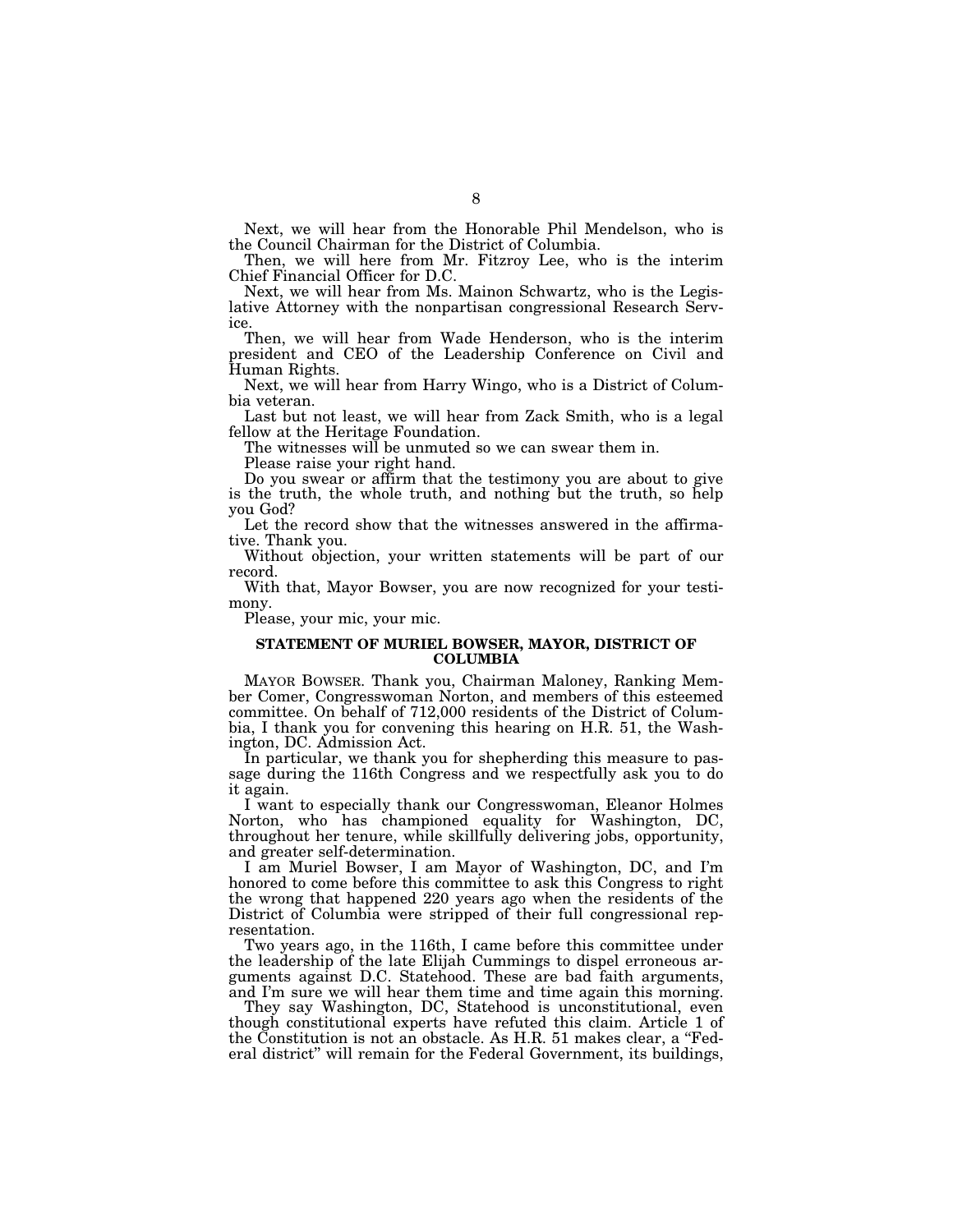Next, we will hear from the Honorable Phil Mendelson, who is the Council Chairman for the District of Columbia.

Then, we will here from Mr. Fitzroy Lee, who is the interim Chief Financial Officer for D.C.

Next, we will hear from Ms. Mainon Schwartz, who is the Legislative Attorney with the nonpartisan congressional Research Service.

Then, we will hear from Wade Henderson, who is the interim president and CEO of the Leadership Conference on Civil and Human Rights.

Next, we will hear from Harry Wingo, who is a District of Columbia veteran.

Last but not least, we will hear from Zack Smith, who is a legal fellow at the Heritage Foundation.

The witnesses will be unmuted so we can swear them in.

Please raise your right hand.

Do you swear or affirm that the testimony you are about to give is the truth, the whole truth, and nothing but the truth, so help you God?

Let the record show that the witnesses answered in the affirmative. Thank you.

Without objection, your written statements will be part of our record.

With that, Mayor Bowser, you are now recognized for your testimony.

Please, your mic, your mic.

## STATEMENT OF MURIEL BOWSER, MAYOR, DISTRICT OF COLUMBIA

MAYOR BOWSER. Thank you, Chairman Maloney, Ranking Member Comer, Congresswoman Norton, and members of this esteemed committee. On behalf of 712,000 residents of the District of Columbia, I thank you for convening this hearing on H.R. 51, the Washington, DC. Admission Act.

In particular, we thank you for shepherding this measure to passage during the 116th Congress and we respectfully ask you to do it again.

I want to especially thank our Congresswoman, Eleanor Holmes Norton, who has championed equality for Washington, DC, throughout her tenure, while skillfully delivering jobs, opportunity, and greater self-determination.

I am Muriel Bowser, I am Mayor of Washington, DC, and I'm honored to come before this committee to ask this Congress to right the wrong that happened 220 years ago when the residents of the District of Columbia were stripped of their full congressional representation.

Two years ago, in the 116th, I came before this committee under the leadership of the late Elijah Cummings to dispel erroneous arguments against D.C. Statehood. These are bad faith arguments, and I'm sure we will hear them time and time again this morning.

They say Washington, DC, Statehood is unconstitutional, even though constitutional experts have refuted this claim. Article 1 of the Constitution is not an obstacle. As H.R. 51 makes clear, a "Federal district" will remain for the Federal Government, its buildings,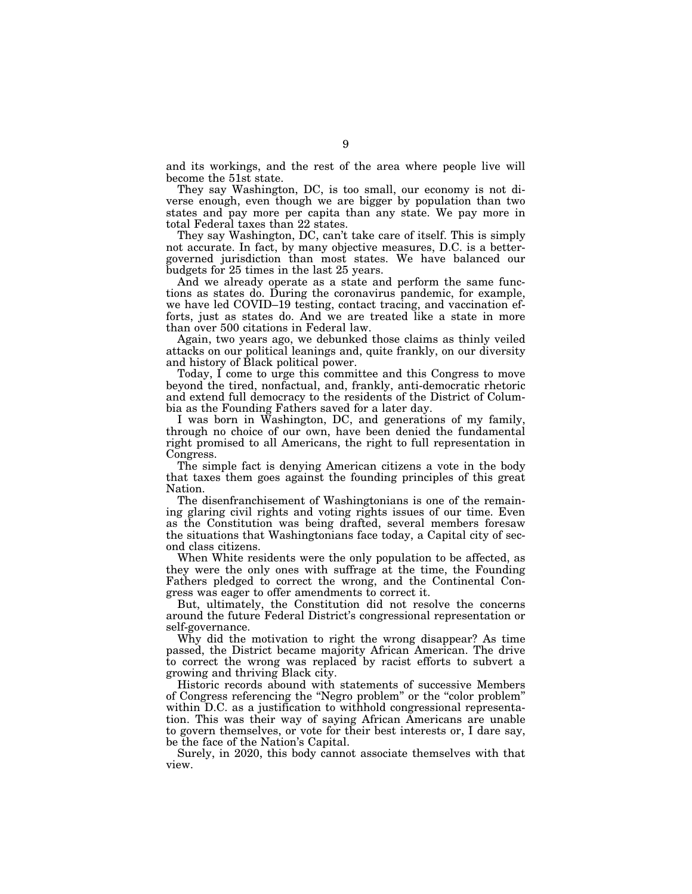and its workings, and the rest of the area where people live will become the 51st state.

They say Washington, DC, is too small, our economy is not diverse enough, even though we are bigger by population than two states and pay more per capita than any state. We pay more in total Federal taxes than 22 states.

They say Washington, DC, can't take care of itself. This is simply not accurate. In fact, by many objective measures, D.C. is a better-governed jurisdiction than most states. We have balanced our budgets for 25 times in the last 25 years.

And we already operate as a state and perform the same functions as states do. During the coronavirus pandemic, for example, we have led COVID–19 testing, contact tracing, and vaccination efforts, just as states do. And we are treated like a state in more than over 500 citations in Federal law.

Again, two years ago, we debunked those claims as thinly veiled attacks on our political leanings and, quite frankly, on our diversity and history of Black political power.

Today, I come to urge this committee and this Congress to move beyond the tired, nonfactual, and, frankly, anti-democratic rhetoric and extend full democracy to the residents of the District of Columbia as the Founding Fathers saved for a later day.

I was born in Washington, DC, and generations of my family, through no choice of our own, have been denied the fundamental right promised to all Americans, the right to full representation in Congress.

The simple fact is denying American citizens a vote in the body that taxes them goes against the founding principles of this great Nation.

The disenfranchisement of Washingtonians is one of the remaining glaring civil rights and voting rights issues of our time. Even as the Constitution was being drafted, several members foresaw the situations that Washingtonians face today, a Capital city of second class citizens.

When White residents were the only population to be affected, as they were the only ones with suffrage at the time, the Founding Fathers pledged to correct the wrong, and the Continental Congress was eager to offer amendments to correct it.

But, ultimately, the Constitution did not resolve the concerns around the future Federal District's congressional representation or self-governance.

Why did the motivation to right the wrong disappear? As time passed, the District became majority African American. The drive to correct the wrong was replaced by racist efforts to subvert a growing and thriving Black city.

Historic records abound with statements of successive Members of Congress referencing the "Negro problem" or the "color problem" within D.C. as a justification to withhold congressional representation. This was their way of saying African Americans are unable to govern themselves, or vote for their best interests or, I dare say, be the face of the Nation's Capital.

Surely, in 2020, this body cannot associate themselves with that view.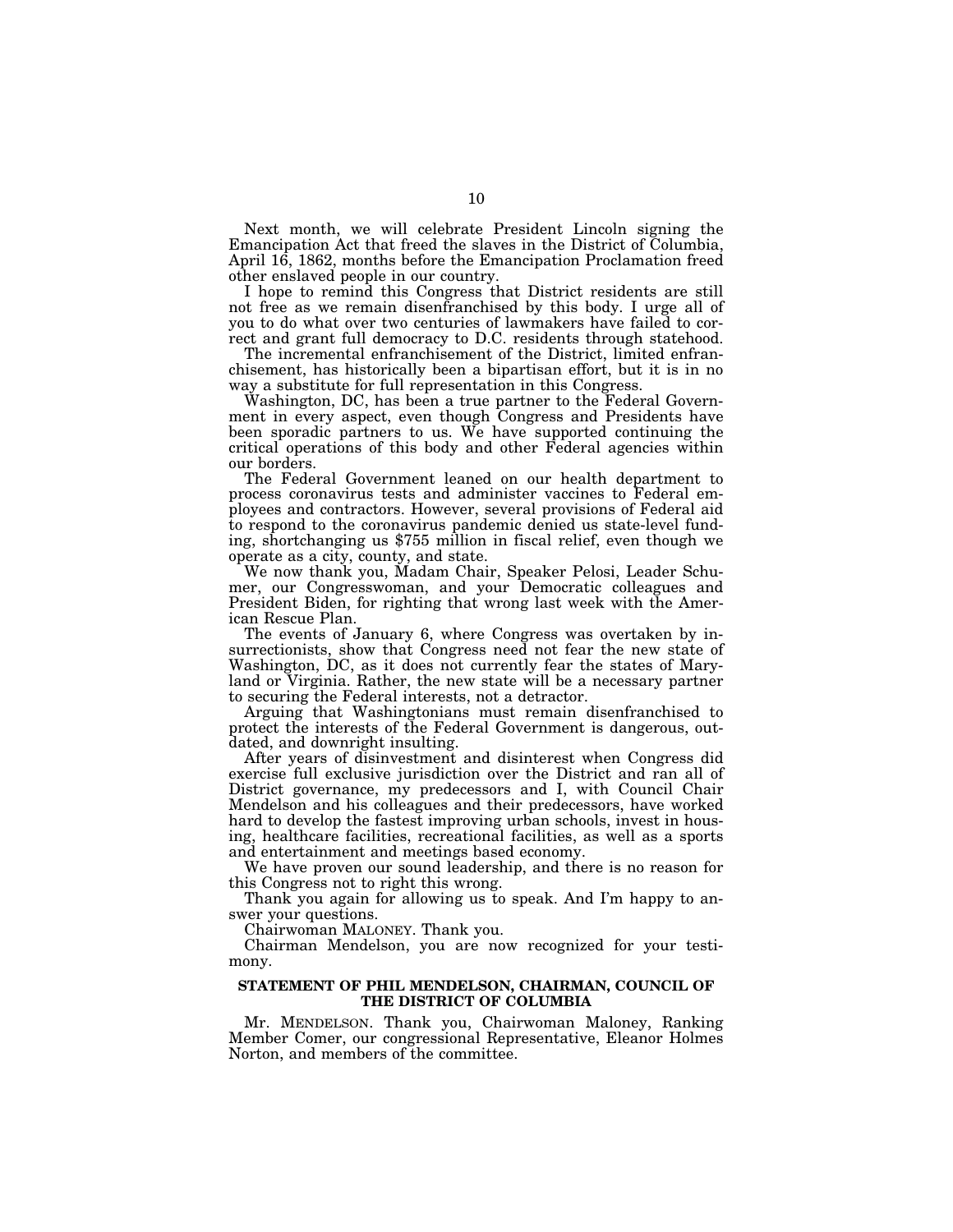Next month, we will celebrate President Lincoln signing the Emancipation Act that freed the slaves in the District of Columbia, April 16, 1862, months before the Emancipation Proclamation freed other enslaved people in our country.

I hope to remind this Congress that District residents are still not free as we remain disenfranchised by this body. I urge all of you to do what over two centuries of lawmakers have failed to correct and grant full democracy to D.C. residents through statehood.

The incremental enfranchisement of the District, limited enfranchisement, has historically been a bipartisan effort, but it is in no way a substitute for full representation in this Congress.

Washington, DC, has been a true partner to the Federal Government in every aspect, even though Congress and Presidents have been sporadic partners to us. We have supported continuing the critical operations of this body and other Federal agencies within our borders.

The Federal Government leaned on our health department to process coronavirus tests and administer vaccines to Federal employees and contractors. However, several provisions of Federal aid to respond to the coronavirus pandemic denied us state-level funding, shortchanging us $755 million in fiscal relief, even though we operate as a city, county, and state.

We now thank you, Madam Chair, Speaker Pelosi, Leader Schumer, our Congresswoman, and your Democratic colleagues and President Biden, for righting that wrong last week with the American Rescue Plan.

The events of January 6, where Congress was overtaken by insurrectionists, show that Congress need not fear the new state of Washington, DC, as it does not currently fear the states of Maryland or Virginia. Rather, the new state will be a necessary partner to securing the Federal interests, not a detractor.

Arguing that Washingtonians must remain disenfranchised to protect the interests of the Federal Government is dangerous, outdated, and downright insulting.

After years of disinvestment and disinterest when Congress did exercise full exclusive jurisdiction over the District and ran all of District governance, my predecessors and I, with Council Chair Mendelson and his colleagues and their predecessors, have worked hard to develop the fastest improving urban schools, invest in housing, healthcare facilities, recreational facilities, as well as a sports and entertainment and meetings based economy.

We have proven our sound leadership, and there is no reason for this Congress not to right this wrong.

Thank you again for allowing us to speak. And I'm happy to answer your questions.

Chairwoman MALONEY. Thank you.

Chairman Mendelson, you are now recognized for your testimony.

## STATEMENT OF PHIL MENDELSON, CHAIRMAN, COUNCIL OF THE DISTRICT OF COLUMBIA

Mr. MENDELSON. Thank you, Chairwoman Maloney, Ranking Member Comer, our congressional Representative, Eleanor Holmes Norton, and members of the committee.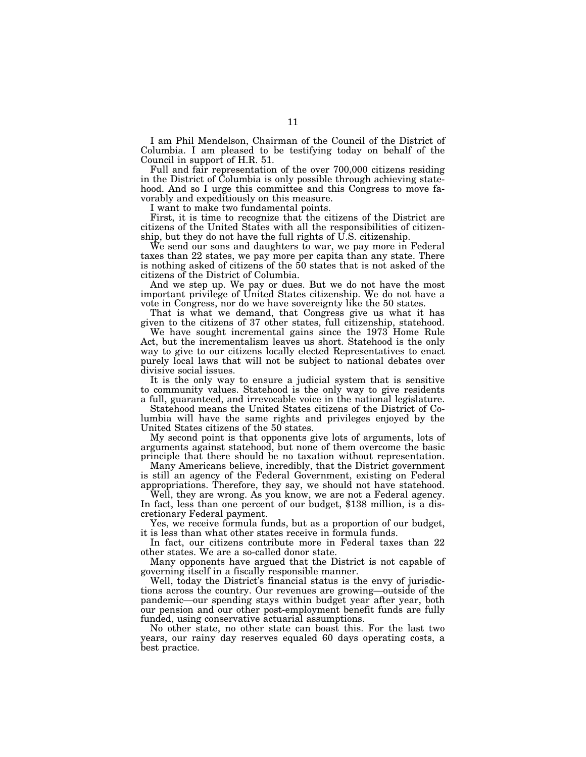I am Phil Mendelson, Chairman of the Council of the District of Columbia. I am pleased to be testifying today on behalf of the Council in support of H.R. 51.

Full and fair representation of the over 700,000 citizens residing in the District of Columbia is only possible through achieving statehood. And so I urge this committee and this Congress to move favorably and expeditiously on this measure.

I want to make two fundamental points.

First, it is time to recognize that the citizens of the District are citizens of the United States with all the responsibilities of citizenship, but they do not have the full rights of U.S. citizenship.

We send our sons and daughters to war, we pay more in Federal taxes than 22 states, we pay more per capita than any state. There is nothing asked of citizens of the 50 states that is not asked of the citizens of the District of Columbia.

And we step up. We pay or dues. But we do not have the most important privilege of United States citizenship. We do not have a vote in Congress, nor do we have sovereignty like the 50 states.

That is what we demand, that Congress give us what it has given to the citizens of 37 other states, full citizenship, statehood.

We have sought incremental gains since the 1973 Home Rule Act, but the incrementalism leaves us short. Statehood is the only way to give to our citizens locally elected Representatives to enact purely local laws that will not be subject to national debates over divisive social issues.

It is the only way to ensure a judicial system that is sensitive to community values. Statehood is the only way to give residents a full, guaranteed, and irrevocable voice in the national legislature.

Statehood means the United States citizens of the District of Columbia will have the same rights and privileges enjoyed by the United States citizens of the 50 states.

My second point is that opponents give lots of arguments, lots of arguments against statehood, but none of them overcome the basic principle that there should be no taxation without representation.

Many Americans believe, incredibly, that the District government is still an agency of the Federal Government, existing on Federal appropriations. Therefore, they say, we should not have statehood.

Well, they are wrong. As you know, we are not a Federal agency. In fact, less than one percent of our budget, $138 million, is a discretionary Federal payment.

Yes, we receive formula funds, but as a proportion of our budget, it is less than what other states receive in formula funds.

In fact, our citizens contribute more in Federal taxes than 22 other states. We are a so-called donor state.

Many opponents have argued that the District is not capable of governing itself in a fiscally responsible manner.

Well, today the District's financial status is the envy of jurisdictions across the country. Our revenues are growing—outside of the pandemic—our spending stays within budget year after year, both our pension and our other post-employment benefit funds are fully funded, using conservative actuarial assumptions.

No other state, no other state can boast this. For the last two years, our rainy day reserves equaled 60 days operating costs, a best practice.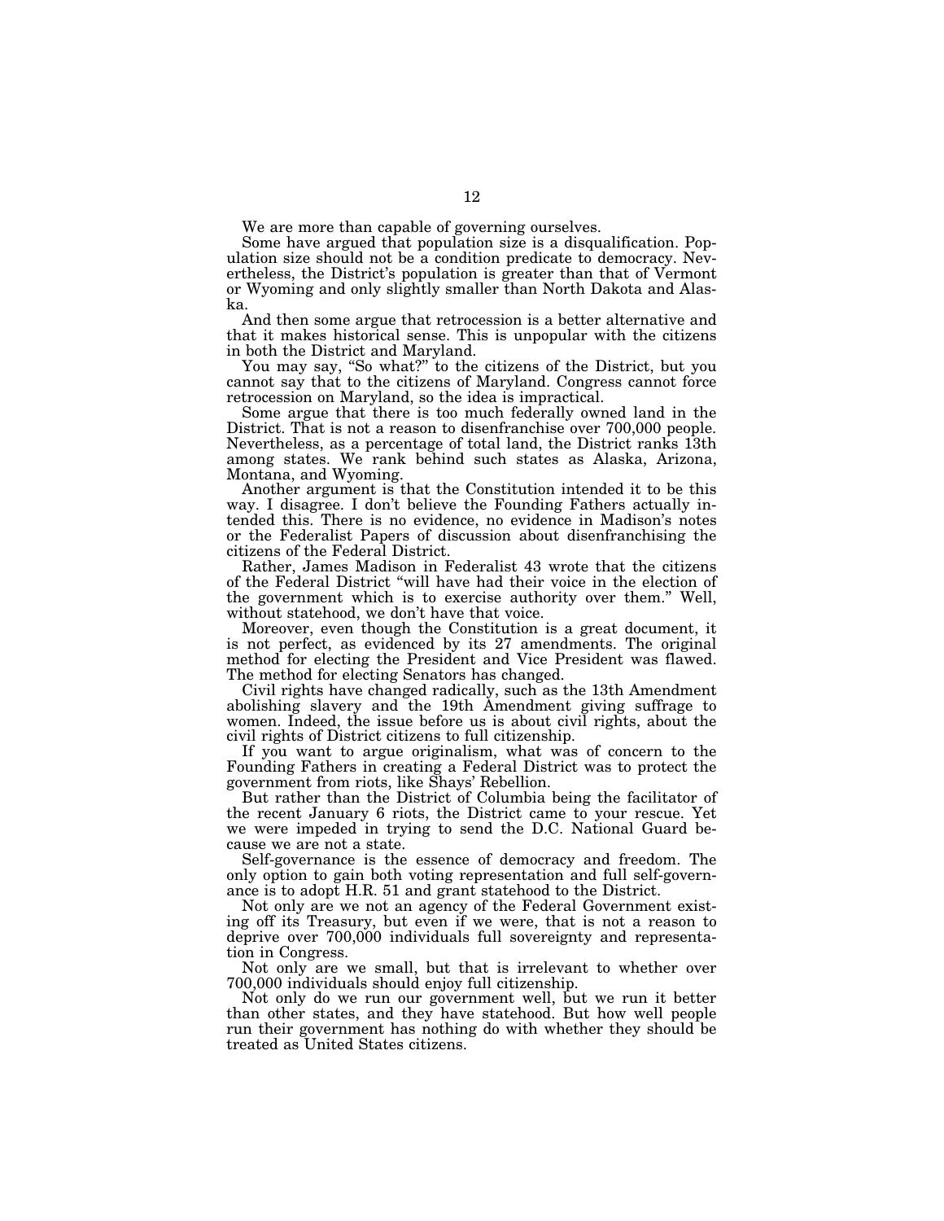We are more than capable of governing ourselves.

Some have argued that population size is a disqualification. Population size should not be a condition predicate to democracy. Nevertheless, the District's population is greater than that of Vermont or Wyoming and only slightly smaller than North Dakota and Alaska.

And then some argue that retrocession is a better alternative and that it makes historical sense. This is unpopular with the citizens in both the District and Maryland.

You may say, "So what?" to the citizens of the District, but you cannot say that to the citizens of Maryland. Congress cannot force retrocession on Maryland, so the idea is impractical.

Some argue that there is too much federally owned land in the District. That is not a reason to disenfranchise over 700,000 people. Nevertheless, as a percentage of total land, the District ranks 13th among states. We rank behind such states as Alaska, Arizona, Montana, and Wyoming.

Another argument is that the Constitution intended it to be this way. I disagree. I don't believe the Founding Fathers actually intended this. There is no evidence, no evidence in Madison's notes or the Federalist Papers of discussion about disenfranchising the citizens of the Federal District.

Rather, James Madison in Federalist 43 wrote that the citizens of the Federal District "will have had their voice in the election of the government which is to exercise authority over them." Well, without statehood, we don't have that voice.

Moreover, even though the Constitution is a great document, it is not perfect, as evidenced by its 27 amendments. The original method for electing the President and Vice President was flawed. The method for electing Senators has changed.

Civil rights have changed radically, such as the 13th Amendment abolishing slavery and the 19th Amendment giving suffrage to women. Indeed, the issue before us is about civil rights, about the civil rights of District citizens to full citizenship.

If you want to argue originalism, what was of concern to the Founding Fathers in creating a Federal District was to protect the government from riots, like Shays' Rebellion.

But rather than the District of Columbia being the facilitator of the recent January 6 riots, the District came to your rescue. Yet we were impeded in trying to send the D.C. National Guard because we are not a state.

Self-governance is the essence of democracy and freedom. The only option to gain both voting representation and full self-governance is to adopt H.R. 51 and grant statehood to the District.

Not only are we not an agency of the Federal Government existing off its Treasury, but even if we were, that is not a reason to deprive over 700,000 individuals full sovereignty and representation in Congress.

Not only are we small, but that is irrelevant to whether over 700,000 individuals should enjoy full citizenship.

Not only do we run our government well, but we run it better than other states, and they have statehood. But how well people run their government has nothing do with whether they should be treated as United States citizens.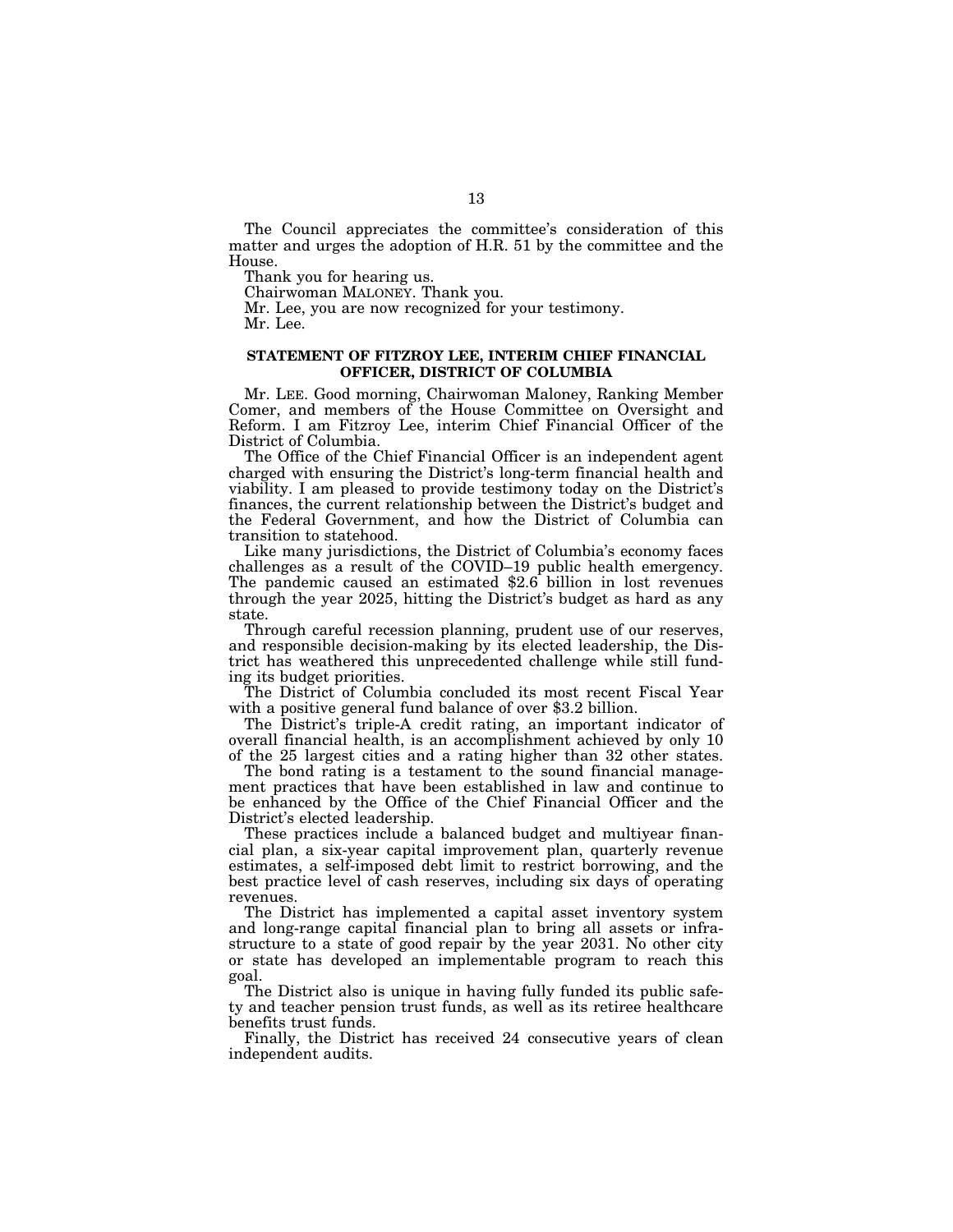The Council appreciates the committee's consideration of this matter and urges the adoption of H.R. 51 by the committee and the House.

Thank you for hearing us.

Chairwoman MALONEY. Thank you.

Mr. Lee, you are now recognized for your testimony.

Mr. Lee.

**STATEMENT OF FITZROY LEE, INTERIM CHIEF FINANCIAL OFFICER, DISTRICT OF COLUMBIA**

Mr. LEE. Good morning, Chairwoman Maloney, Ranking Member Comer, and members of the House Committee on Oversight and Reform. I am Fitzroy Lee, interim Chief Financial Officer of the District of Columbia.

The Office of the Chief Financial Officer is an independent agent charged with ensuring the District's long-term financial health and viability. I am pleased to provide testimony today on the District's finances, the current relationship between the District's budget and the Federal Government, and how the District of Columbia can transition to statehood.

Like many jurisdictions, the District of Columbia's economy faces challenges as a result of the COVID–19 public health emergency. The pandemic caused an estimated $2.6 billion in lost revenues through the year 2025, hitting the District's budget as hard as any state.

Through careful recession planning, prudent use of our reserves, and responsible decision-making by its elected leadership, the District has weathered this unprecedented challenge while still funding its budget priorities.

The District of Columbia concluded its most recent Fiscal Year with a positive general fund balance of over $3.2 billion.

The District's triple-A credit rating, an important indicator of overall financial health, is an accomplishment achieved by only 10 of the 25 largest cities and a rating higher than 32 other states.

The bond rating is a testament to the sound financial management practices that have been established in law and continue to be enhanced by the Office of the Chief Financial Officer and the District's elected leadership.

These practices include a balanced budget and multiyear financial plan, a six-year capital improvement plan, quarterly revenue estimates, a self-imposed debt limit to restrict borrowing, and the best practice level of cash reserves, including six days of operating revenues.

The District has implemented a capital asset inventory system and long-range capital financial plan to bring all assets or infrastructure to a state of good repair by the year 2031. No other city or state has developed an implementable program to reach this goal.

The District also is unique in having fully funded its public safety and teacher pension trust funds, as well as its retiree healthcare benefits trust funds.

Finally, the District has received 24 consecutive years of clean independent audits.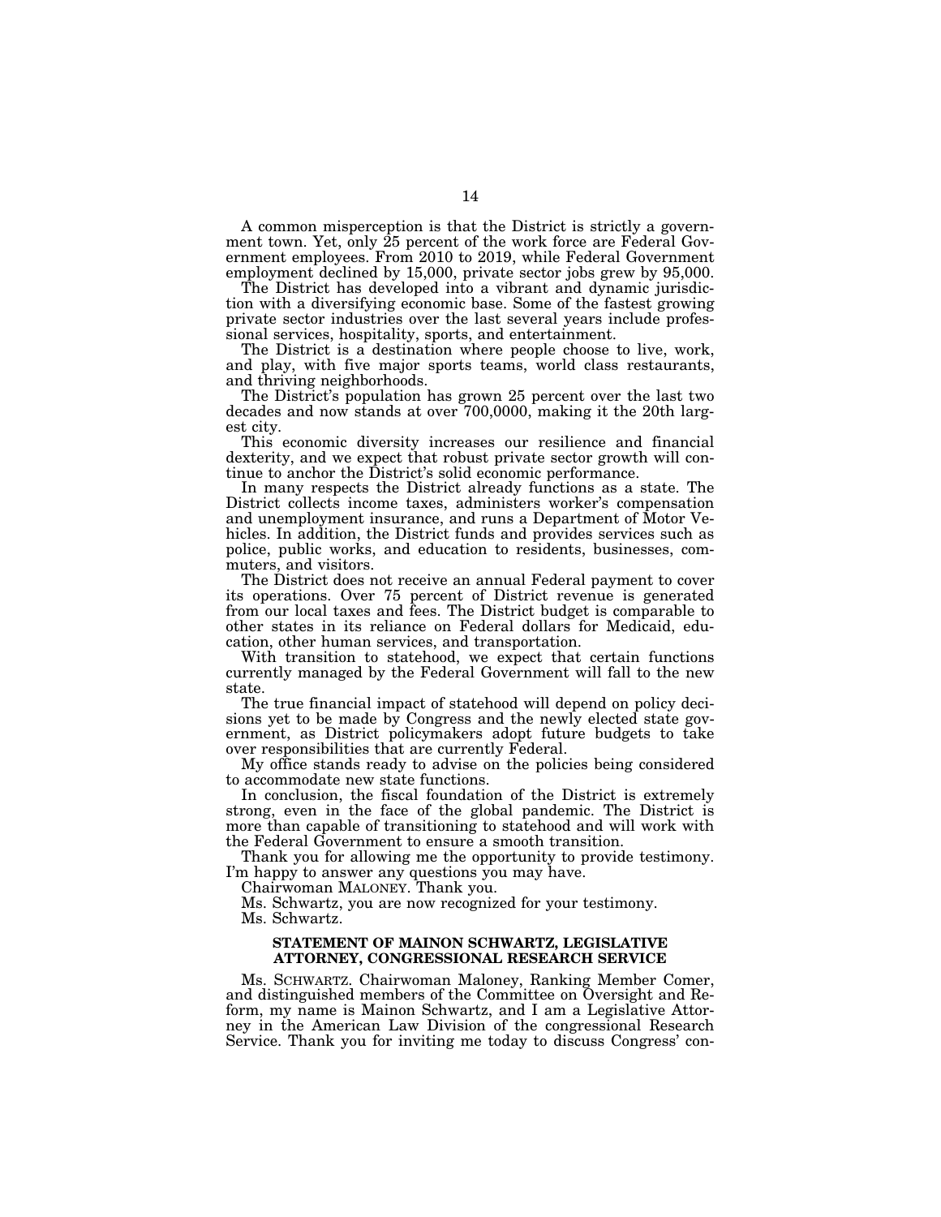A common misperception is that the District is strictly a government town. Yet, only 25 percent of the work force are Federal Government employees. From 2010 to 2019, while Federal Government employment declined by 15,000, private sector jobs grew by 95,000.

The District has developed into a vibrant and dynamic jurisdiction with a diversifying economic base. Some of the fastest growing private sector industries over the last several years include professional services, hospitality, sports, and entertainment.

The District is a destination where people choose to live, work, and play, with five major sports teams, world class restaurants, and thriving neighborhoods.

The District's population has grown 25 percent over the last two decades and now stands at over 700,0000, making it the 20th largest city.

This economic diversity increases our resilience and financial dexterity, and we expect that robust private sector growth will continue to anchor the District's solid economic performance.

In many respects the District already functions as a state. The District collects income taxes, administers worker's compensation and unemployment insurance, and runs a Department of Motor Vehicles. In addition, the District funds and provides services such as police, public works, and education to residents, businesses, commuters, and visitors.

The District does not receive an annual Federal payment to cover its operations. Over 75 percent of District revenue is generated from our local taxes and fees. The District budget is comparable to other states in its reliance on Federal dollars for Medicaid, education, other human services, and transportation.

With transition to statehood, we expect that certain functions currently managed by the Federal Government will fall to the new state.

The true financial impact of statehood will depend on policy decisions yet to be made by Congress and the newly elected state government, as District policymakers adopt future budgets to take over responsibilities that are currently Federal.

My office stands ready to advise on the policies being considered to accommodate new state functions.

In conclusion, the fiscal foundation of the District is extremely strong, even in the face of the global pandemic. The District is more than capable of transitioning to statehood and will work with the Federal Government to ensure a smooth transition.

Thank you for allowing me the opportunity to provide testimony. I'm happy to answer any questions you may have.

Chairwoman MALONEY. Thank you.

Ms. Schwartz, you are now recognized for your testimony.

Ms. Schwartz.

### STATEMENT OF MAINON SCHWARTZ, LEGISLATIVE ATTORNEY, CONGRESSIONAL RESEARCH SERVICE

Ms. SCHWARTZ. Chairwoman Maloney, Ranking Member Comer, and distinguished members of the Committee on Oversight and Reform, my name is Mainon Schwartz, and I am a Legislative Attorney in the American Law Division of the congressional Research Service. Thank you for inviting me today to discuss Congress' con-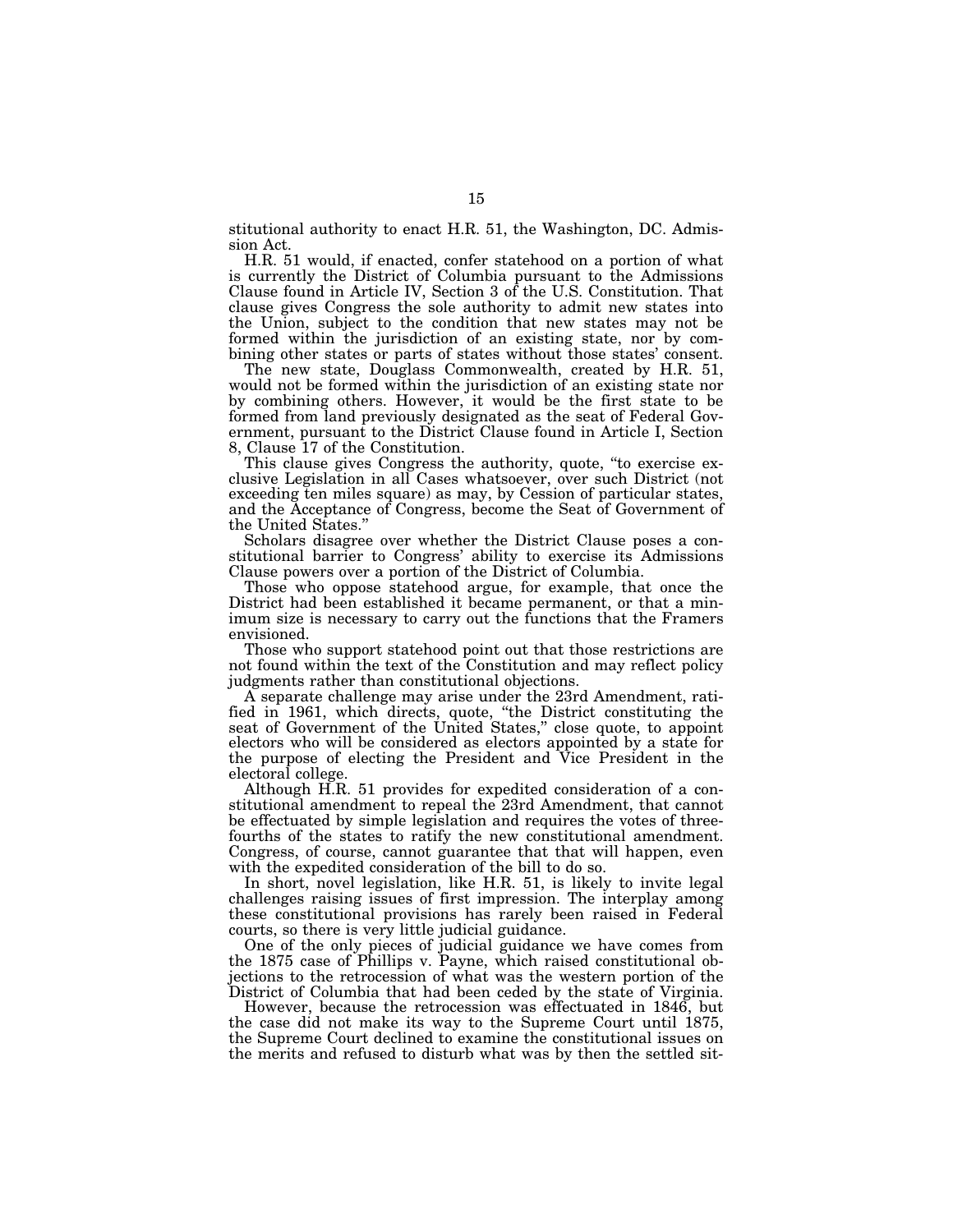stitutional authority to enact H.R. 51, the Washington, DC. Admission Act.

H.R. 51 would, if enacted, confer statehood on a portion of what is currently the District of Columbia pursuant to the Admissions Clause found in Article IV, Section 3 of the U.S. Constitution. That clause gives Congress the sole authority to admit new states into the Union, subject to the condition that new states may not be formed within the jurisdiction of an existing state, nor by combining other states or parts of states without those states' consent.

The new state, Douglass Commonwealth, created by H.R. 51, would not be formed within the jurisdiction of an existing state nor by combining others. However, it would be the first state to be formed from land previously designated as the seat of Federal Government, pursuant to the District Clause found in Article I, Section 8, Clause 17 of the Constitution.

This clause gives Congress the authority, quote, "to exercise exclusive Legislation in all Cases whatsoever, over such District (not exceeding ten miles square) as may, by Cession of particular states, and the Acceptance of Congress, become the Seat of Government of the United States."

Scholars disagree over whether the District Clause poses a constitutional barrier to Congress' ability to exercise its Admissions Clause powers over a portion of the District of Columbia.

Those who oppose statehood argue, for example, that once the District had been established it became permanent, or that a minimum size is necessary to carry out the functions that the Framers envisioned.

Those who support statehood point out that those restrictions are not found within the text of the Constitution and may reflect policy judgments rather than constitutional objections.

A separate challenge may arise under the 23rd Amendment, ratified in 1961, which directs, quote, "the District constituting the seat of Government of the United States," close quote, to appoint electors who will be considered as electors appointed by a state for the purpose of electing the President and Vice President in the electoral college.

Although H.R. 51 provides for expedited consideration of a constitutional amendment to repeal the 23rd Amendment, that cannot be effectuated by simple legislation and requires the votes of three-fourths of the states to ratify the new constitutional amendment. Congress, of course, cannot guarantee that that will happen, even with the expedited consideration of the bill to do so.

In short, novel legislation, like H.R. 51, is likely to invite legal challenges raising issues of first impression. The interplay among these constitutional provisions has rarely been raised in Federal courts, so there is very little judicial guidance.

One of the only pieces of judicial guidance we have comes from the 1875 case of Phillips v. Payne, which raised constitutional objections to the retrocession of what was the western portion of the District of Columbia that had been ceded by the state of Virginia.

However, because the retrocession was effectuated in 1846, but the case did not make its way to the Supreme Court until 1875, the Supreme Court declined to examine the constitutional issues on the merits and refused to disturb what was by then the settled sit-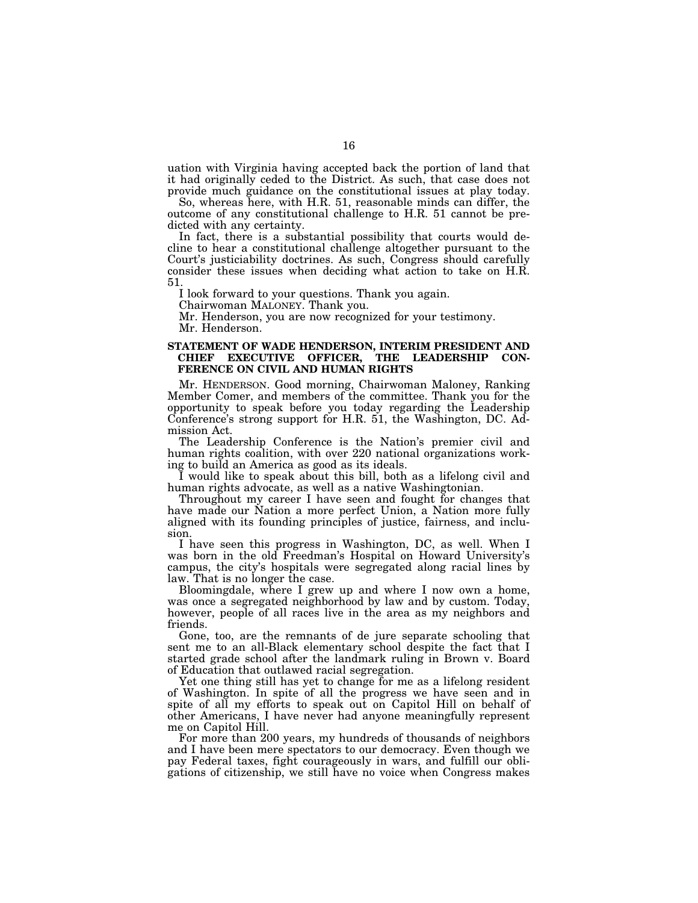uation with Virginia having accepted back the portion of land that it had originally ceded to the District. As such, that case does not provide much guidance on the constitutional issues at play today.

So, whereas here, with H.R. 51, reasonable minds can differ, the outcome of any constitutional challenge to H.R. 51 cannot be predicted with any certainty.

In fact, there is a substantial possibility that courts would decline to hear a constitutional challenge altogether pursuant to the Court's justiciability doctrines. As such, Congress should carefully consider these issues when deciding what action to take on H.R. 51.

I look forward to your questions. Thank you again.

Chairwoman MALONEY. Thank you.

Mr. Henderson, you are now recognized for your testimony.

Mr. Henderson.

### STATEMENT OF WADE HENDERSON, INTERIM PRESIDENT AND CHIEF EXECUTIVE OFFICER, THE LEADERSHIP CONFERENCE ON CIVIL AND HUMAN RIGHTS

Mr. HENDERSON. Good morning, Chairwoman Maloney, Ranking Member Comer, and members of the committee. Thank you for the opportunity to speak before you today regarding the Leadership Conference's strong support for H.R. 51, the Washington, DC. Admission Act.

The Leadership Conference is the Nation's premier civil and human rights coalition, with over 220 national organizations working to build an America as good as its ideals.

I would like to speak about this bill, both as a lifelong civil and human rights advocate, as well as a native Washingtonian.

Throughout my career I have seen and fought for changes that have made our Nation a more perfect Union, a Nation more fully aligned with its founding principles of justice, fairness, and inclusion.

I have seen this progress in Washington, DC, as well. When I was born in the old Freedman's Hospital on Howard University's campus, the city's hospitals were segregated along racial lines by law. That is no longer the case.

Bloomingdale, where I grew up and where I now own a home, was once a segregated neighborhood by law and by custom. Today, however, people of all races live in the area as my neighbors and friends.

Gone, too, are the remnants of de jure separate schooling that sent me to an all-Black elementary school despite the fact that I started grade school after the landmark ruling in Brown v. Board of Education that outlawed racial segregation.

Yet one thing still has yet to change for me as a lifelong resident of Washington. In spite of all the progress we have seen and in spite of all my efforts to speak out on Capitol Hill on behalf of other Americans, I have never had anyone meaningfully represent me on Capitol Hill.

For more than 200 years, my hundreds of thousands of neighbors and I have been mere spectators to our democracy. Even though we pay Federal taxes, fight courageously in wars, and fulfill our obligations of citizenship, we still have no voice when Congress makes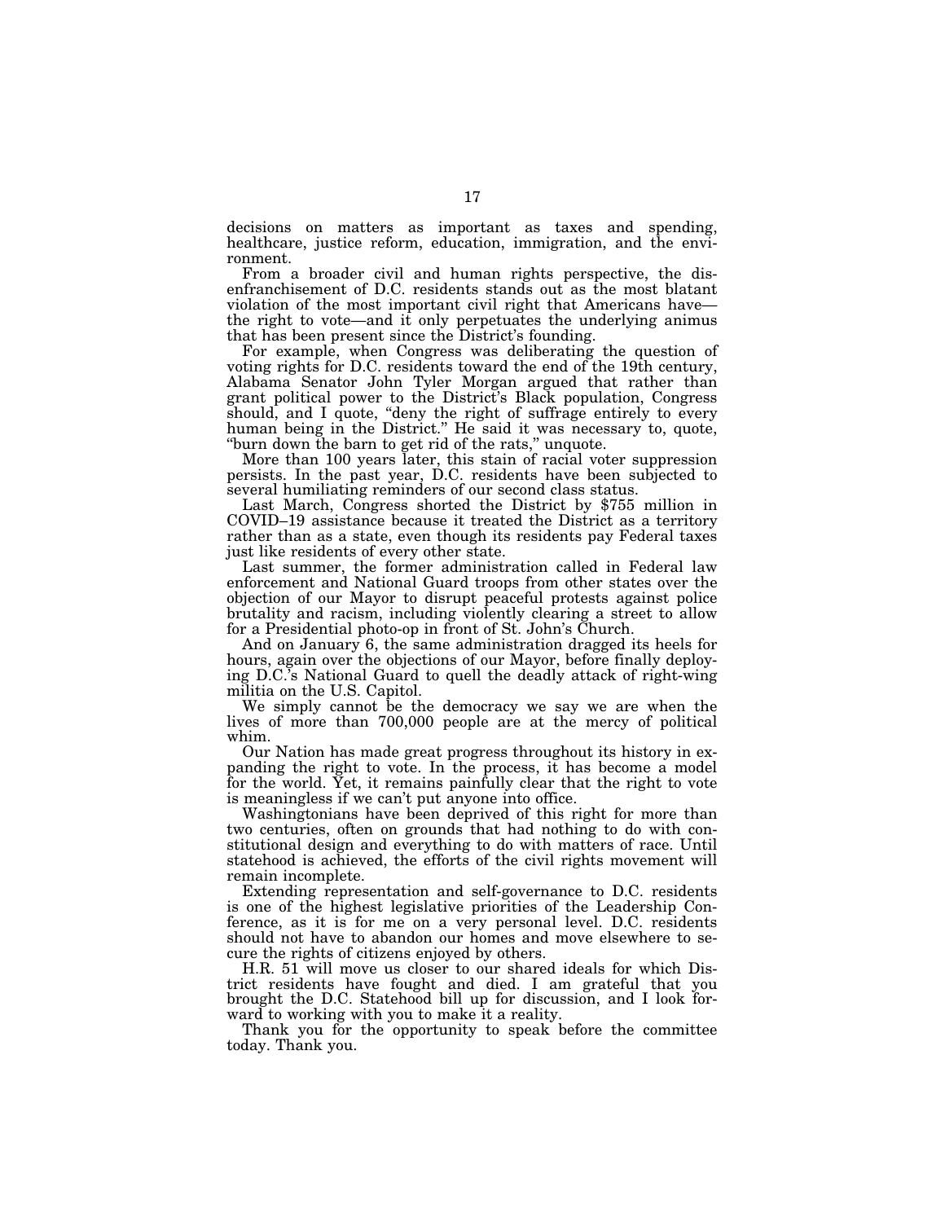decisions on matters as important as taxes and spending, healthcare, justice reform, education, immigration, and the environment.

From a broader civil and human rights perspective, the disenfranchisement of D.C. residents stands out as the most blatant violation of the most important civil right that Americans have—the right to vote—and it only perpetuates the underlying animus that has been present since the District's founding.

For example, when Congress was deliberating the question of voting rights for D.C. residents toward the end of the 19th century, Alabama Senator John Tyler Morgan argued that rather than grant political power to the District's Black population, Congress should, and I quote, "deny the right of suffrage entirely to every human being in the District." He said it was necessary to, quote, "burn down the barn to get rid of the rats," unquote.

More than 100 years later, this stain of racial voter suppression persists. In the past year, D.C. residents have been subjected to several humiliating reminders of our second class status.

Last March, Congress shorted the District by $755 million in COVID–19 assistance because it treated the District as a territory rather than as a state, even though its residents pay Federal taxes just like residents of every other state.

Last summer, the former administration called in Federal law enforcement and National Guard troops from other states over the objection of our Mayor to disrupt peaceful protests against police brutality and racism, including violently clearing a street to allow for a Presidential photo-op in front of St. John's Church.

And on January 6, the same administration dragged its heels for hours, again over the objections of our Mayor, before finally deploying D.C.'s National Guard to quell the deadly attack of right-wing militia on the U.S. Capitol.

We simply cannot be the democracy we say we are when the lives of more than 700,000 people are at the mercy of political whim.

Our Nation has made great progress throughout its history in expanding the right to vote. In the process, it has become a model for the world. Yet, it remains painfully clear that the right to vote is meaningless if we can't put anyone into office.

Washingtonians have been deprived of this right for more than two centuries, often on grounds that had nothing to do with constitutional design and everything to do with matters of race. Until statehood is achieved, the efforts of the civil rights movement will remain incomplete.

Extending representation and self-governance to D.C. residents is one of the highest legislative priorities of the Leadership Conference, as it is for me on a very personal level. D.C. residents should not have to abandon our homes and move elsewhere to secure the rights of citizens enjoyed by others.

H.R. 51 will move us closer to our shared ideals for which District residents have fought and died. I am grateful that you brought the D.C. Statehood bill up for discussion, and I look forward to working with you to make it a reality.

Thank you for the opportunity to speak before the committee today. Thank you.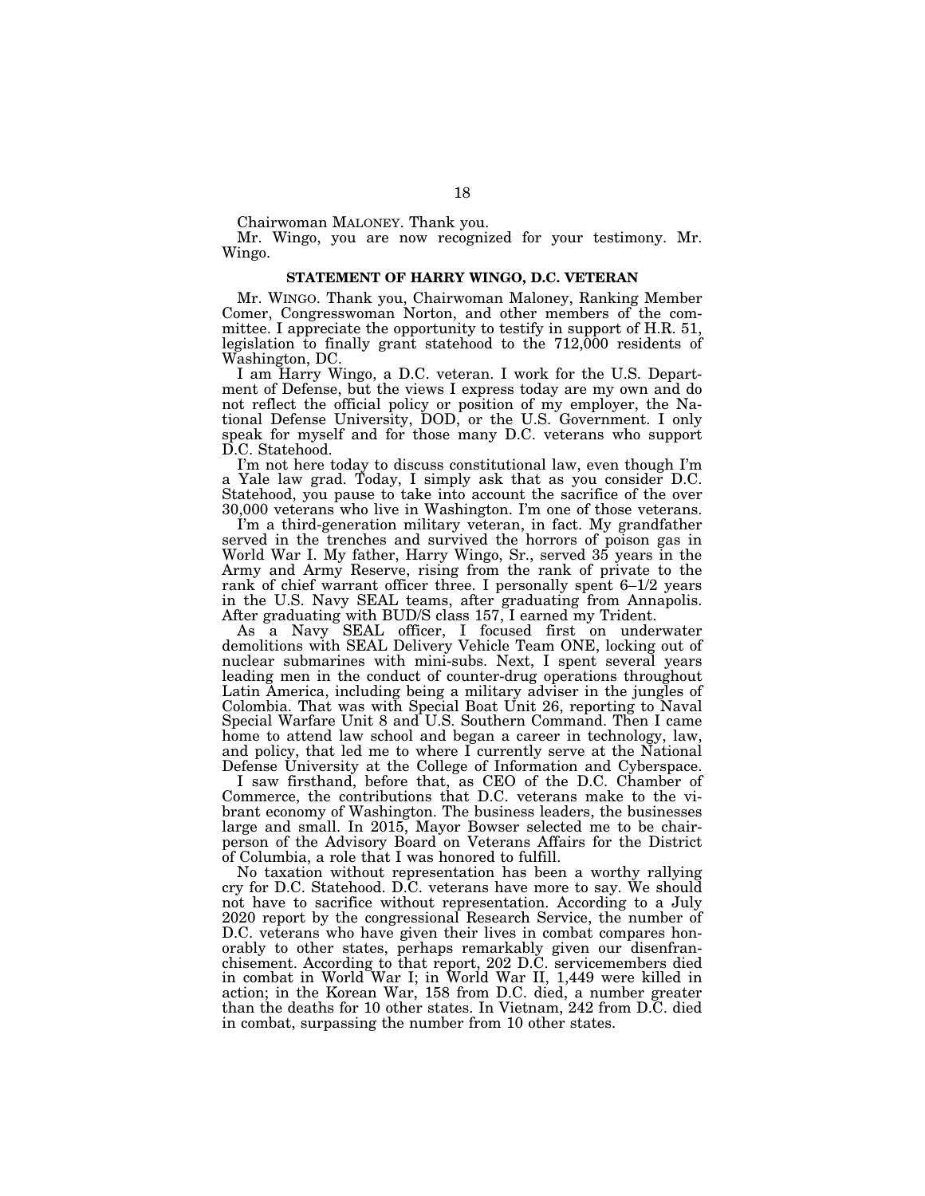Chairwoman MALONEY. Thank you.

Mr. Wingo, you are now recognized for your testimony. Mr. Wingo.

**STATEMENT OF HARRY WINGO, D.C. VETERAN**

Mr. WINGO. Thank you, Chairwoman Maloney, Ranking Member Comer, Congresswoman Norton, and other members of the committee. I appreciate the opportunity to testify in support of H.R. 51, legislation to finally grant statehood to the 712,000 residents of Washington, DC.

I am Harry Wingo, a D.C. veteran. I work for the U.S. Department of Defense, but the views I express today are my own and do not reflect the official policy or position of my employer, the National Defense University, DOD, or the U.S. Government. I only speak for myself and for those many D.C. veterans who support D.C. Statehood.

I'm not here today to discuss constitutional law, even though I'm a Yale law grad. Today, I simply ask that as you consider D.C. Statehood, you pause to take into account the sacrifice of the over 30,000 veterans who live in Washington. I'm one of those veterans.

I'm a third-generation military veteran, in fact. My grandfather served in the trenches and survived the horrors of poison gas in World War I. My father, Harry Wingo, Sr., served 35 years in the Army and Army Reserve, rising from the rank of private to the rank of chief warrant officer three. I personally spent 6–1/2 years in the U.S. Navy SEAL teams, after graduating from Annapolis. After graduating with BUD/S class 157, I earned my Trident.

As a Navy SEAL officer, I focused first on underwater demolitions with SEAL Delivery Vehicle Team ONE, locking out of nuclear submarines with mini-subs. Next, I spent several years leading men in the conduct of counter-drug operations throughout Latin America, including being a military adviser in the jungles of Colombia. That was with Special Boat Unit 26, reporting to Naval Special Warfare Unit 8 and U.S. Southern Command. Then I came home to attend law school and began a career in technology, law, and policy, that led me to where I currently serve at the National Defense University at the College of Information and Cyberspace.

I saw firsthand, before that, as CEO of the D.C. Chamber of Commerce, the contributions that D.C. veterans make to the vibrant economy of Washington. The business leaders, the businesses large and small. In 2015, Mayor Bowser selected me to be chairperson of the Advisory Board on Veterans Affairs for the District of Columbia, a role that I was honored to fulfill.

No taxation without representation has been a worthy rallying cry for D.C. Statehood. D.C. veterans have more to say. We should not have to sacrifice without representation. According to a July 2020 report by the congressional Research Service, the number of D.C. veterans who have given their lives in combat compares honorably to other states, perhaps remarkably given our disenfranchisement. According to that report, 202 D.C. servicemembers died in combat in World War I; in World War II, 1,449 were killed in action; in the Korean War, 158 from D.C. died, a number greater than the deaths for 10 other states. In Vietnam, 242 from D.C. died in combat, surpassing the number from 10 other states.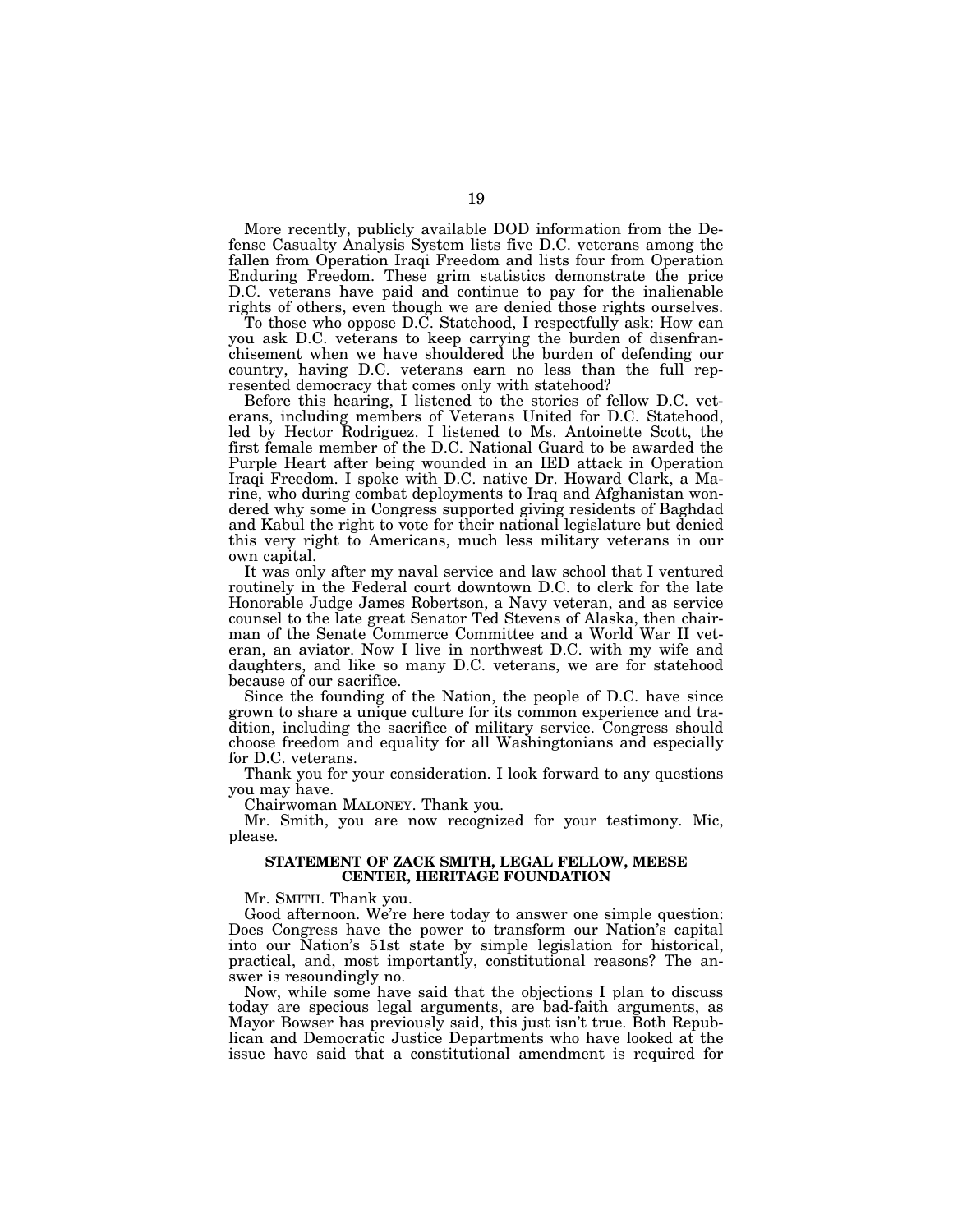More recently, publicly available DOD information from the Defense Casualty Analysis System lists five D.C. veterans among the fallen from Operation Iraqi Freedom and lists four from Operation Enduring Freedom. These grim statistics demonstrate the price D.C. veterans have paid and continue to pay for the inalienable rights of others, even though we are denied those rights ourselves.

To those who oppose D.C. Statehood, I respectfully ask: How can you ask D.C. veterans to keep carrying the burden of disenfranchisement when we have shouldered the burden of defending our country, having D.C. veterans earn no less than the full represented democracy that comes only with statehood?

Before this hearing, I listened to the stories of fellow D.C. veterans, including members of Veterans United for D.C. Statehood, led by Hector Rodriguez. I listened to Ms. Antoinette Scott, the first female member of the D.C. National Guard to be awarded the Purple Heart after being wounded in an IED attack in Operation Iraqi Freedom. I spoke with D.C. native Dr. Howard Clark, a Marine, who during combat deployments to Iraq and Afghanistan wondered why some in Congress supported giving residents of Baghdad and Kabul the right to vote for their national legislature but denied this very right to Americans, much less military veterans in our own capital.

It was only after my naval service and law school that I ventured routinely in the Federal court downtown D.C. to clerk for the late Honorable Judge James Robertson, a Navy veteran, and as service counsel to the late great Senator Ted Stevens of Alaska, then chairman of the Senate Commerce Committee and a World War II veteran, an aviator. Now I live in northwest D.C. with my wife and daughters, and like so many D.C. veterans, we are for statehood because of our sacrifice.

Since the founding of the Nation, the people of D.C. have since grown to share a unique culture for its common experience and tradition, including the sacrifice of military service. Congress should choose freedom and equality for all Washingtonians and especially for D.C. veterans.

Thank you for your consideration. I look forward to any questions you may have.

Chairwoman MALONEY. Thank you.

Mr. Smith, you are now recognized for your testimony. Mic, please.

**STATEMENT OF ZACK SMITH, LEGAL FELLOW, MEESE CENTER, HERITAGE FOUNDATION**

Mr. SMITH. Thank you.

Good afternoon. We're here today to answer one simple question: Does Congress have the power to transform our Nation's capital into our Nation's 51st state by simple legislation for historical, practical, and, most importantly, constitutional reasons? The answer is resoundingly no.

Now, while some have said that the objections I plan to discuss today are specious legal arguments, are bad-faith arguments, as Mayor Bowser has previously said, this just isn't true. Both Republican and Democratic Justice Departments who have looked at the issue have said that a constitutional amendment is required for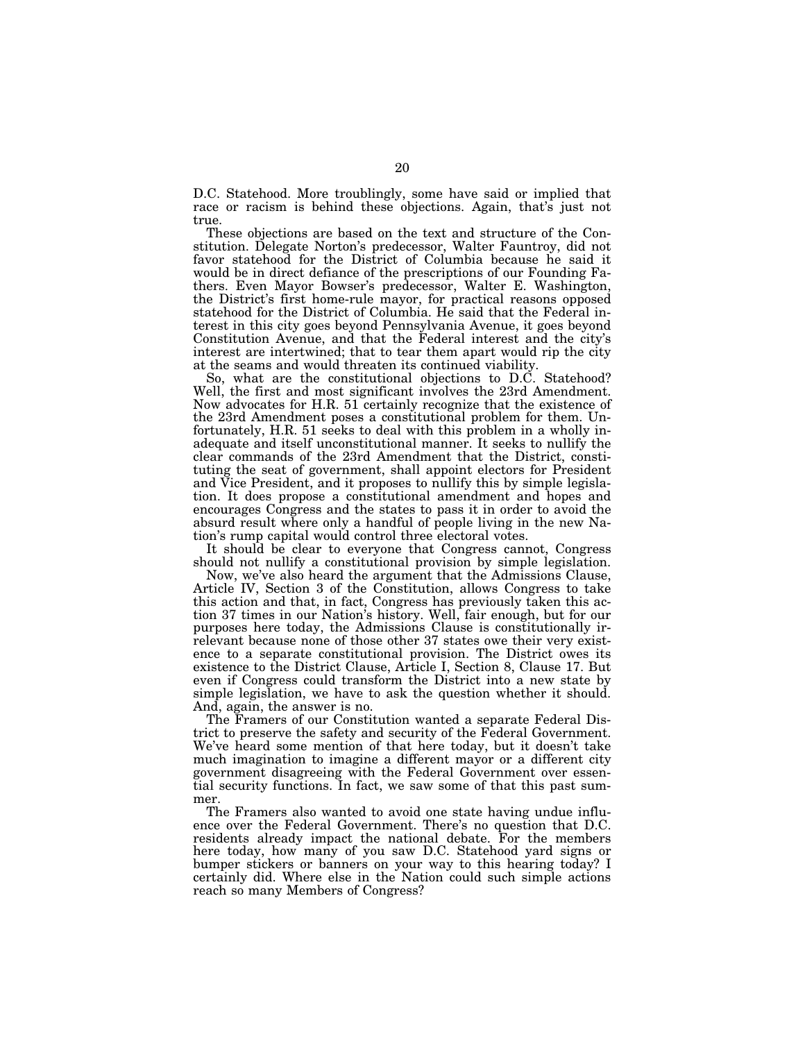D.C. Statehood. More troublingly, some have said or implied that race or racism is behind these objections. Again, that's just not true.

These objections are based on the text and structure of the Constitution. Delegate Norton's predecessor, Walter Fauntroy, did not favor statehood for the District of Columbia because he said it would be in direct defiance of the prescriptions of our Founding Fathers. Even Mayor Bowser's predecessor, Walter E. Washington, the District's first home-rule mayor, for practical reasons opposed statehood for the District of Columbia. He said that the Federal interest in this city goes beyond Pennsylvania Avenue, it goes beyond Constitution Avenue, and that the Federal interest and the city's interest are intertwined; that to tear them apart would rip the city at the seams and would threaten its continued viability.

So, what are the constitutional objections to D.C. Statehood? Well, the first and most significant involves the 23rd Amendment. Now advocates for H.R. 51 certainly recognize that the existence of the 23rd Amendment poses a constitutional problem for them. Unfortunately, H.R. 51 seeks to deal with this problem in a wholly inadequate and itself unconstitutional manner. It seeks to nullify the clear commands of the 23rd Amendment that the District, constituting the seat of government, shall appoint electors for President and Vice President, and it proposes to nullify this by simple legislation. It does propose a constitutional amendment and hopes and encourages Congress and the states to pass it in order to avoid the absurd result where only a handful of people living in the new Nation's rump capital would control three electoral votes.

It should be clear to everyone that Congress cannot, Congress should not nullify a constitutional provision by simple legislation.

Now, we've also heard the argument that the Admissions Clause, Article IV, Section 3 of the Constitution, allows Congress to take this action and that, in fact, Congress has previously taken this action 37 times in our Nation's history. Well, fair enough, but for our purposes here today, the Admissions Clause is constitutionally irrelevant because none of those other 37 states owe their very existence to a separate constitutional provision. The District owes its existence to the District Clause, Article I, Section 8, Clause 17. But even if Congress could transform the District into a new state by simple legislation, we have to ask the question whether it should. And, again, the answer is no.

The Framers of our Constitution wanted a separate Federal District to preserve the safety and security of the Federal Government. We've heard some mention of that here today, but it doesn't take much imagination to imagine a different mayor or a different city government disagreeing with the Federal Government over essential security functions. In fact, we saw some of that this past summer.

The Framers also wanted to avoid one state having undue influence over the Federal Government. There's no question that D.C. residents already impact the national debate. For the members here today, how many of you saw D.C. Statehood yard signs or bumper stickers or banners on your way to this hearing today? I certainly did. Where else in the Nation could such simple actions reach so many Members of Congress?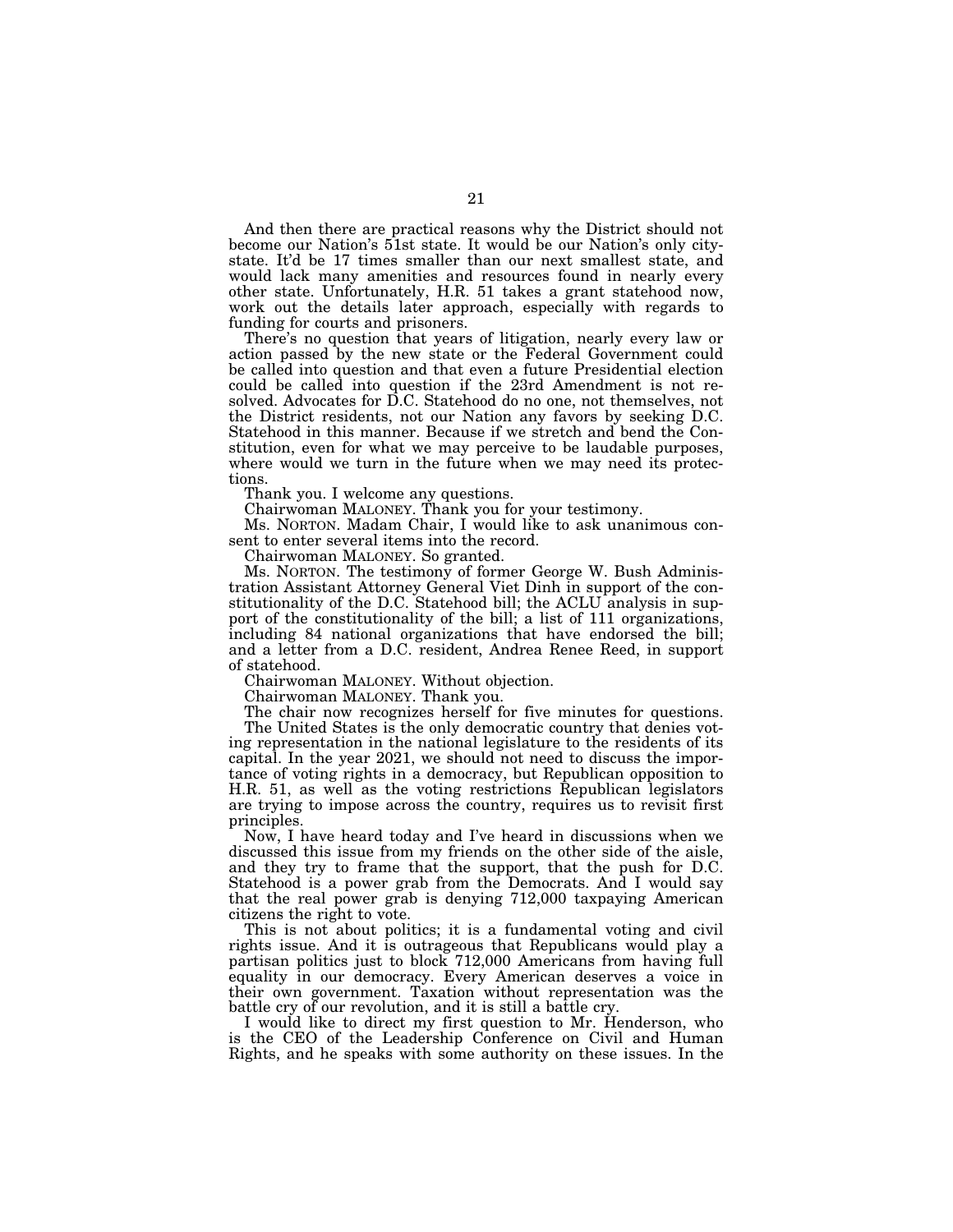And then there are practical reasons why the District should not become our Nation's 51st state. It would be our Nation's only city-state. It'd be 17 times smaller than our next smallest state, and would lack many amenities and resources found in nearly every other state. Unfortunately, H.R. 51 takes a grant statehood now, work out the details later approach, especially with regards to funding for courts and prisoners.

There's no question that years of litigation, nearly every law or action passed by the new state or the Federal Government could be called into question and that even a future Presidential election could be called into question if the 23rd Amendment is not resolved. Advocates for D.C. Statehood do no one, not themselves, not the District residents, not our Nation any favors by seeking D.C. Statehood in this manner. Because if we stretch and bend the Constitution, even for what we may perceive to be laudable purposes, where would we turn in the future when we may need its protections.

Thank you. I welcome any questions.

Chairwoman MALONEY. Thank you for your testimony.

Ms. NORTON. Madam Chair, I would like to ask unanimous consent to enter several items into the record.

Chairwoman MALONEY. So granted.

Ms. NORTON. The testimony of former George W. Bush Administration Assistant Attorney General Viet Dinh in support of the constitutionality of the D.C. Statehood bill; the ACLU analysis in support of the constitutionality of the bill; a list of 111 organizations, including 84 national organizations that have endorsed the bill; and a letter from a D.C. resident, Andrea Renee Reed, in support of statehood.

Chairwoman MALONEY. Without objection.

Chairwoman MALONEY. Thank you.

The chair now recognizes herself for five minutes for questions.

The United States is the only democratic country that denies voting representation in the national legislature to the residents of its capital. In the year 2021, we should not need to discuss the importance of voting rights in a democracy, but Republican opposition to H.R. 51, as well as the voting restrictions Republican legislators are trying to impose across the country, requires us to revisit first principles.

Now, I have heard today and I've heard in discussions when we discussed this issue from my friends on the other side of the aisle, and they try to frame that the support, that the push for D.C. Statehood is a power grab from the Democrats. And I would say that the real power grab is denying 712,000 taxpaying American citizens the right to vote.

This is not about politics; it is a fundamental voting and civil rights issue. And it is outrageous that Republicans would play a partisan politics just to block 712,000 Americans from having full equality in our democracy. Every American deserves a voice in their own government. Taxation without representation was the battle cry of our revolution, and it is still a battle cry.

I would like to direct my first question to Mr. Henderson, who is the CEO of the Leadership Conference on Civil and Human Rights, and he speaks with some authority on these issues. In the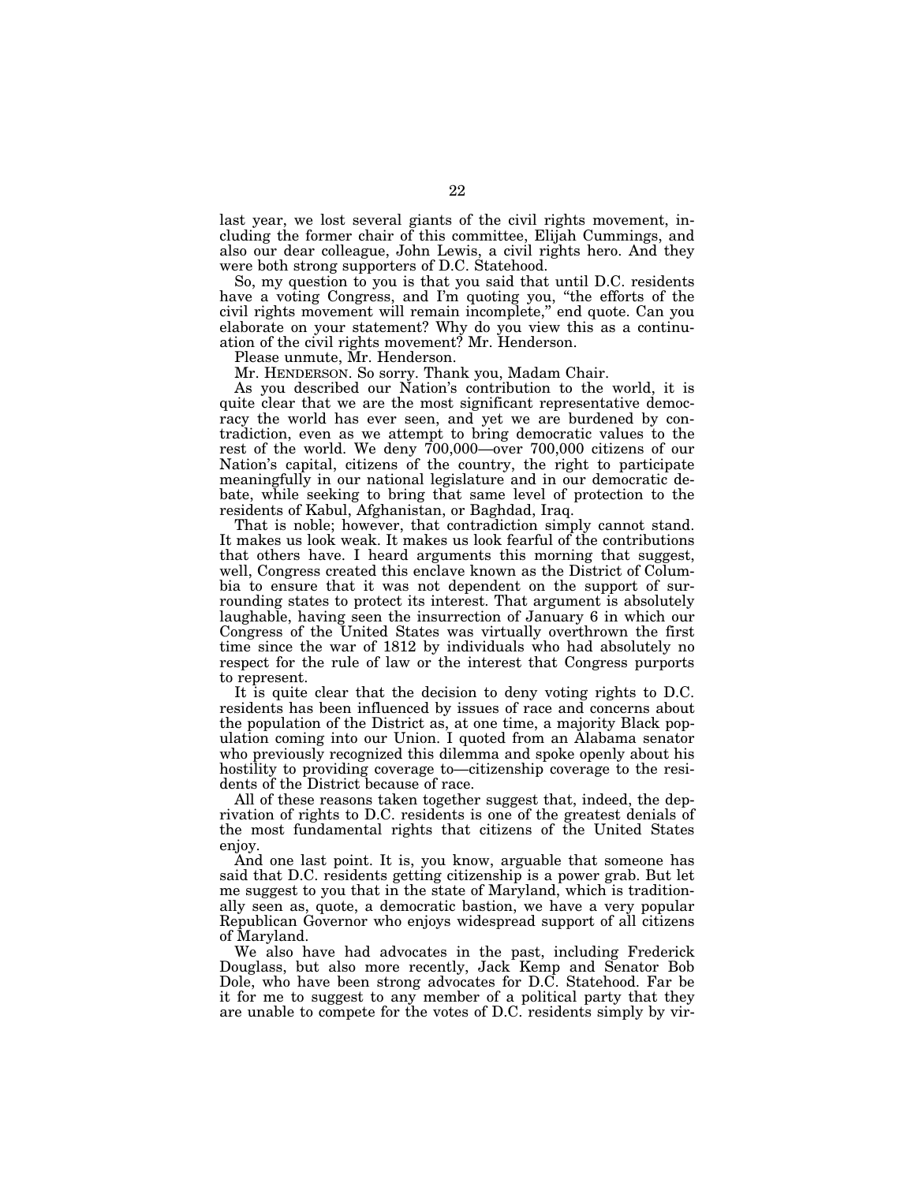last year, we lost several giants of the civil rights movement, including the former chair of this committee, Elijah Cummings, and also our dear colleague, John Lewis, a civil rights hero. And they were both strong supporters of D.C. Statehood.

So, my question to you is that you said that until D.C. residents have a voting Congress, and I'm quoting you, "the efforts of the civil rights movement will remain incomplete," end quote. Can you elaborate on your statement? Why do you view this as a continuation of the civil rights movement? Mr. Henderson.

Please unmute, Mr. Henderson.

Mr. HENDERSON. So sorry. Thank you, Madam Chair.

As you described our Nation's contribution to the world, it is quite clear that we are the most significant representative democracy the world has ever seen, and yet we are burdened by contradiction, even as we attempt to bring democratic values to the rest of the world. We deny 700,000—over 700,000 citizens of our Nation's capital, citizens of the country, the right to participate meaningfully in our national legislature and in our democratic debate, while seeking to bring that same level of protection to the residents of Kabul, Afghanistan, or Baghdad, Iraq.

That is noble; however, that contradiction simply cannot stand. It makes us look weak. It makes us look fearful of the contributions that others have. I heard arguments this morning that suggest, well, Congress created this enclave known as the District of Columbia to ensure that it was not dependent on the support of surrounding states to protect its interest. That argument is absolutely laughable, having seen the insurrection of January 6 in which our Congress of the United States was virtually overthrown the first time since the war of 1812 by individuals who had absolutely no respect for the rule of law or the interest that Congress purports to represent.

It is quite clear that the decision to deny voting rights to D.C. residents has been influenced by issues of race and concerns about the population of the District as, at one time, a majority Black population coming into our Union. I quoted from an Alabama senator who previously recognized this dilemma and spoke openly about his hostility to providing coverage to—citizenship coverage to the residents of the District because of race.

All of these reasons taken together suggest that, indeed, the deprivation of rights to D.C. residents is one of the greatest denials of the most fundamental rights that citizens of the United States enjoy.

And one last point. It is, you know, arguable that someone has said that D.C. residents getting citizenship is a power grab. But let me suggest to you that in the state of Maryland, which is traditionally seen as, quote, a democratic bastion, we have a very popular Republican Governor who enjoys widespread support of all citizens of Maryland.

We also have had advocates in the past, including Frederick Douglass, but also more recently, Jack Kemp and Senator Bob Dole, who have been strong advocates for D.C. Statehood. Far be it for me to suggest to any member of a political party that they are unable to compete for the votes of D.C. residents simply by vir-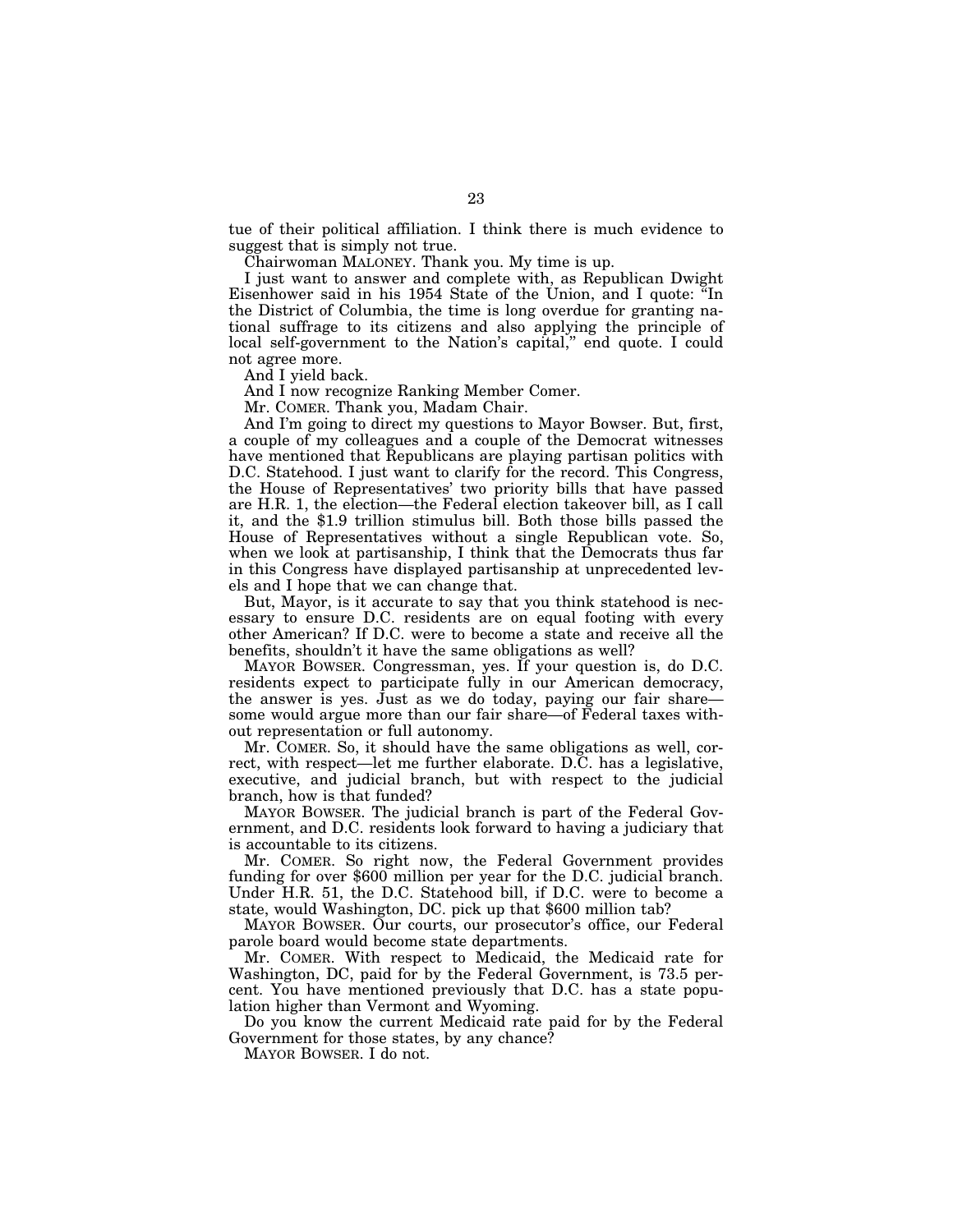tue of their political affiliation. I think there is much evidence to suggest that is simply not true.

Chairwoman MALONEY. Thank you. My time is up.

I just want to answer and complete with, as Republican Dwight Eisenhower said in his 1954 State of the Union, and I quote: "In the District of Columbia, the time is long overdue for granting national suffrage to its citizens and also applying the principle of local self-government to the Nation's capital," end quote. I could not agree more.

And I yield back.

And I now recognize Ranking Member Comer.

Mr. COMER. Thank you, Madam Chair.

And I'm going to direct my questions to Mayor Bowser. But, first, a couple of my colleagues and a couple of the Democrat witnesses have mentioned that Republicans are playing partisan politics with D.C. Statehood. I just want to clarify for the record. This Congress, the House of Representatives' two priority bills that have passed are H.R. 1, the election—the Federal election takeover bill, as I call it, and the $1.9 trillion stimulus bill. Both those bills passed the House of Representatives without a single Republican vote. So, when we look at partisanship, I think that the Democrats thus far in this Congress have displayed partisanship at unprecedented levels and I hope that we can change that.

But, Mayor, is it accurate to say that you think statehood is necessary to ensure D.C. residents are on equal footing with every other American? If D.C. were to become a state and receive all the benefits, shouldn't it have the same obligations as well?

MAYOR BOWSER. Congressman, yes. If your question is, do D.C. residents expect to participate fully in our American democracy, the answer is yes. Just as we do today, paying our fair share—some would argue more than our fair share—of Federal taxes without representation or full autonomy.

Mr. COMER. So, it should have the same obligations as well, correct, with respect—let me further elaborate. D.C. has a legislative, executive, and judicial branch, but with respect to the judicial branch, how is that funded?

MAYOR BOWSER. The judicial branch is part of the Federal Government, and D.C. residents look forward to having a judiciary that is accountable to its citizens.

Mr. COMER. So right now, the Federal Government provides funding for over $600 million per year for the D.C. judicial branch. Under H.R. 51, the D.C. Statehood bill, if D.C. were to become a state, would Washington, DC. pick up that $600 million tab?

MAYOR BOWSER. Our courts, our prosecutor's office, our Federal parole board would become state departments.

Mr. COMER. With respect to Medicaid, the Medicaid rate for Washington, DC, paid for by the Federal Government, is 73.5 percent. You have mentioned previously that D.C. has a state population higher than Vermont and Wyoming.

Do you know the current Medicaid rate paid for by the Federal Government for those states, by any chance?

MAYOR BOWSER. I do not.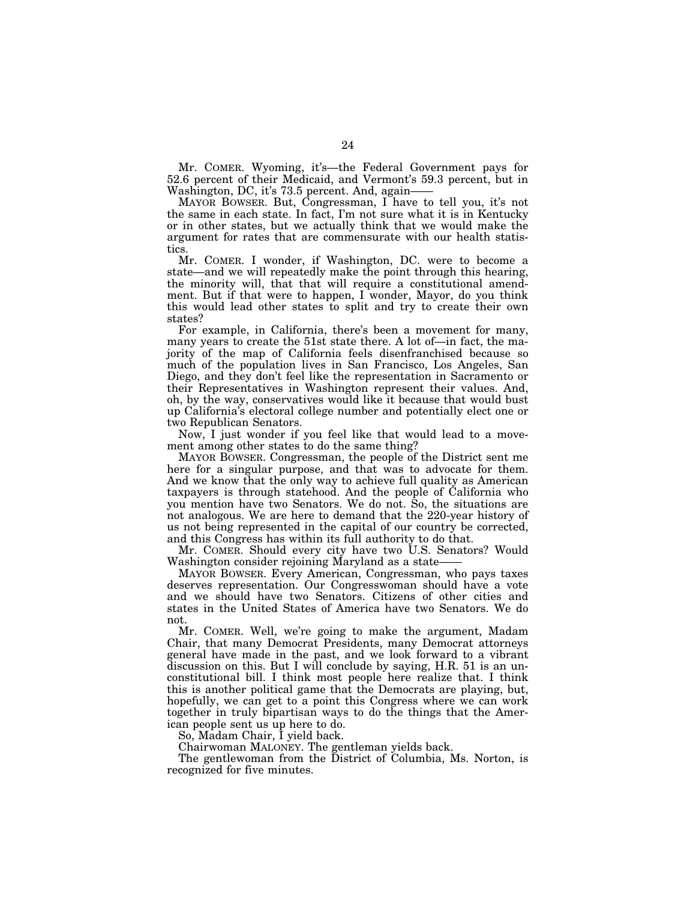Mr. COMER. Wyoming, it's—the Federal Government pays for 52.6 percent of their Medicaid, and Vermont's 59.3 percent, but in Washington, DC, it's 73.5 percent. And, again——

MAYOR BOWSER. But, Congressman, I have to tell you, it's not the same in each state. In fact, I'm not sure what it is in Kentucky or in other states, but we actually think that we would make the argument for rates that are commensurate with our health statistics.

Mr. COMER. I wonder, if Washington, DC. were to become a state—and we will repeatedly make the point through this hearing, the minority will, that that will require a constitutional amendment. But if that were to happen, I wonder, Mayor, do you think this would lead other states to split and try to create their own states?

For example, in California, there's been a movement for many, many years to create the 51st state there. A lot of—in fact, the majority of the map of California feels disenfranchised because so much of the population lives in San Francisco, Los Angeles, San Diego, and they don't feel like the representation in Sacramento or their Representatives in Washington represent their values. And, oh, by the way, conservatives would like it because that would bust up California's electoral college number and potentially elect one or two Republican Senators.

Now, I just wonder if you feel like that would lead to a movement among other states to do the same thing?

MAYOR BOWSER. Congressman, the people of the District sent me here for a singular purpose, and that was to advocate for them. And we know that the only way to achieve full quality as American taxpayers is through statehood. And the people of California who you mention have two Senators. We do not. So, the situations are not analogous. We are here to demand that the 220-year history of us not being represented in the capital of our country be corrected, and this Congress has within its full authority to do that.

Mr. COMER. Should every city have two U.S. Senators? Would Washington consider rejoining Maryland as a state——

MAYOR BOWSER. Every American, Congressman, who pays taxes deserves representation. Our Congresswoman should have a vote and we should have two Senators. Citizens of other cities and states in the United States of America have two Senators. We do not.

Mr. COMER. Well, we're going to make the argument, Madam Chair, that many Democrat Presidents, many Democrat attorneys general have made in the past, and we look forward to a vibrant discussion on this. But I will conclude by saying, H.R. 51 is an unconstitutional bill. I think most people here realize that. I think this is another political game that the Democrats are playing, but, hopefully, we can get to a point this Congress where we can work together in truly bipartisan ways to do the things that the American people sent us up here to do.

So, Madam Chair, I yield back.

Chairwoman MALONEY. The gentleman yields back.

The gentlewoman from the District of Columbia, Ms. Norton, is recognized for five minutes.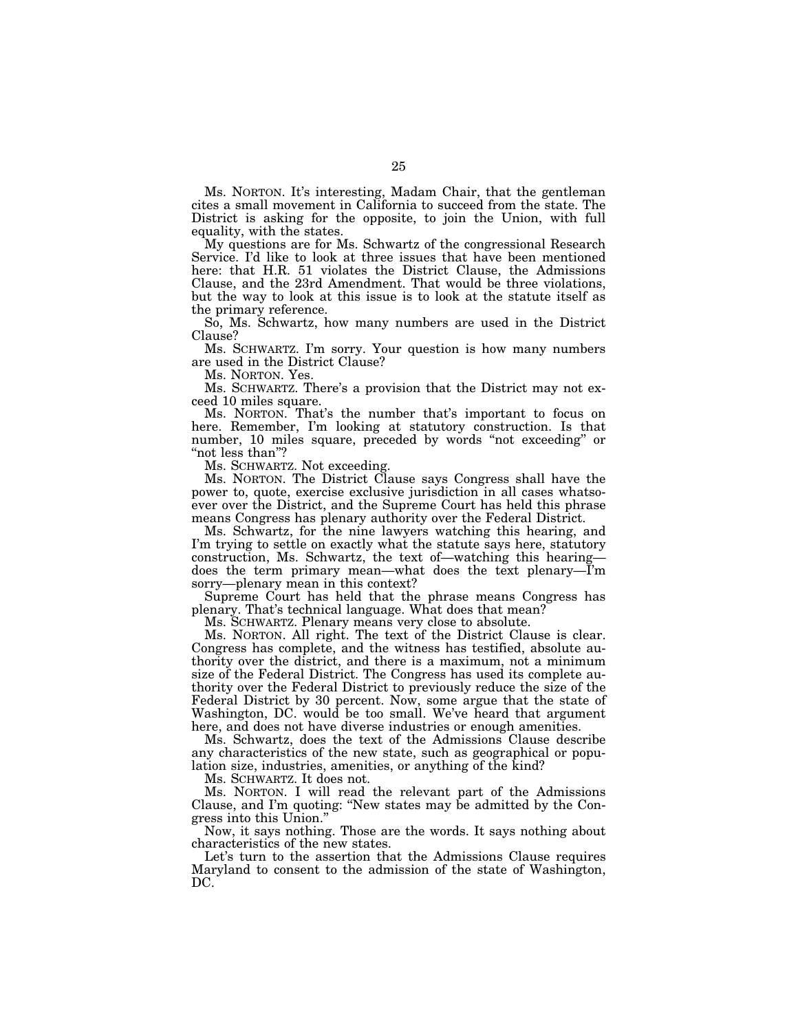Ms. NORTON. It's interesting, Madam Chair, that the gentleman cites a small movement in California to succeed from the state. The District is asking for the opposite, to join the Union, with full equality, with the states.

My questions are for Ms. Schwartz of the congressional Research Service. I'd like to look at three issues that have been mentioned here: that H.R. 51 violates the District Clause, the Admissions Clause, and the 23rd Amendment. That would be three violations, but the way to look at this issue is to look at the statute itself as the primary reference.

So, Ms. Schwartz, how many numbers are used in the District Clause?

Ms. SCHWARTZ. I'm sorry. Your question is how many numbers are used in the District Clause?

Ms. NORTON. Yes.

Ms. SCHWARTZ. There's a provision that the District may not exceed 10 miles square.

Ms. NORTON. That's the number that's important to focus on here. Remember, I'm looking at statutory construction. Is that number, 10 miles square, preceded by words "not exceeding" or "not less than"?

Ms. SCHWARTZ. Not exceeding.

Ms. NORTON. The District Clause says Congress shall have the power to, quote, exercise exclusive jurisdiction in all cases whatsoever over the District, and the Supreme Court has held this phrase means Congress has plenary authority over the Federal District.

Ms. Schwartz, for the nine lawyers watching this hearing, and I'm trying to settle on exactly what the statute says here, statutory construction, Ms. Schwartz, the text of—watching this hearing—does the term primary mean—what does the text plenary—I'm sorry—plenary mean in this context?

Supreme Court has held that the phrase means Congress has plenary. That's technical language. What does that mean?

Ms. SCHWARTZ. Plenary means very close to absolute.

Ms. NORTON. All right. The text of the District Clause is clear. Congress has complete, and the witness has testified, absolute authority over the district, and there is a maximum, not a minimum size of the Federal District. The Congress has used its complete authority over the Federal District to previously reduce the size of the Federal District by 30 percent. Now, some argue that the state of Washington, DC. would be too small. We've heard that argument here, and does not have diverse industries or enough amenities.

Ms. Schwartz, does the text of the Admissions Clause describe any characteristics of the new state, such as geographical or population size, industries, amenities, or anything of the kind?

Ms. SCHWARTZ. It does not.

Ms. NORTON. I will read the relevant part of the Admissions Clause, and I'm quoting: "New states may be admitted by the Congress into this Union."

Now, it says nothing. Those are the words. It says nothing about characteristics of the new states.

Let's turn to the assertion that the Admissions Clause requires Maryland to consent to the admission of the state of Washington, DC.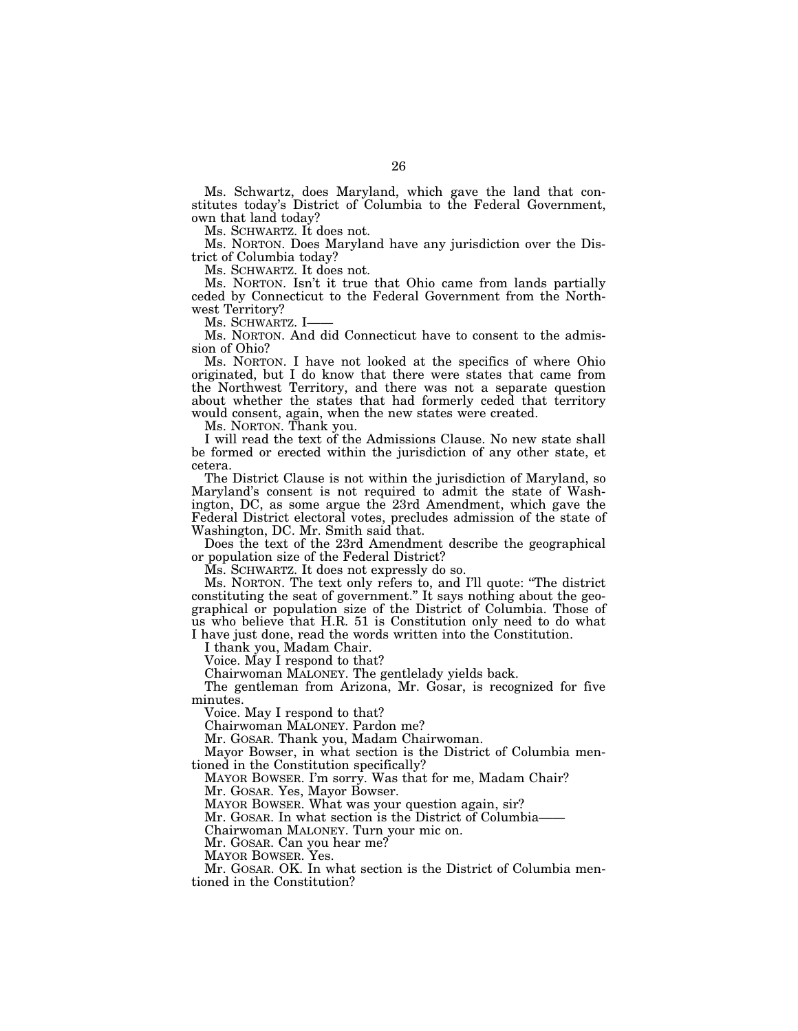Ms. Schwartz, does Maryland, which gave the land that constitutes today's District of Columbia to the Federal Government, own that land today?

Ms. SCHWARTZ. It does not.

Ms. NORTON. Does Maryland have any jurisdiction over the District of Columbia today?

Ms. SCHWARTZ. It does not.

Ms. NORTON. Isn't it true that Ohio came from lands partially ceded by Connecticut to the Federal Government from the Northwest Territory?

Ms. SCHWARTZ. I——

Ms. NORTON. And did Connecticut have to consent to the admission of Ohio?

Ms. NORTON. I have not looked at the specifics of where Ohio originated, but I do know that there were states that came from the Northwest Territory, and there was not a separate question about whether the states that had formerly ceded that territory would consent, again, when the new states were created.

Ms. NORTON. Thank you.

I will read the text of the Admissions Clause. No new state shall be formed or erected within the jurisdiction of any other state, et cetera.

The District Clause is not within the jurisdiction of Maryland, so Maryland's consent is not required to admit the state of Washington, DC, as some argue the 23rd Amendment, which gave the Federal District electoral votes, precludes admission of the state of Washington, DC. Mr. Smith said that.

Does the text of the 23rd Amendment describe the geographical or population size of the Federal District?

Ms. SCHWARTZ. It does not expressly do so.

Ms. NORTON. The text only refers to, and I'll quote: "The district constituting the seat of government." It says nothing about the geographical or population size of the District of Columbia. Those of us who believe that H.R. 51 is Constitution only need to do what I have just done, read the words written into the Constitution.

I thank you, Madam Chair.

Voice. May I respond to that?

Chairwoman MALONEY. The gentlelady yields back.

The gentleman from Arizona, Mr. Gosar, is recognized for five minutes.

Voice. May I respond to that?

Chairwoman MALONEY. Pardon me?

Mr. GOSAR. Thank you, Madam Chairwoman.

Mayor Bowser, in what section is the District of Columbia mentioned in the Constitution specifically?

MAYOR BOWSER. I'm sorry. Was that for me, Madam Chair?

Mr. GOSAR. Yes, Mayor Bowser.

MAYOR BOWSER. What was your question again, sir?

Mr. GOSAR. In what section is the District of Columbia——

Chairwoman MALONEY. Turn your mic on.

Mr. GOSAR. Can you hear me?

MAYOR BOWSER. Yes.

Mr. GOSAR. OK. In what section is the District of Columbia mentioned in the Constitution?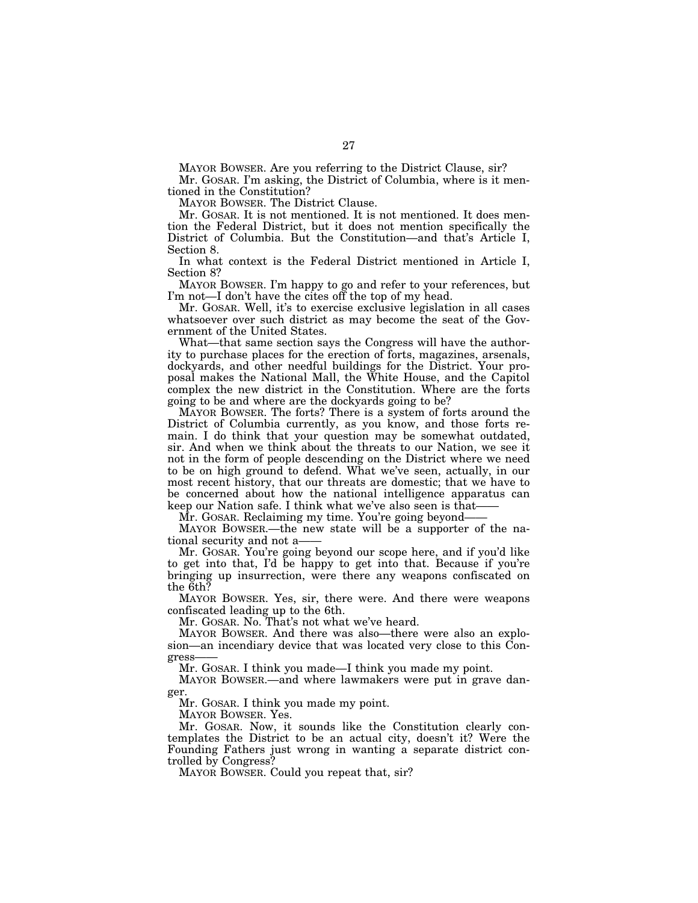MAYOR BOWSER. Are you referring to the District Clause, sir?

Mr. GOSAR. I'm asking, the District of Columbia, where is it mentioned in the Constitution?

MAYOR BOWSER. The District Clause.

Mr. GOSAR. It is not mentioned. It is not mentioned. It does mention the Federal District, but it does not mention specifically the District of Columbia. But the Constitution—and that's Article I, Section 8.

In what context is the Federal District mentioned in Article I, Section 8?

MAYOR BOWSER. I'm happy to go and refer to your references, but I'm not—I don't have the cites off the top of my head.

Mr. GOSAR. Well, it's to exercise exclusive legislation in all cases whatsoever over such district as may become the seat of the Government of the United States.

What—that same section says the Congress will have the authority to purchase places for the erection of forts, magazines, arsenals, dockyards, and other needful buildings for the District. Your proposal makes the National Mall, the White House, and the Capitol complex the new district in the Constitution. Where are the forts going to be and where are the dockyards going to be?

MAYOR BOWSER. The forts? There is a system of forts around the District of Columbia currently, as you know, and those forts remain. I do think that your question may be somewhat outdated, sir. And when we think about the threats to our Nation, we see it not in the form of people descending on the District where we need to be on high ground to defend. What we've seen, actually, in our most recent history, that our threats are domestic; that we have to be concerned about how the national intelligence apparatus can keep our Nation safe. I think what we've also seen is that——

Mr. GOSAR. Reclaiming my time. You're going beyond——

MAYOR BOWSER.—the new state will be a supporter of the national security and not a——

Mr. GOSAR. You're going beyond our scope here, and if you'd like to get into that, I'd be happy to get into that. Because if you're bringing up insurrection, were there any weapons confiscated on the 6th?

MAYOR BOWSER. Yes, sir, there were. And there were weapons confiscated leading up to the 6th.

Mr. GOSAR. No. That's not what we've heard.

MAYOR BOWSER. And there was also—there were also an explosion—an incendiary device that was located very close to this Congress——

Mr. GOSAR. I think you made—I think you made my point.

MAYOR BOWSER.—and where lawmakers were put in grave danger.

Mr. GOSAR. I think you made my point.

MAYOR BOWSER. Yes.

Mr. GOSAR. Now, it sounds like the Constitution clearly contemplates the District to be an actual city, doesn't it? Were the Founding Fathers just wrong in wanting a separate district controlled by Congress?

MAYOR BOWSER. Could you repeat that, sir?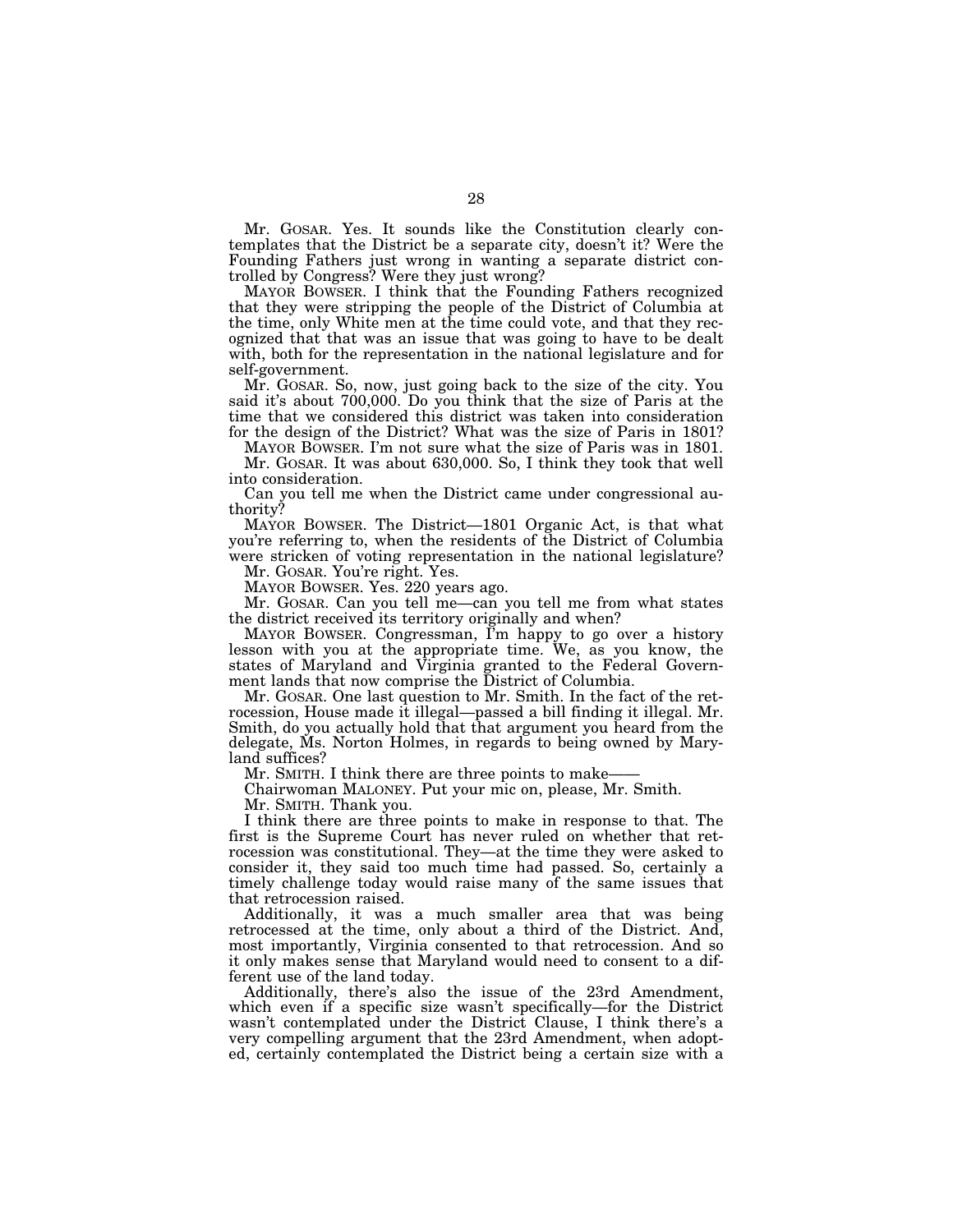Mr. GOSAR. Yes. It sounds like the Constitution clearly contemplates that the District be a separate city, doesn't it? Were the Founding Fathers just wrong in wanting a separate district controlled by Congress? Were they just wrong?

MAYOR BOWSER. I think that the Founding Fathers recognized that they were stripping the people of the District of Columbia at the time, only White men at the time could vote, and that they recognized that that was an issue that was going to have to be dealt with, both for the representation in the national legislature and for self-government.

Mr. GOSAR. So, now, just going back to the size of the city. You said it's about 700,000. Do you think that the size of Paris at the time that we considered this district was taken into consideration for the design of the District? What was the size of Paris in 1801?

MAYOR BOWSER. I'm not sure what the size of Paris was in 1801.

Mr. GOSAR. It was about 630,000. So, I think they took that well into consideration.

Can you tell me when the District came under congressional authority?

MAYOR BOWSER. The District—1801 Organic Act, is that what you're referring to, when the residents of the District of Columbia were stricken of voting representation in the national legislature?

Mr. GOSAR. You're right. Yes.

MAYOR BOWSER. Yes. 220 years ago.

Mr. GOSAR. Can you tell me—can you tell me from what states the district received its territory originally and when?

MAYOR BOWSER. Congressman, I'm happy to go over a history lesson with you at the appropriate time. We, as you know, the states of Maryland and Virginia granted to the Federal Government lands that now comprise the District of Columbia.

Mr. GOSAR. One last question to Mr. Smith. In the fact of the retrocession, House made it illegal—passed a bill finding it illegal. Mr. Smith, do you actually hold that that argument you heard from the delegate, Ms. Norton Holmes, in regards to being owned by Maryland suffices?

Mr. SMITH. I think there are three points to make——

Chairwoman MALONEY. Put your mic on, please, Mr. Smith.

Mr. SMITH. Thank you.

I think there are three points to make in response to that. The first is the Supreme Court has never ruled on whether that retrocession was constitutional. They—at the time they were asked to consider it, they said too much time had passed. So, certainly a timely challenge today would raise many of the same issues that that retrocession raised.

Additionally, it was a much smaller area that was being retrocessed at the time, only about a third of the District. And, most importantly, Virginia consented to that retrocession. And so it only makes sense that Maryland would need to consent to a different use of the land today.

Additionally, there's also the issue of the 23rd Amendment, which even if a specific size wasn't specifically—for the District wasn't contemplated under the District Clause, I think there's a very compelling argument that the 23rd Amendment, when adopted, certainly contemplated the District being a certain size with a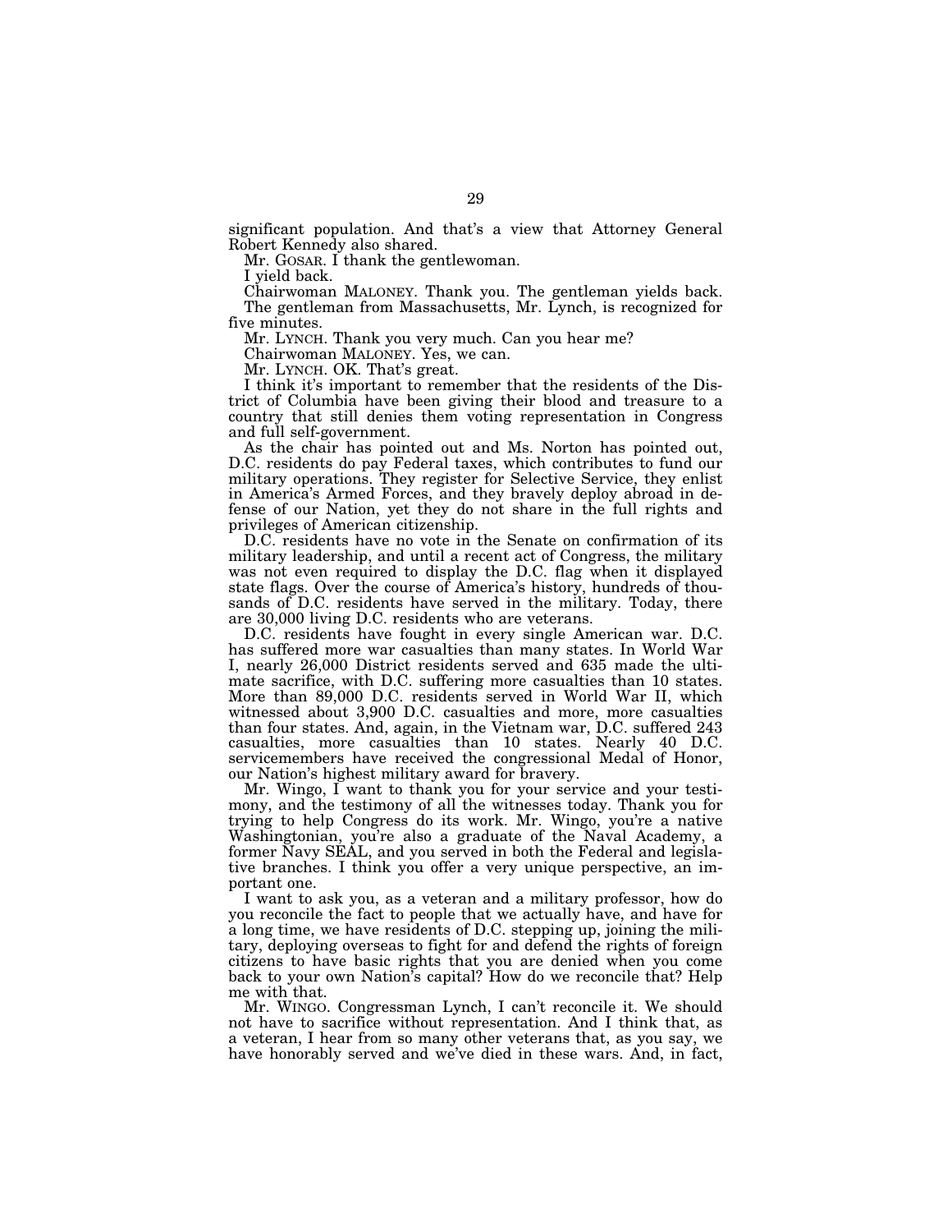significant population. And that's a view that Attorney General Robert Kennedy also shared.

Mr. GOSAR. I thank the gentlewoman.

I yield back.

Chairwoman MALONEY. Thank you. The gentleman yields back.

The gentleman from Massachusetts, Mr. Lynch, is recognized for five minutes.

Mr. LYNCH. Thank you very much. Can you hear me?

Chairwoman MALONEY. Yes, we can.

Mr. LYNCH. OK. That's great.

I think it's important to remember that the residents of the District of Columbia have been giving their blood and treasure to a country that still denies them voting representation in Congress and full self-government.

As the chair has pointed out and Ms. Norton has pointed out, D.C. residents do pay Federal taxes, which contributes to fund our military operations. They register for Selective Service, they enlist in America's Armed Forces, and they bravely deploy abroad in defense of our Nation, yet they do not share in the full rights and privileges of American citizenship.

D.C. residents have no vote in the Senate on confirmation of its military leadership, and until a recent act of Congress, the military was not even required to display the D.C. flag when it displayed state flags. Over the course of America's history, hundreds of thousands of D.C. residents have served in the military. Today, there are 30,000 living D.C. residents who are veterans.

D.C. residents have fought in every single American war. D.C. has suffered more war casualties than many states. In World War I, nearly 26,000 District residents served and 635 made the ultimate sacrifice, with D.C. suffering more casualties than 10 states. More than 89,000 D.C. residents served in World War II, which witnessed about 3,900 D.C. casualties and more, more casualties than four states. And, again, in the Vietnam war, D.C. suffered 243 casualties, more casualties than 10 states. Nearly 40 D.C. servicemembers have received the congressional Medal of Honor, our Nation's highest military award for bravery.

Mr. Wingo, I want to thank you for your service and your testimony, and the testimony of all the witnesses today. Thank you for trying to help Congress do its work. Mr. Wingo, you're a native Washingtonian, you're also a graduate of the Naval Academy, a former Navy SEAL, and you served in both the Federal and legislative branches. I think you offer a very unique perspective, an important one.

I want to ask you, as a veteran and a military professor, how do you reconcile the fact to people that we actually have, and have for a long time, we have residents of D.C. stepping up, joining the military, deploying overseas to fight for and defend the rights of foreign citizens to have basic rights that you are denied when you come back to your own Nation's capital? How do we reconcile that? Help me with that.

Mr. WINGO. Congressman Lynch, I can't reconcile it. We should not have to sacrifice without representation. And I think that, as a veteran, I hear from so many other veterans that, as you say, we have honorably served and we've died in these wars. And, in fact,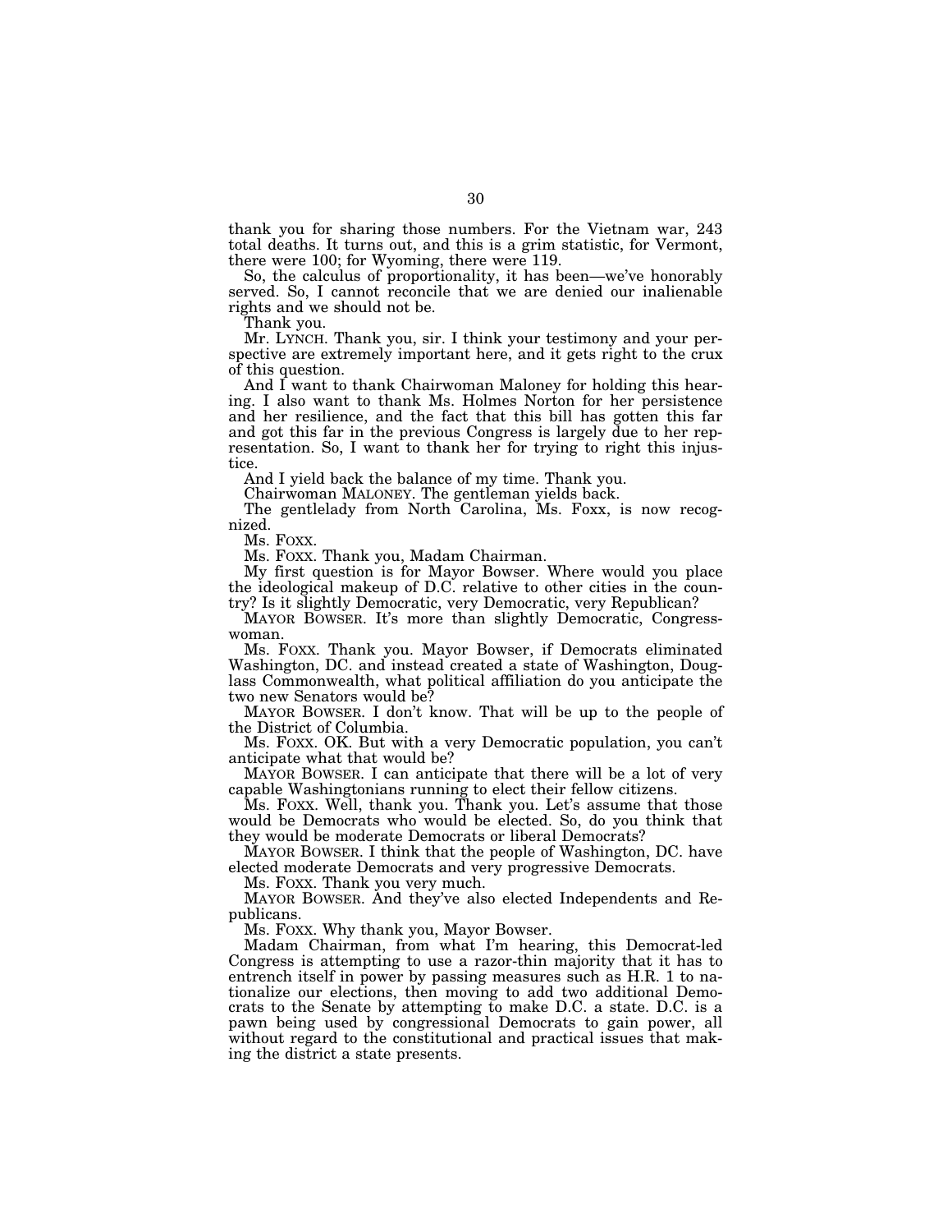thank you for sharing those numbers. For the Vietnam war, 243 total deaths. It turns out, and this is a grim statistic, for Vermont, there were 100; for Wyoming, there were 119.

So, the calculus of proportionality, it has been—we've honorably served. So, I cannot reconcile that we are denied our inalienable rights and we should not be.

Thank you.

Mr. LYNCH. Thank you, sir. I think your testimony and your perspective are extremely important here, and it gets right to the crux of this question.

And I want to thank Chairwoman Maloney for holding this hearing. I also want to thank Ms. Holmes Norton for her persistence and her resilience, and the fact that this bill has gotten this far and got this far in the previous Congress is largely due to her representation. So, I want to thank her for trying to right this injustice.

And I yield back the balance of my time. Thank you.

Chairwoman MALONEY. The gentleman yields back.

The gentlelady from North Carolina, Ms. Foxx, is now recognized.

Ms. FOXX.

Ms. FOXX. Thank you, Madam Chairman.

My first question is for Mayor Bowser. Where would you place the ideological makeup of D.C. relative to other cities in the country? Is it slightly Democratic, very Democratic, very Republican?

MAYOR BOWSER. It's more than slightly Democratic, Congresswoman.

Ms. FOXX. Thank you. Mayor Bowser, if Democrats eliminated Washington, DC. and instead created a state of Washington, Douglass Commonwealth, what political affiliation do you anticipate the two new Senators would be?

MAYOR BOWSER. I don't know. That will be up to the people of the District of Columbia.

Ms. FOXX. OK. But with a very Democratic population, you can't anticipate what that would be?

MAYOR BOWSER. I can anticipate that there will be a lot of very capable Washingtonians running to elect their fellow citizens.

Ms. FOXX. Well, thank you. Thank you. Let's assume that those would be Democrats who would be elected. So, do you think that they would be moderate Democrats or liberal Democrats?

MAYOR BOWSER. I think that the people of Washington, DC. have elected moderate Democrats and very progressive Democrats.

Ms. FOXX. Thank you very much.

MAYOR BOWSER. And they've also elected Independents and Republicans.

Ms. FOXX. Why thank you, Mayor Bowser.

Madam Chairman, from what I'm hearing, this Democrat-led Congress is attempting to use a razor-thin majority that it has to entrench itself in power by passing measures such as H.R. 1 to nationalize our elections, then moving to add two additional Democrats to the Senate by attempting to make D.C. a state. D.C. is a pawn being used by congressional Democrats to gain power, all without regard to the constitutional and practical issues that making the district a state presents.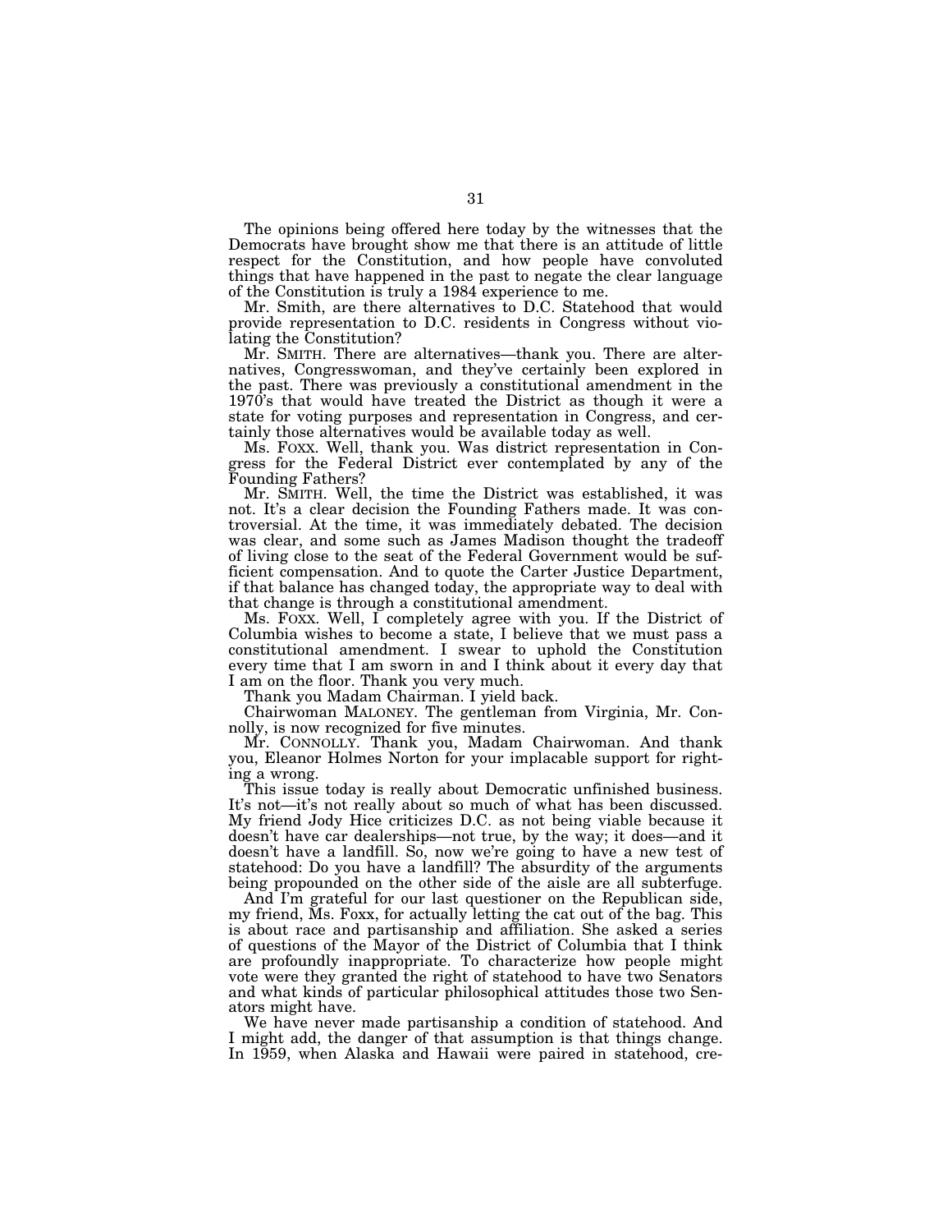The opinions being offered here today by the witnesses that the Democrats have brought show me that there is an attitude of little respect for the Constitution, and how people have convoluted things that have happened in the past to negate the clear language of the Constitution is truly a 1984 experience to me.

Mr. Smith, are there alternatives to D.C. Statehood that would provide representation to D.C. residents in Congress without violating the Constitution?

Mr. SMITH. There are alternatives—thank you. There are alternatives, Congresswoman, and they've certainly been explored in the past. There was previously a constitutional amendment in the 1970's that would have treated the District as though it were a state for voting purposes and representation in Congress, and certainly those alternatives would be available today as well.

Ms. FOXX. Well, thank you. Was district representation in Congress for the Federal District ever contemplated by any of the Founding Fathers?

Mr. SMITH. Well, the time the District was established, it was not. It's a clear decision the Founding Fathers made. It was controversial. At the time, it was immediately debated. The decision was clear, and some such as James Madison thought the tradeoff of living close to the seat of the Federal Government would be sufficient compensation. And to quote the Carter Justice Department, if that balance has changed today, the appropriate way to deal with that change is through a constitutional amendment.

Ms. FOXX. Well, I completely agree with you. If the District of Columbia wishes to become a state, I believe that we must pass a constitutional amendment. I swear to uphold the Constitution every time that I am sworn in and I think about it every day that I am on the floor. Thank you very much.

Thank you Madam Chairman. I yield back.

Chairwoman MALONEY. The gentleman from Virginia, Mr. Connolly, is now recognized for five minutes.

Mr. CONNOLLY. Thank you, Madam Chairwoman. And thank you, Eleanor Holmes Norton for your implacable support for righting a wrong.

This issue today is really about Democratic unfinished business. It's not—it's not really about so much of what has been discussed. My friend Jody Hice criticizes D.C. as not being viable because it doesn't have car dealerships—not true, by the way; it does—and it doesn't have a landfill. So, now we're going to have a new test of statehood: Do you have a landfill? The absurdity of the arguments being propounded on the other side of the aisle are all subterfuge.

And I'm grateful for our last questioner on the Republican side, my friend, Ms. Foxx, for actually letting the cat out of the bag. This is about race and partisanship and affiliation. She asked a series of questions of the Mayor of the District of Columbia that I think are profoundly inappropriate. To characterize how people might vote were they granted the right of statehood to have two Senators and what kinds of particular philosophical attitudes those two Senators might have.

We have never made partisanship a condition of statehood. And I might add, the danger of that assumption is that things change. In 1959, when Alaska and Hawaii were paired in statehood, cre-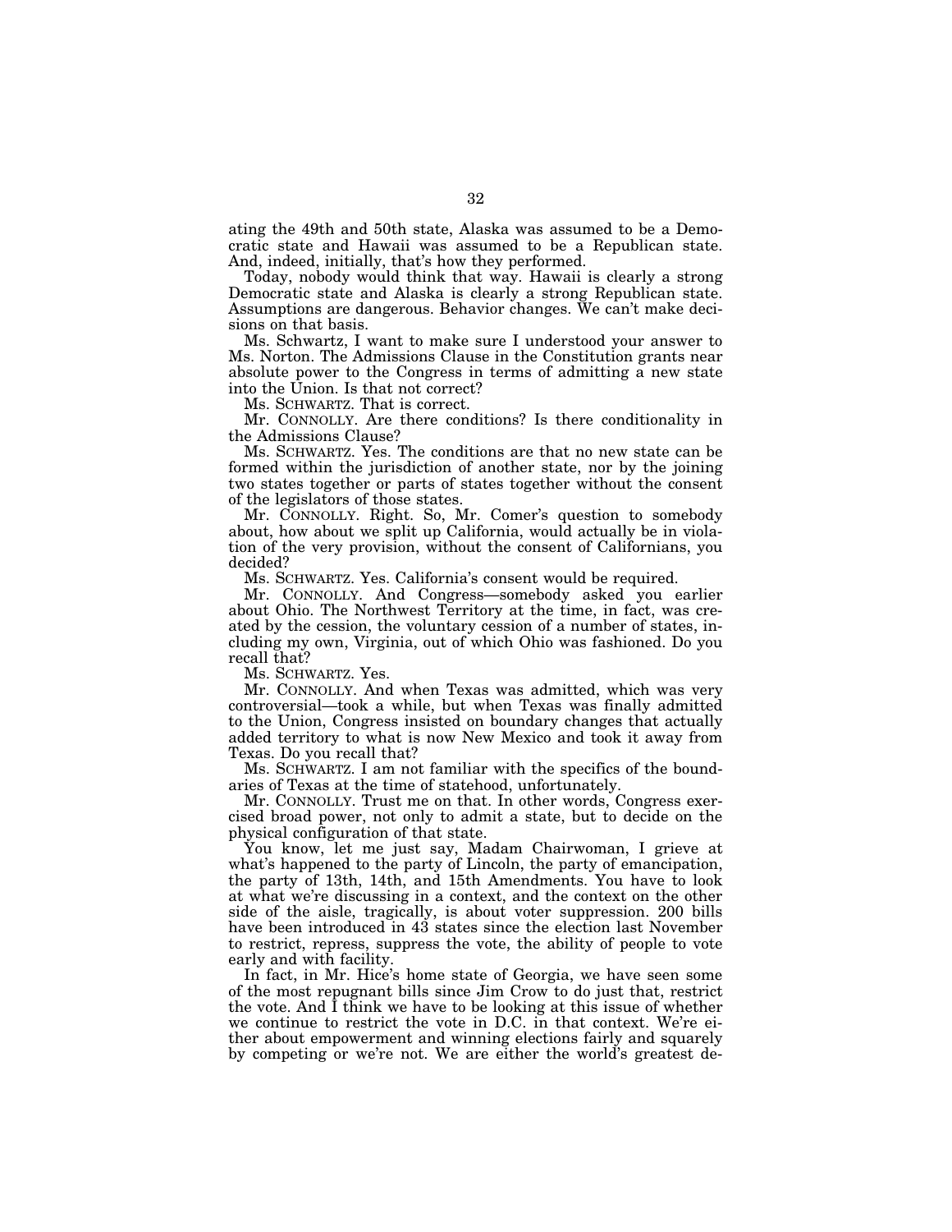ating the 49th and 50th state, Alaska was assumed to be a Democratic state and Hawaii was assumed to be a Republican state. And, indeed, initially, that's how they performed.

Today, nobody would think that way. Hawaii is clearly a strong Democratic state and Alaska is clearly a strong Republican state. Assumptions are dangerous. Behavior changes. We can't make decisions on that basis.

Ms. Schwartz, I want to make sure I understood your answer to Ms. Norton. The Admissions Clause in the Constitution grants near absolute power to the Congress in terms of admitting a new state into the Union. Is that not correct?

Ms. SCHWARTZ. That is correct.

Mr. CONNOLLY. Are there conditions? Is there conditionality in the Admissions Clause?

Ms. SCHWARTZ. Yes. The conditions are that no new state can be formed within the jurisdiction of another state, nor by the joining two states together or parts of states together without the consent of the legislators of those states.

Mr. CONNOLLY. Right. So, Mr. Comer's question to somebody about, how about we split up California, would actually be in violation of the very provision, without the consent of Californians, you decided?

Ms. SCHWARTZ. Yes. California's consent would be required.

Mr. CONNOLLY. And Congress—somebody asked you earlier about Ohio. The Northwest Territory at the time, in fact, was created by the cession, the voluntary cession of a number of states, including my own, Virginia, out of which Ohio was fashioned. Do you recall that?

Ms. SCHWARTZ. Yes.

Mr. CONNOLLY. And when Texas was admitted, which was very controversial—took a while, but when Texas was finally admitted to the Union, Congress insisted on boundary changes that actually added territory to what is now New Mexico and took it away from Texas. Do you recall that?

Ms. SCHWARTZ. I am not familiar with the specifics of the boundaries of Texas at the time of statehood, unfortunately.

Mr. CONNOLLY. Trust me on that. In other words, Congress exercised broad power, not only to admit a state, but to decide on the physical configuration of that state.

You know, let me just say, Madam Chairwoman, I grieve at what's happened to the party of Lincoln, the party of emancipation, the party of 13th, 14th, and 15th Amendments. You have to look at what we're discussing in a context, and the context on the other side of the aisle, tragically, is about voter suppression. 200 bills have been introduced in 43 states since the election last November to restrict, repress, suppress the vote, the ability of people to vote early and with facility.

In fact, in Mr. Hice's home state of Georgia, we have seen some of the most repugnant bills since Jim Crow to do just that, restrict the vote. And I think we have to be looking at this issue of whether we continue to restrict the vote in D.C. in that context. We're either about empowerment and winning elections fairly and squarely by competing or we're not. We are either the world's greatest de-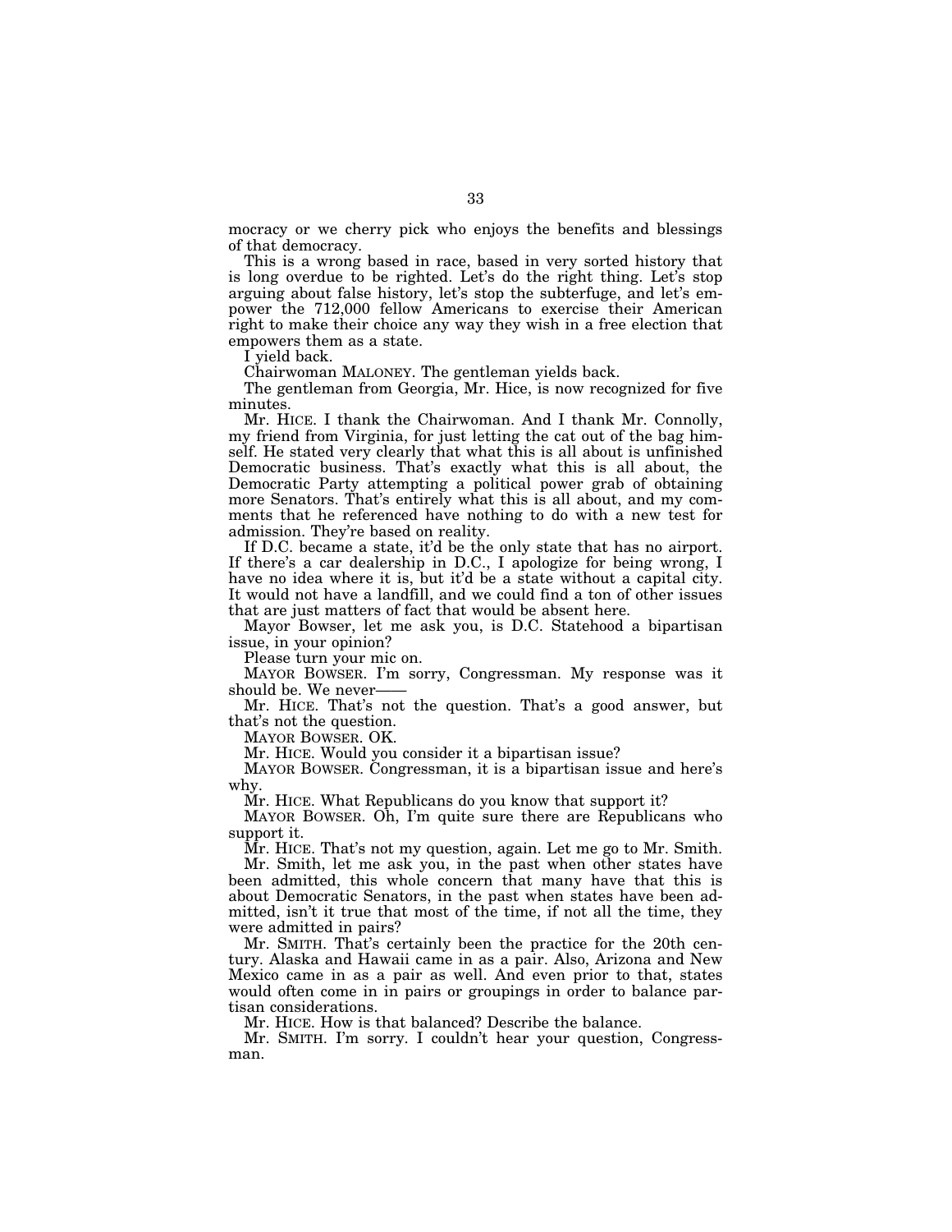mocracy or we cherry pick who enjoys the benefits and blessings of that democracy.

This is a wrong based in race, based in very sorted history that is long overdue to be righted. Let's do the right thing. Let's stop arguing about false history, let's stop the subterfuge, and let's empower the 712,000 fellow Americans to exercise their American right to make their choice any way they wish in a free election that empowers them as a state.

I yield back.

Chairwoman MALONEY. The gentleman yields back.

The gentleman from Georgia, Mr. Hice, is now recognized for five minutes.

Mr. HICE. I thank the Chairwoman. And I thank Mr. Connolly, my friend from Virginia, for just letting the cat out of the bag himself. He stated very clearly that what this is all about is unfinished Democratic business. That's exactly what this is all about, the Democratic Party attempting a political power grab of obtaining more Senators. That's entirely what this is all about, and my comments that he referenced have nothing to do with a new test for admission. They're based on reality.

If D.C. became a state, it'd be the only state that has no airport. If there's a car dealership in D.C., I apologize for being wrong, I have no idea where it is, but it'd be a state without a capital city. It would not have a landfill, and we could find a ton of other issues that are just matters of fact that would be absent here.

Mayor Bowser, let me ask you, is D.C. Statehood a bipartisan issue, in your opinion?

Please turn your mic on.

MAYOR BOWSER. I'm sorry, Congressman. My response was it should be. We never——

Mr. HICE. That's not the question. That's a good answer, but that's not the question.

MAYOR BOWSER. OK.

Mr. HICE. Would you consider it a bipartisan issue?

MAYOR BOWSER. Congressman, it is a bipartisan issue and here's why.

Mr. HICE. What Republicans do you know that support it?

MAYOR BOWSER. Oh, I'm quite sure there are Republicans who support it.

Mr. HICE. That's not my question, again. Let me go to Mr. Smith.

Mr. Smith, let me ask you, in the past when other states have been admitted, this whole concern that many have that this is about Democratic Senators, in the past when states have been admitted, isn't it true that most of the time, if not all the time, they were admitted in pairs?

Mr. SMITH. That's certainly been the practice for the 20th century. Alaska and Hawaii came in as a pair. Also, Arizona and New Mexico came in as a pair as well. And even prior to that, states would often come in in pairs or groupings in order to balance partisan considerations.

Mr. HICE. How is that balanced? Describe the balance.

Mr. SMITH. I'm sorry. I couldn't hear your question, Congressman.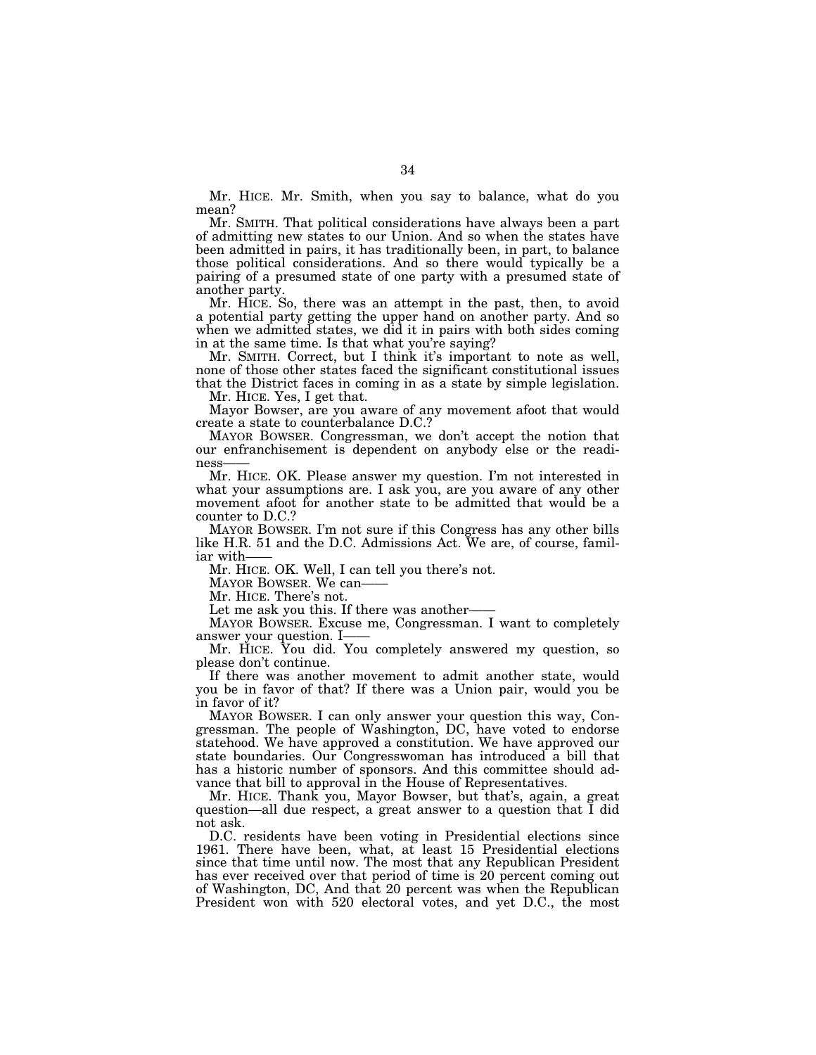Mr. HICE. Mr. Smith, when you say to balance, what do you mean?

Mr. SMITH. That political considerations have always been a part of admitting new states to our Union. And so when the states have been admitted in pairs, it has traditionally been, in part, to balance those political considerations. And so there would typically be a pairing of a presumed state of one party with a presumed state of another party.

Mr. HICE. So, there was an attempt in the past, then, to avoid a potential party getting the upper hand on another party. And so when we admitted states, we did it in pairs with both sides coming in at the same time. Is that what you're saying?

Mr. SMITH. Correct, but I think it's important to note as well, none of those other states faced the significant constitutional issues that the District faces in coming in as a state by simple legislation.

Mr. HICE. Yes, I get that.

Mayor Bowser, are you aware of any movement afoot that would create a state to counterbalance D.C.?

MAYOR BOWSER. Congressman, we don't accept the notion that our enfranchisement is dependent on anybody else or the readiness——

Mr. HICE. OK. Please answer my question. I'm not interested in what your assumptions are. I ask you, are you aware of any other movement afoot for another state to be admitted that would be a counter to D.C.?

MAYOR BOWSER. I'm not sure if this Congress has any other bills like H.R. 51 and the D.C. Admissions Act. We are, of course, familiar with——

Mr. HICE. OK. Well, I can tell you there's not.

MAYOR BOWSER. We can——

Mr. HICE. There's not.

Let me ask you this. If there was another——

MAYOR BOWSER. Excuse me, Congressman. I want to completely answer your question. I——

Mr. HICE. You did. You completely answered my question, so please don't continue.

If there was another movement to admit another state, would you be in favor of that? If there was a Union pair, would you be in favor of it?

MAYOR BOWSER. I can only answer your question this way, Congressman. The people of Washington, DC, have voted to endorse statehood. We have approved a constitution. We have approved our state boundaries. Our Congresswoman has introduced a bill that has a historic number of sponsors. And this committee should advance that bill to approval in the House of Representatives.

Mr. HICE. Thank you, Mayor Bowser, but that's, again, a great question—all due respect, a great answer to a question that I did not ask.

D.C. residents have been voting in Presidential elections since 1961. There have been, what, at least 15 Presidential elections since that time until now. The most that any Republican President has ever received over that period of time is 20 percent coming out of Washington, DC, And that 20 percent was when the Republican President won with 520 electoral votes, and yet D.C., the most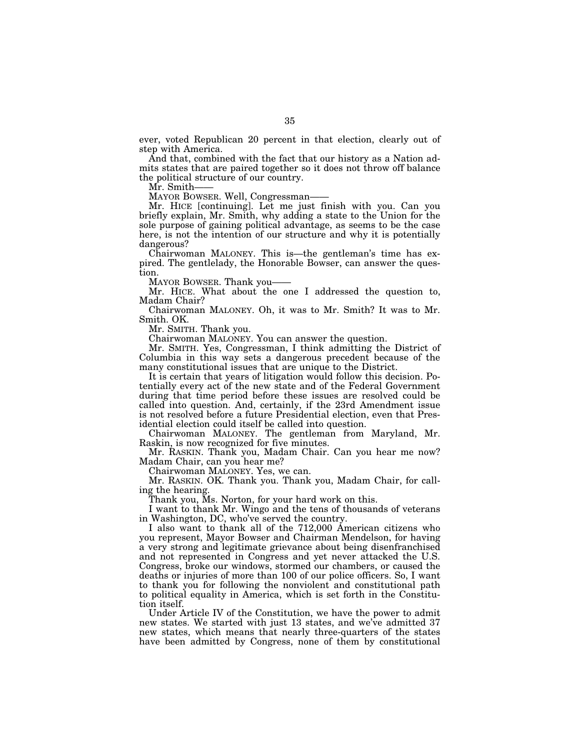ever, voted Republican 20 percent in that election, clearly out of step with America.

And that, combined with the fact that our history as a Nation admits states that are paired together so it does not throw off balance the political structure of our country.

Mr. Smith——

MAYOR BOWSER. Well, Congressman——

Mr. HICE [continuing]. Let me just finish with you. Can you briefly explain, Mr. Smith, why adding a state to the Union for the sole purpose of gaining political advantage, as seems to be the case here, is not the intention of our structure and why it is potentially dangerous?

Chairwoman MALONEY. This is—the gentleman's time has expired. The gentlelady, the Honorable Bowser, can answer the question.

MAYOR BOWSER. Thank you——

Mr. HICE. What about the one I addressed the question to, Madam Chair?

Chairwoman MALONEY. Oh, it was to Mr. Smith? It was to Mr. Smith. OK.

Mr. SMITH. Thank you.

Chairwoman MALONEY. You can answer the question.

Mr. SMITH. Yes, Congressman, I think admitting the District of Columbia in this way sets a dangerous precedent because of the many constitutional issues that are unique to the District.

It is certain that years of litigation would follow this decision. Potentially every act of the new state and of the Federal Government during that time period before these issues are resolved could be called into question. And, certainly, if the 23rd Amendment issue is not resolved before a future Presidential election, even that Presidential election could itself be called into question.

Chairwoman MALONEY. The gentleman from Maryland, Mr. Raskin, is now recognized for five minutes.

Mr. RASKIN. Thank you, Madam Chair. Can you hear me now? Madam Chair, can you hear me?

Chairwoman MALONEY. Yes, we can.

Mr. RASKIN. OK. Thank you. Thank you, Madam Chair, for calling the hearing.

Thank you, Ms. Norton, for your hard work on this.

I want to thank Mr. Wingo and the tens of thousands of veterans in Washington, DC, who've served the country.

I also want to thank all of the 712,000 American citizens who you represent, Mayor Bowser and Chairman Mendelson, for having a very strong and legitimate grievance about being disenfranchised and not represented in Congress and yet never attacked the U.S. Congress, broke our windows, stormed our chambers, or caused the deaths or injuries of more than 100 of our police officers. So, I want to thank you for following the nonviolent and constitutional path to political equality in America, which is set forth in the Constitution itself.

Under Article IV of the Constitution, we have the power to admit new states. We started with just 13 states, and we've admitted 37 new states, which means that nearly three-quarters of the states have been admitted by Congress, none of them by constitutional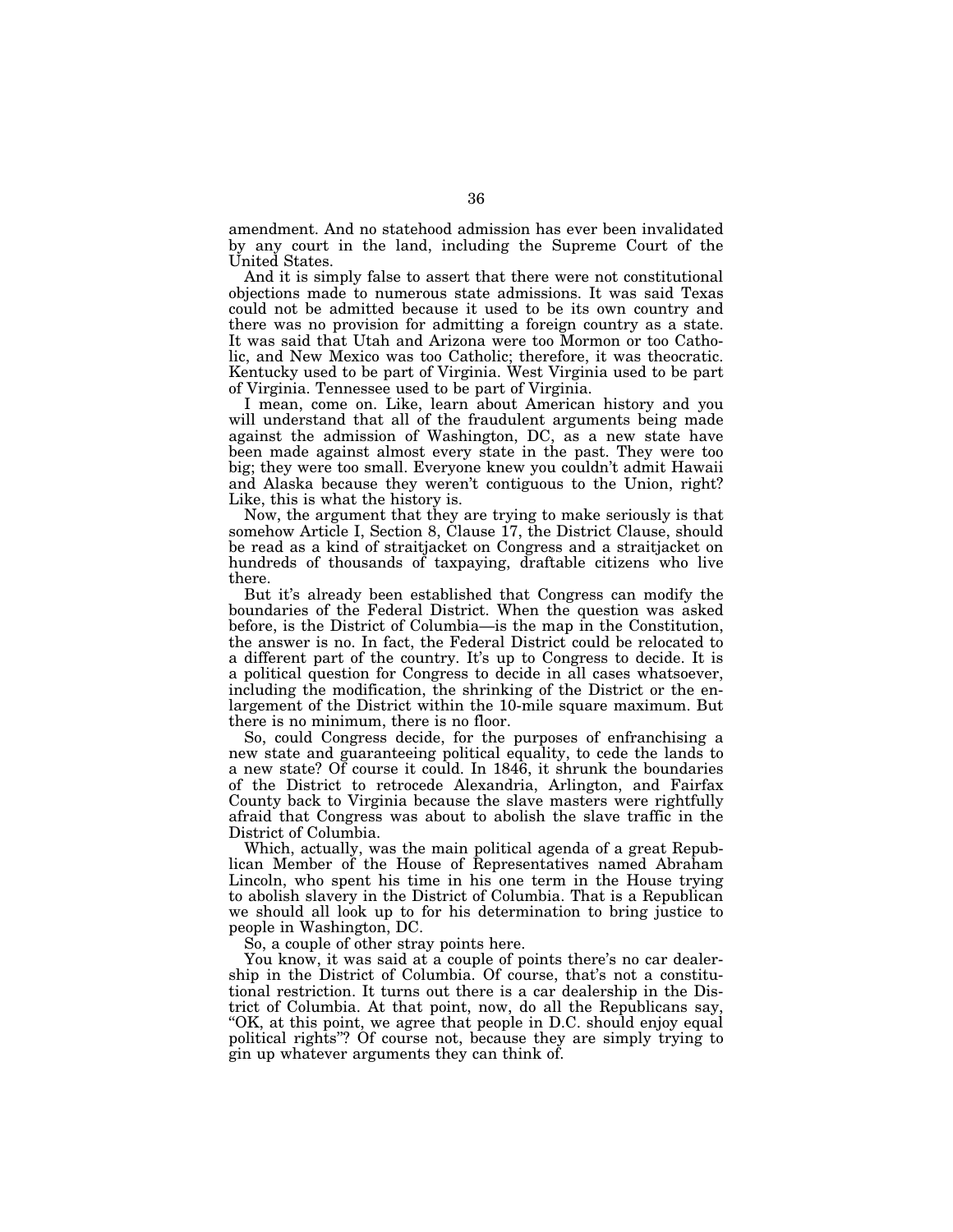amendment. And no statehood admission has ever been invalidated by any court in the land, including the Supreme Court of the United States.

And it is simply false to assert that there were not constitutional objections made to numerous state admissions. It was said Texas could not be admitted because it used to be its own country and there was no provision for admitting a foreign country as a state. It was said that Utah and Arizona were too Mormon or too Catholic, and New Mexico was too Catholic; therefore, it was theocratic. Kentucky used to be part of Virginia. West Virginia used to be part of Virginia. Tennessee used to be part of Virginia.

I mean, come on. Like, learn about American history and you will understand that all of the fraudulent arguments being made against the admission of Washington, DC, as a new state have been made against almost every state in the past. They were too big; they were too small. Everyone knew you couldn't admit Hawaii and Alaska because they weren't contiguous to the Union, right? Like, this is what the history is.

Now, the argument that they are trying to make seriously is that somehow Article I, Section 8, Clause 17, the District Clause, should be read as a kind of straitjacket on Congress and a straitjacket on hundreds of thousands of taxpaying, draftable citizens who live there.

But it's already been established that Congress can modify the boundaries of the Federal District. When the question was asked before, is the District of Columbia—is the map in the Constitution, the answer is no. In fact, the Federal District could be relocated to a different part of the country. It's up to Congress to decide. It is a political question for Congress to decide in all cases whatsoever, including the modification, the shrinking of the District or the enlargement of the District within the 10-mile square maximum. But there is no minimum, there is no floor.

So, could Congress decide, for the purposes of enfranchising a new state and guaranteeing political equality, to cede the lands to a new state? Of course it could. In 1846, it shrunk the boundaries of the District to retrocede Alexandria, Arlington, and Fairfax County back to Virginia because the slave masters were rightfully afraid that Congress was about to abolish the slave traffic in the District of Columbia.

Which, actually, was the main political agenda of a great Republican Member of the House of Representatives named Abraham Lincoln, who spent his time in his one term in the House trying to abolish slavery in the District of Columbia. That is a Republican we should all look up to for his determination to bring justice to people in Washington, DC.

So, a couple of other stray points here.

You know, it was said at a couple of points there's no car dealership in the District of Columbia. Of course, that's not a constitutional restriction. It turns out there is a car dealership in the District of Columbia. At that point, now, do all the Republicans say, "OK, at this point, we agree that people in D.C. should enjoy equal political rights"? Of course not, because they are simply trying to gin up whatever arguments they can think of.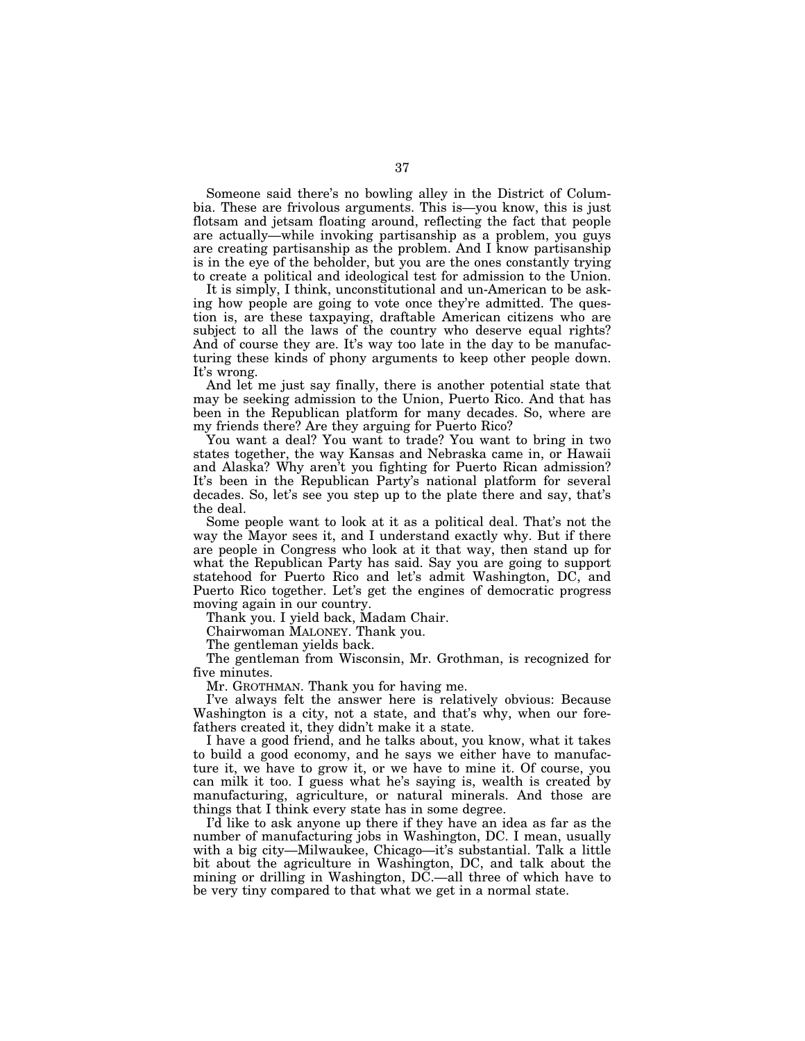Someone said there's no bowling alley in the District of Columbia. These are frivolous arguments. This is—you know, this is just flotsam and jetsam floating around, reflecting the fact that people are actually—while invoking partisanship as a problem, you guys are creating partisanship as the problem. And I know partisanship is in the eye of the beholder, but you are the ones constantly trying to create a political and ideological test for admission to the Union.

It is simply, I think, unconstitutional and un-American to be asking how people are going to vote once they're admitted. The question is, are these taxpaying, draftable American citizens who are subject to all the laws of the country who deserve equal rights? And of course they are. It's way too late in the day to be manufacturing these kinds of phony arguments to keep other people down. It's wrong.

And let me just say finally, there is another potential state that may be seeking admission to the Union, Puerto Rico. And that has been in the Republican platform for many decades. So, where are my friends there? Are they arguing for Puerto Rico?

You want a deal? You want to trade? You want to bring in two states together, the way Kansas and Nebraska came in, or Hawaii and Alaska? Why aren't you fighting for Puerto Rican admission? It's been in the Republican Party's national platform for several decades. So, let's see you step up to the plate there and say, that's the deal.

Some people want to look at it as a political deal. That's not the way the Mayor sees it, and I understand exactly why. But if there are people in Congress who look at it that way, then stand up for what the Republican Party has said. Say you are going to support statehood for Puerto Rico and let's admit Washington, DC, and Puerto Rico together. Let's get the engines of democratic progress moving again in our country.

Thank you. I yield back, Madam Chair.

Chairwoman MALONEY. Thank you.

The gentleman yields back.

The gentleman from Wisconsin, Mr. Grothman, is recognized for five minutes.

Mr. GROTHMAN. Thank you for having me.

I've always felt the answer here is relatively obvious: Because Washington is a city, not a state, and that's why, when our forefathers created it, they didn't make it a state.

I have a good friend, and he talks about, you know, what it takes to build a good economy, and he says we either have to manufacture it, we have to grow it, or we have to mine it. Of course, you can milk it too. I guess what he's saying is, wealth is created by manufacturing, agriculture, or natural minerals. And those are things that I think every state has in some degree.

I'd like to ask anyone up there if they have an idea as far as the number of manufacturing jobs in Washington, DC. I mean, usually with a big city—Milwaukee, Chicago—it's substantial. Talk a little bit about the agriculture in Washington, DC, and talk about the mining or drilling in Washington, DC.—all three of which have to be very tiny compared to that what we get in a normal state.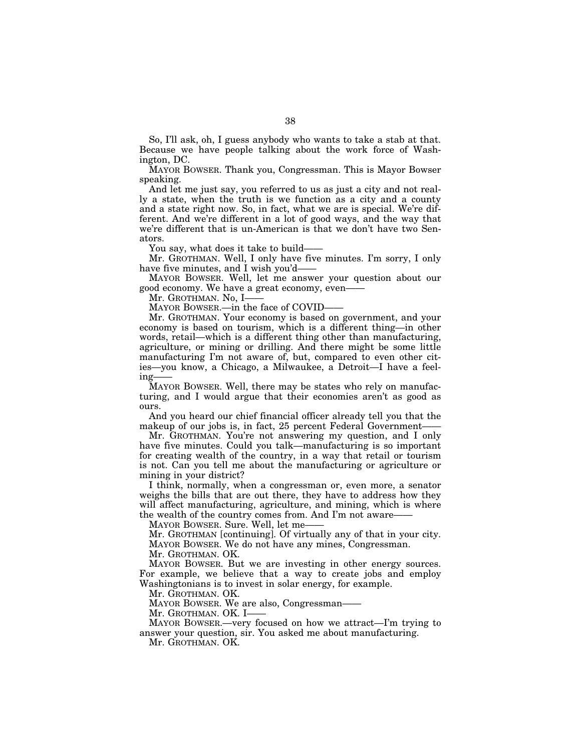So, I'll ask, oh, I guess anybody who wants to take a stab at that. Because we have people talking about the work force of Washington, DC.

MAYOR BOWSER. Thank you, Congressman. This is Mayor Bowser speaking.

And let me just say, you referred to us as just a city and not really a state, when the truth is we function as a city and a county and a state right now. So, in fact, what we are is special. We're different. And we're different in a lot of good ways, and the way that we're different that is un-American is that we don't have two Senators.

You say, what does it take to build——

Mr. GROTHMAN. Well, I only have five minutes. I'm sorry, I only have five minutes, and I wish you'd——

MAYOR BOWSER. Well, let me answer your question about our good economy. We have a great economy, even——

Mr. GROTHMAN. No, I——

MAYOR BOWSER.—in the face of COVID——

Mr. GROTHMAN. Your economy is based on government, and your economy is based on tourism, which is a different thing—in other words, retail—which is a different thing other than manufacturing, agriculture, or mining or drilling. And there might be some little manufacturing I'm not aware of, but, compared to even other cities—you know, a Chicago, a Milwaukee, a Detroit—I have a feeling——

MAYOR BOWSER. Well, there may be states who rely on manufacturing, and I would argue that their economies aren't as good as ours.

And you heard our chief financial officer already tell you that the makeup of our jobs is, in fact, 25 percent Federal Government——

Mr. GROTHMAN. You're not answering my question, and I only have five minutes. Could you talk—manufacturing is so important for creating wealth of the country, in a way that retail or tourism is not. Can you tell me about the manufacturing or agriculture or mining in your district?

I think, normally, when a congressman or, even more, a senator weighs the bills that are out there, they have to address how they will affect manufacturing, agriculture, and mining, which is where the wealth of the country comes from. And I'm not aware——

MAYOR BOWSER. Sure. Well, let me——

Mr. GROTHMAN [continuing]. Of virtually any of that in your city.

MAYOR BOWSER. We do not have any mines, Congressman.

Mr. GROTHMAN. OK.

MAYOR BOWSER. But we are investing in other energy sources. For example, we believe that a way to create jobs and employ Washingtonians is to invest in solar energy, for example.

Mr. GROTHMAN. OK.

MAYOR BOWSER. We are also, Congressman——

Mr. GROTHMAN. OK. I——

MAYOR BOWSER.—very focused on how we attract—I'm trying to answer your question, sir. You asked me about manufacturing.

Mr. GROTHMAN. OK.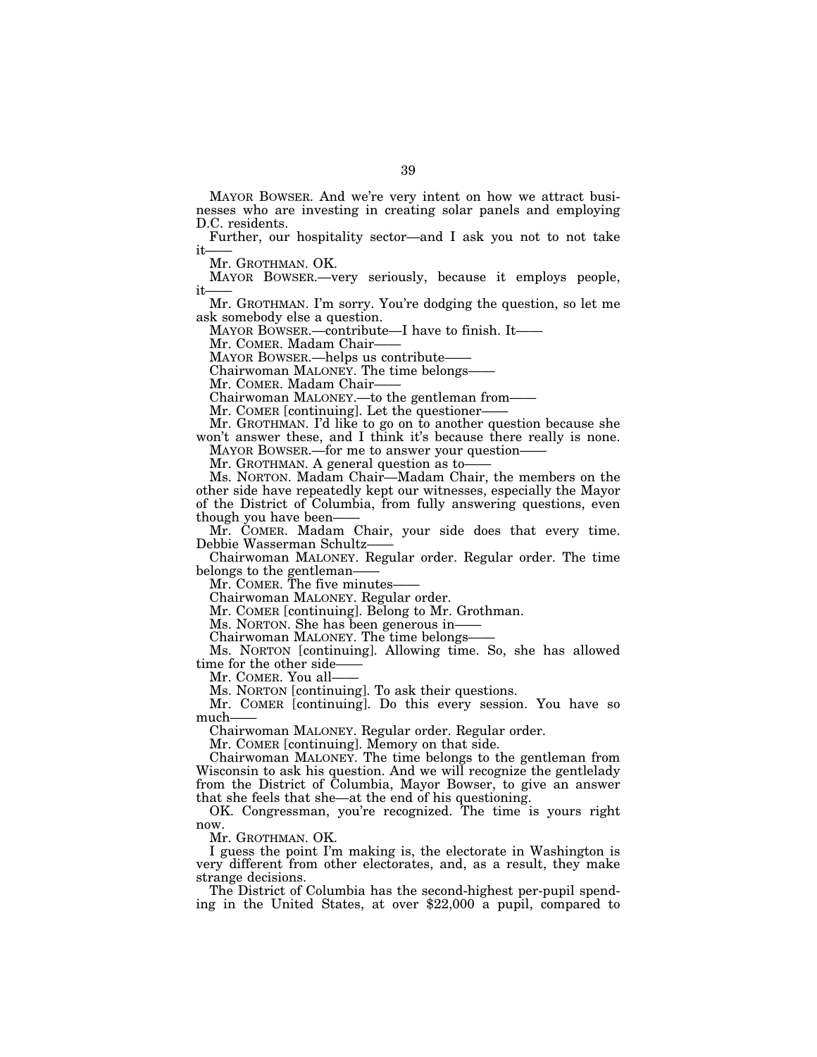MAYOR BOWSER. And we're very intent on how we attract businesses who are investing in creating solar panels and employing D.C. residents.

Further, our hospitality sector—and I ask you not to not take it——

Mr. GROTHMAN. OK.

MAYOR BOWSER.—very seriously, because it employs people, it——

Mr. GROTHMAN. I'm sorry. You're dodging the question, so let me ask somebody else a question.

MAYOR BOWSER.—contribute—I have to finish. It——

Mr. COMER. Madam Chair——

MAYOR BOWSER.—helps us contribute——

Chairwoman MALONEY. The time belongs——

Mr. COMER. Madam Chair——

Chairwoman MALONEY.—to the gentleman from——

Mr. COMER [continuing]. Let the questioner——

Mr. GROTHMAN. I'd like to go on to another question because she won't answer these, and I think it's because there really is none.

MAYOR BOWSER.—for me to answer your question——

Mr. GROTHMAN. A general question as to——

Ms. NORTON. Madam Chair—Madam Chair, the members on the other side have repeatedly kept our witnesses, especially the Mayor of the District of Columbia, from fully answering questions, even though you have been——

Mr. COMER. Madam Chair, your side does that every time. Debbie Wasserman Schultz——

Chairwoman MALONEY. Regular order. Regular order. The time belongs to the gentleman——

Mr. COMER. The five minutes——

Chairwoman MALONEY. Regular order.

Mr. COMER [continuing]. Belong to Mr. Grothman.

Ms. NORTON. She has been generous in——

Chairwoman MALONEY. The time belongs——

Ms. NORTON [continuing]. Allowing time. So, she has allowed time for the other side——

Mr. COMER. You all——

Ms. NORTON [continuing]. To ask their questions.

Mr. COMER [continuing]. Do this every session. You have so much——

Chairwoman MALONEY. Regular order. Regular order.

Mr. COMER [continuing]. Memory on that side.

Chairwoman MALONEY. The time belongs to the gentleman from Wisconsin to ask his question. And we will recognize the gentlelady from the District of Columbia, Mayor Bowser, to give an answer that she feels that she—at the end of his questioning.

OK. Congressman, you're recognized. The time is yours right now.

Mr. GROTHMAN. OK.

I guess the point I'm making is, the electorate in Washington is very different from other electorates, and, as a result, they make strange decisions.

The District of Columbia has the second-highest per-pupil spending in the United States, at over $22,000 a pupil, compared to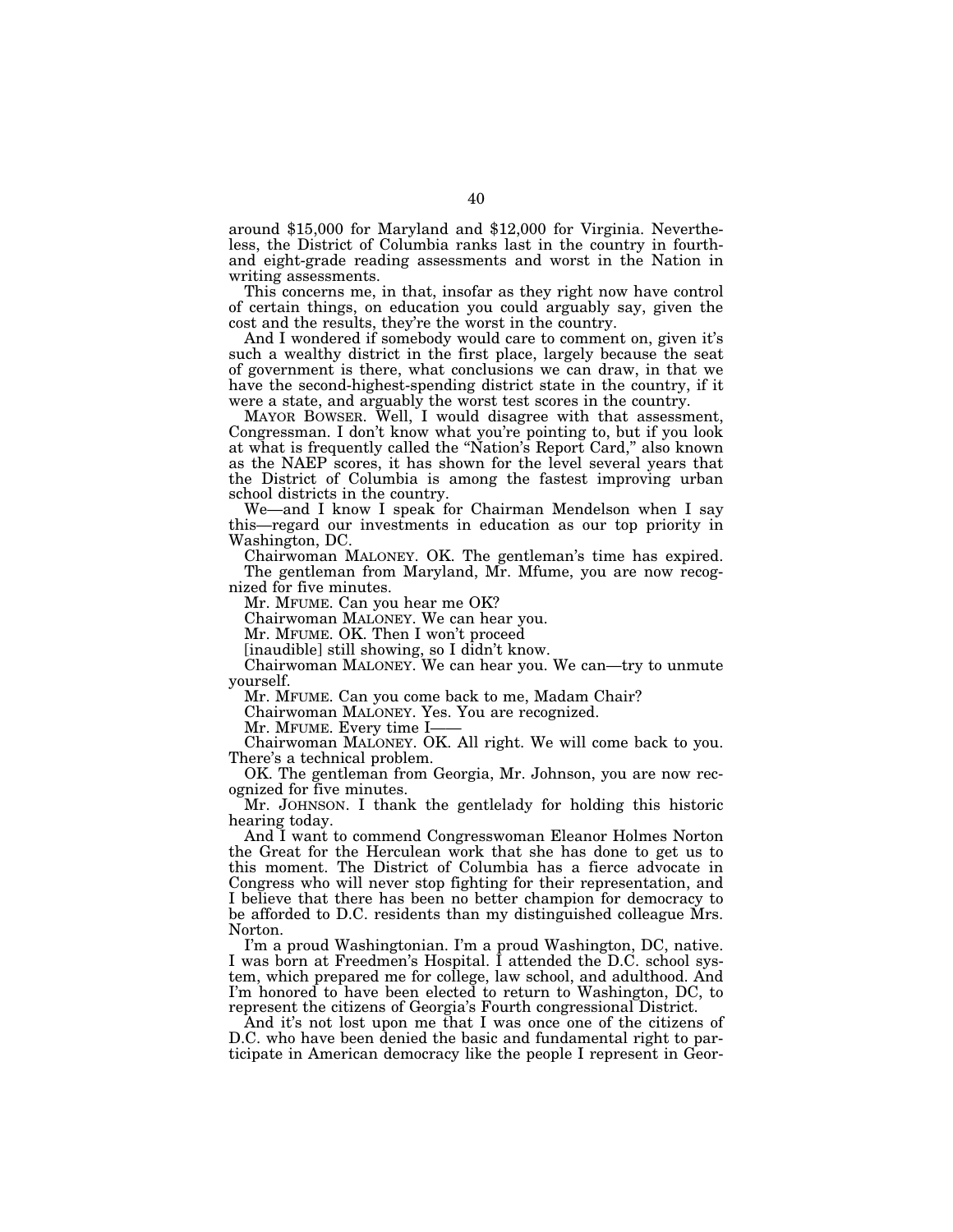around $15,000 for Maryland and $12,000 for Virginia. Nevertheless, the District of Columbia ranks last in the country in fourth- and eight-grade reading assessments and worst in the Nation in writing assessments.

This concerns me, in that, insofar as they right now have control of certain things, on education you could arguably say, given the cost and the results, they're the worst in the country.

And I wondered if somebody would care to comment on, given it's such a wealthy district in the first place, largely because the seat of government is there, what conclusions we can draw, in that we have the second-highest-spending district state in the country, if it were a state, and arguably the worst test scores in the country.

MAYOR BOWSER. Well, I would disagree with that assessment, Congressman. I don't know what you're pointing to, but if you look at what is frequently called the "Nation's Report Card," also known as the NAEP scores, it has shown for the level several years that the District of Columbia is among the fastest improving urban school districts in the country.

We—and I know I speak for Chairman Mendelson when I say this—regard our investments in education as our top priority in Washington, DC.

Chairwoman MALONEY. OK. The gentleman's time has expired.

The gentleman from Maryland, Mr. Mfume, you are now recognized for five minutes.

Mr. MFUME. Can you hear me OK?

Chairwoman MALONEY. We can hear you.

Mr. MFUME. OK. Then I won't proceed [inaudible] still showing, so I didn't know.

Chairwoman MALONEY. We can hear you. We can—try to unmute yourself.

Mr. MFUME. Can you come back to me, Madam Chair?

Chairwoman MALONEY. Yes. You are recognized.

Mr. MFUME. Every time I——

Chairwoman MALONEY. OK. All right. We will come back to you. There's a technical problem.

OK. The gentleman from Georgia, Mr. Johnson, you are now recognized for five minutes.

Mr. JOHNSON. I thank the gentlelady for holding this historic hearing today.

And I want to commend Congresswoman Eleanor Holmes Norton the Great for the Herculean work that she has done to get us to this moment. The District of Columbia has a fierce advocate in Congress who will never stop fighting for their representation, and I believe that there has been no better champion for democracy to be afforded to D.C. residents than my distinguished colleague Mrs. Norton.

I'm a proud Washingtonian. I'm a proud Washington, DC, native. I was born at Freedmen's Hospital. I attended the D.C. school system, which prepared me for college, law school, and adulthood. And I'm honored to have been elected to return to Washington, DC, to represent the citizens of Georgia's Fourth congressional District.

And it's not lost upon me that I was once one of the citizens of D.C. who have been denied the basic and fundamental right to participate in American democracy like the people I represent in Geor-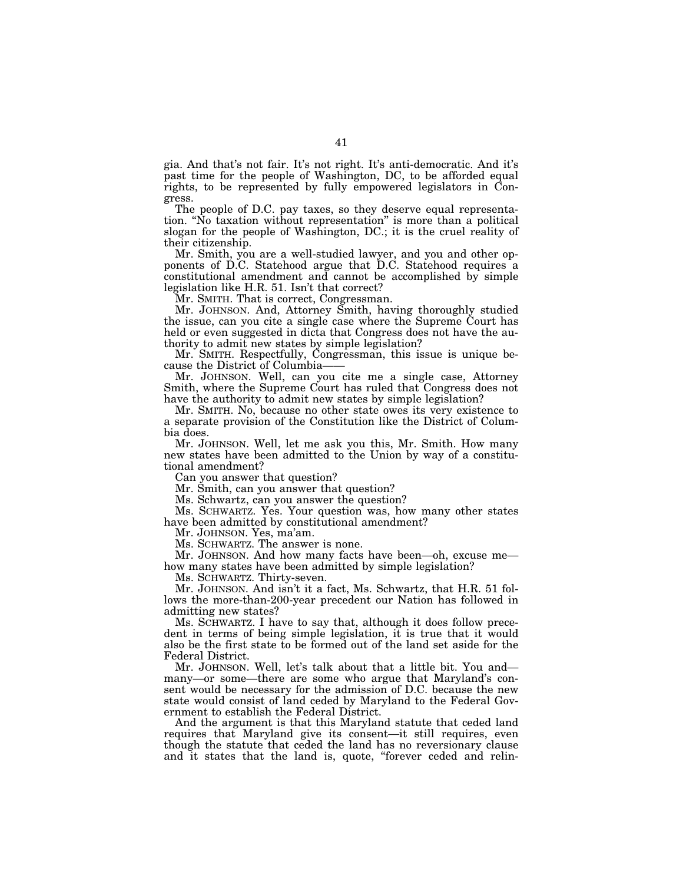gia. And that's not fair. It's not right. It's anti-democratic. And it's past time for the people of Washington, DC, to be afforded equal rights, to be represented by fully empowered legislators in Congress.

The people of D.C. pay taxes, so they deserve equal representation. "No taxation without representation" is more than a political slogan for the people of Washington, DC.; it is the cruel reality of their citizenship.

Mr. Smith, you are a well-studied lawyer, and you and other opponents of D.C. Statehood argue that D.C. Statehood requires a constitutional amendment and cannot be accomplished by simple legislation like H.R. 51. Isn't that correct?

Mr. SMITH. That is correct, Congressman.

Mr. JOHNSON. And, Attorney Smith, having thoroughly studied the issue, can you cite a single case where the Supreme Court has held or even suggested in dicta that Congress does not have the authority to admit new states by simple legislation?

Mr. SMITH. Respectfully, Congressman, this issue is unique because the District of Columbia——

Mr. JOHNSON. Well, can you cite me a single case, Attorney Smith, where the Supreme Court has ruled that Congress does not have the authority to admit new states by simple legislation?

Mr. SMITH. No, because no other state owes its very existence to a separate provision of the Constitution like the District of Columbia does.

Mr. JOHNSON. Well, let me ask you this, Mr. Smith. How many new states have been admitted to the Union by way of a constitutional amendment?

Can you answer that question?

Mr. Smith, can you answer that question?

Ms. Schwartz, can you answer the question?

Ms. SCHWARTZ. Yes. Your question was, how many other states have been admitted by constitutional amendment?

Mr. JOHNSON. Yes, ma'am.

Ms. SCHWARTZ. The answer is none.

Mr. JOHNSON. And how many facts have been—oh, excuse me—how many states have been admitted by simple legislation?

Ms. SCHWARTZ. Thirty-seven.

Mr. JOHNSON. And isn't it a fact, Ms. Schwartz, that H.R. 51 follows the more-than-200-year precedent our Nation has followed in admitting new states?

Ms. SCHWARTZ. I have to say that, although it does follow precedent in terms of being simple legislation, it is true that it would also be the first state to be formed out of the land set aside for the Federal District.

Mr. JOHNSON. Well, let's talk about that a little bit. You and—many—or some—there are some who argue that Maryland's consent would be necessary for the admission of D.C. because the new state would consist of land ceded by Maryland to the Federal Government to establish the Federal District.

And the argument is that this Maryland statute that ceded land requires that Maryland give its consent—it still requires, even though the statute that ceded the land has no reversionary clause and it states that the land is, quote, "forever ceded and relin-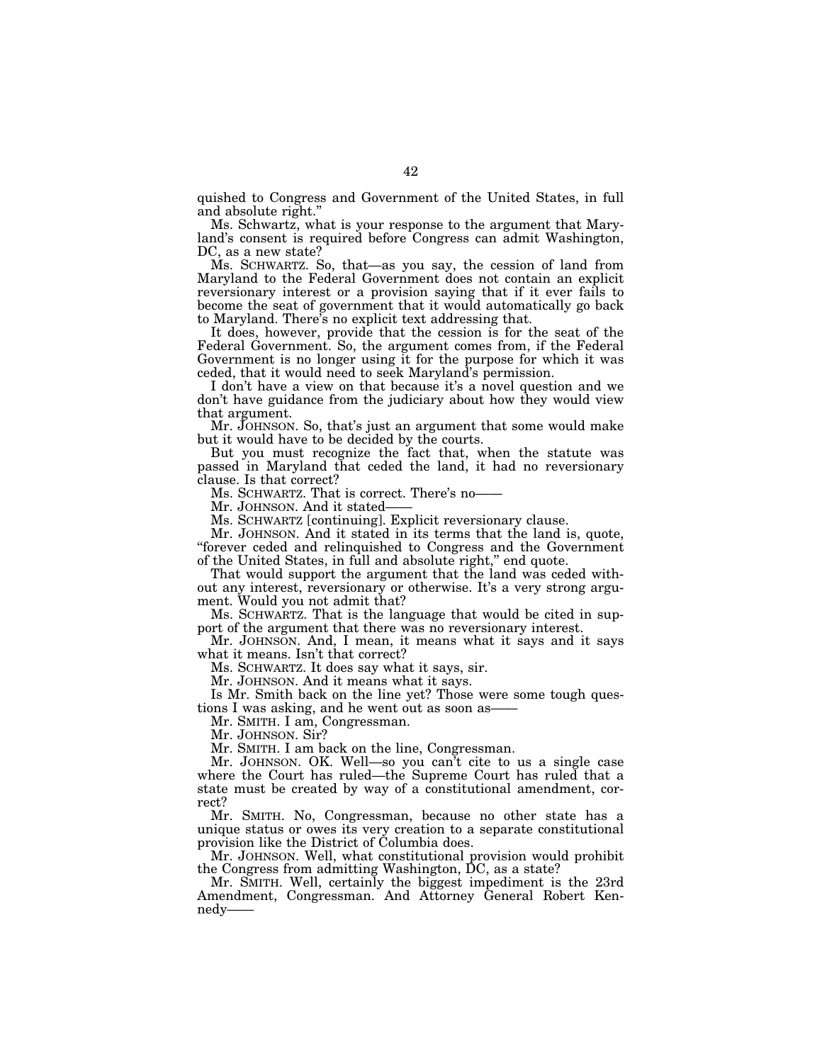quished to Congress and Government of the United States, in full and absolute right.''

Ms. Schwartz, what is your response to the argument that Maryland's consent is required before Congress can admit Washington, DC, as a new state?

Ms. SCHWARTZ. So, that—as you say, the cession of land from Maryland to the Federal Government does not contain an explicit reversionary interest or a provision saying that if it ever fails to become the seat of government that it would automatically go back to Maryland. There's no explicit text addressing that.

It does, however, provide that the cession is for the seat of the Federal Government. So, the argument comes from, if the Federal Government is no longer using it for the purpose for which it was ceded, that it would need to seek Maryland's permission.

I don't have a view on that because it's a novel question and we don't have guidance from the judiciary about how they would view that argument.

Mr. JOHNSON. So, that's just an argument that some would make but it would have to be decided by the courts.

But you must recognize the fact that, when the statute was passed in Maryland that ceded the land, it had no reversionary clause. Is that correct?

Ms. SCHWARTZ. That is correct. There's no——

Mr. JOHNSON. And it stated——

Ms. SCHWARTZ [continuing]. Explicit reversionary clause.

Mr. JOHNSON. And it stated in its terms that the land is, quote, ''forever ceded and relinquished to Congress and the Government of the United States, in full and absolute right,'' end quote.

That would support the argument that the land was ceded without any interest, reversionary or otherwise. It's a very strong argument. Would you not admit that?

Ms. SCHWARTZ. That is the language that would be cited in support of the argument that there was no reversionary interest.

Mr. JOHNSON. And, I mean, it means what it says and it says what it means. Isn't that correct?

Ms. SCHWARTZ. It does say what it says, sir.

Mr. JOHNSON. And it means what it says.

Is Mr. Smith back on the line yet? Those were some tough questions I was asking, and he went out as soon as——

Mr. SMITH. I am, Congressman.

Mr. JOHNSON. Sir?

Mr. SMITH. I am back on the line, Congressman.

Mr. JOHNSON. OK. Well—so you can't cite to us a single case where the Court has ruled—the Supreme Court has ruled that a state must be created by way of a constitutional amendment, correct?

Mr. SMITH. No, Congressman, because no other state has a unique status or owes its very creation to a separate constitutional provision like the District of Columbia does.

Mr. JOHNSON. Well, what constitutional provision would prohibit the Congress from admitting Washington, DC, as a state?

Mr. SMITH. Well, certainly the biggest impediment is the 23rd Amendment, Congressman. And Attorney General Robert Kennedy——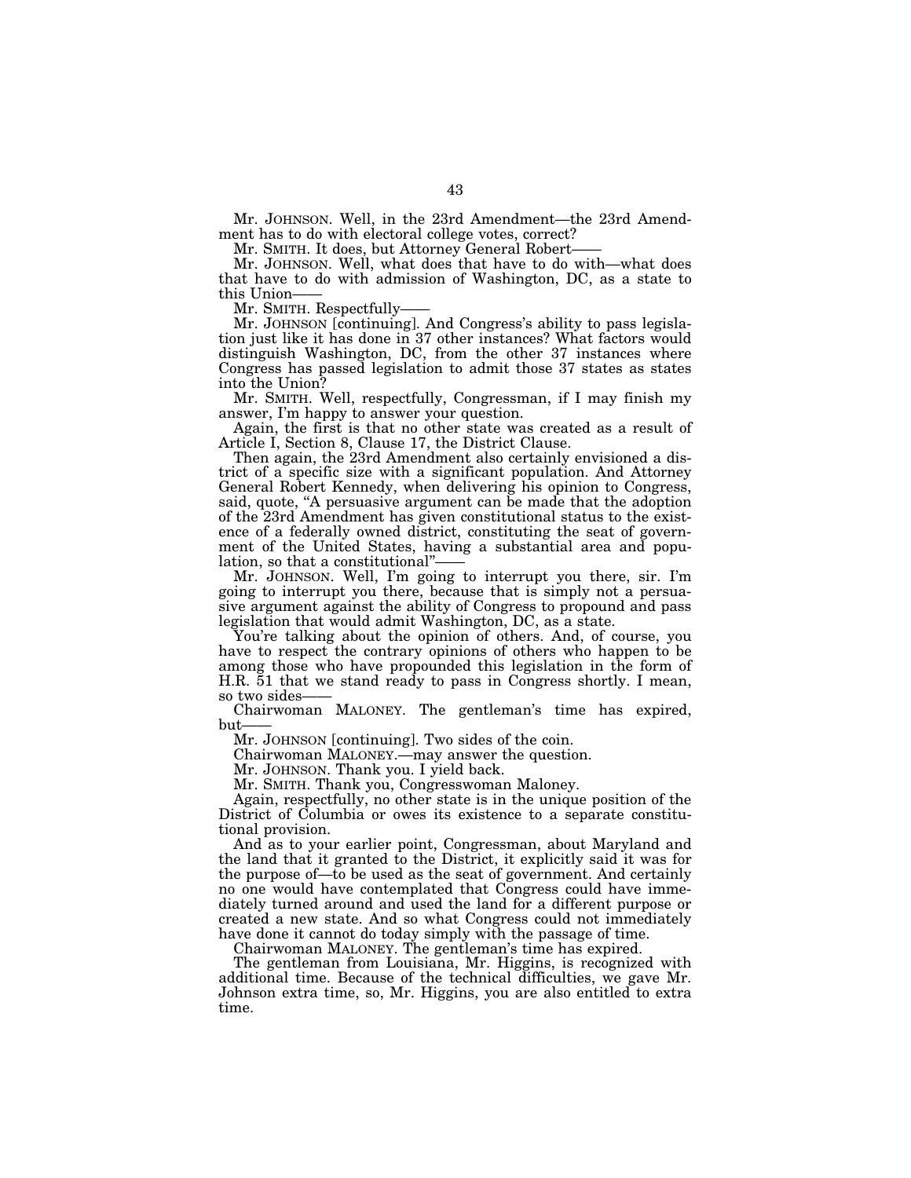Mr. JOHNSON. Well, in the 23rd Amendment—the 23rd Amendment has to do with electoral college votes, correct?

Mr. SMITH. It does, but Attorney General Robert——

Mr. JOHNSON. Well, what does that have to do with—what does that have to do with admission of Washington, DC, as a state to this Union——

Mr. SMITH. Respectfully——

Mr. JOHNSON [continuing]. And Congress's ability to pass legislation just like it has done in 37 other instances? What factors would distinguish Washington, DC, from the other 37 instances where Congress has passed legislation to admit those 37 states as states into the Union?

Mr. SMITH. Well, respectfully, Congressman, if I may finish my answer, I'm happy to answer your question.

Again, the first is that no other state was created as a result of Article I, Section 8, Clause 17, the District Clause.

Then again, the 23rd Amendment also certainly envisioned a district of a specific size with a significant population. And Attorney General Robert Kennedy, when delivering his opinion to Congress, said, quote, "A persuasive argument can be made that the adoption of the 23rd Amendment has given constitutional status to the existence of a federally owned district, constituting the seat of government of the United States, having a substantial area and population, so that a constitutional"——

Mr. JOHNSON. Well, I'm going to interrupt you there, sir. I'm going to interrupt you there, because that is simply not a persuasive argument against the ability of Congress to propound and pass legislation that would admit Washington, DC, as a state.

You're talking about the opinion of others. And, of course, you have to respect the contrary opinions of others who happen to be among those who have propounded this legislation in the form of H.R. 51 that we stand ready to pass in Congress shortly. I mean, so two sides——

Chairwoman MALONEY. The gentleman's time has expired, but——

Mr. JOHNSON [continuing]. Two sides of the coin.

Chairwoman MALONEY.—may answer the question.

Mr. JOHNSON. Thank you. I yield back.

Mr. SMITH. Thank you, Congresswoman Maloney.

Again, respectfully, no other state is in the unique position of the District of Columbia or owes its existence to a separate constitutional provision.

And as to your earlier point, Congressman, about Maryland and the land that it granted to the District, it explicitly said it was for the purpose of—to be used as the seat of government. And certainly no one would have contemplated that Congress could have immediately turned around and used the land for a different purpose or created a new state. And so what Congress could not immediately have done it cannot do today simply with the passage of time.

Chairwoman MALONEY. The gentleman's time has expired.

The gentleman from Louisiana, Mr. Higgins, is recognized with additional time. Because of the technical difficulties, we gave Mr. Johnson extra time, so, Mr. Higgins, you are also entitled to extra time.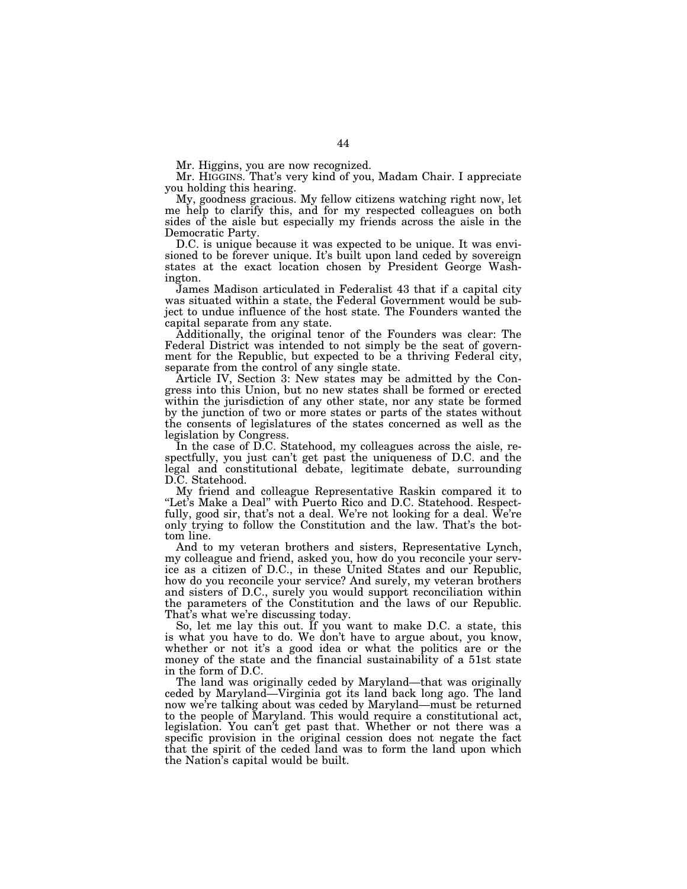Mr. Higgins, you are now recognized.

Mr. HIGGINS. That's very kind of you, Madam Chair. I appreciate you holding this hearing.

My, goodness gracious. My fellow citizens watching right now, let me help to clarify this, and for my respected colleagues on both sides of the aisle but especially my friends across the aisle in the Democratic Party.

D.C. is unique because it was expected to be unique. It was envisioned to be forever unique. It's built upon land ceded by sovereign states at the exact location chosen by President George Washington.

James Madison articulated in Federalist 43 that if a capital city was situated within a state, the Federal Government would be subject to undue influence of the host state. The Founders wanted the capital separate from any state.

Additionally, the original tenor of the Founders was clear: The Federal District was intended to not simply be the seat of government for the Republic, but expected to be a thriving Federal city, separate from the control of any single state.

Article IV, Section 3: New states may be admitted by the Congress into this Union, but no new states shall be formed or erected within the jurisdiction of any other state, nor any state be formed by the junction of two or more states or parts of the states without the consents of legislatures of the states concerned as well as the legislation by Congress.

In the case of D.C. Statehood, my colleagues across the aisle, respectfully, you just can't get past the uniqueness of D.C. and the legal and constitutional debate, legitimate debate, surrounding D.C. Statehood.

My friend and colleague Representative Raskin compared it to "Let's Make a Deal" with Puerto Rico and D.C. Statehood. Respectfully, good sir, that's not a deal. We're not looking for a deal. We're only trying to follow the Constitution and the law. That's the bottom line.

And to my veteran brothers and sisters, Representative Lynch, my colleague and friend, asked you, how do you reconcile your service as a citizen of D.C., in these United States and our Republic, how do you reconcile your service? And surely, my veteran brothers and sisters of D.C., surely you would support reconciliation within the parameters of the Constitution and the laws of our Republic. That's what we're discussing today.

So, let me lay this out. If you want to make D.C. a state, this is what you have to do. We don't have to argue about, you know, whether or not it's a good idea or what the politics are or the money of the state and the financial sustainability of a 51st state in the form of D.C.

The land was originally ceded by Maryland—that was originally ceded by Maryland—Virginia got its land back long ago. The land now we're talking about was ceded by Maryland—must be returned to the people of Maryland. This would require a constitutional act, legislation. You can't get past that. Whether or not there was a specific provision in the original cession does not negate the fact that the spirit of the ceded land was to form the land upon which the Nation's capital would be built.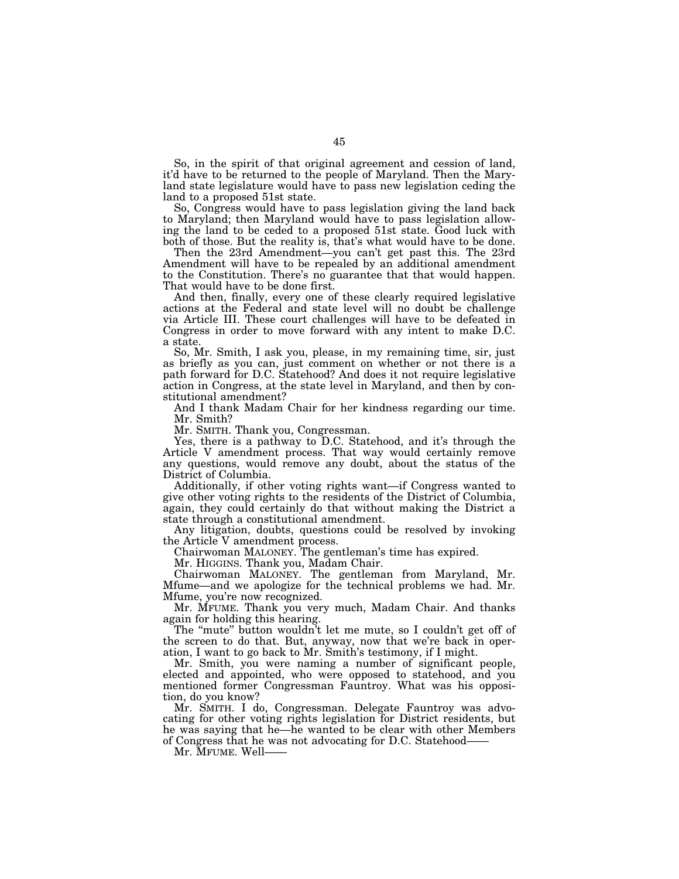So, in the spirit of that original agreement and cession of land, it'd have to be returned to the people of Maryland. Then the Maryland state legislature would have to pass new legislation ceding the land to a proposed 51st state.

So, Congress would have to pass legislation giving the land back to Maryland; then Maryland would have to pass legislation allowing the land to be ceded to a proposed 51st state. Good luck with both of those. But the reality is, that's what would have to be done.

Then the 23rd Amendment—you can't get past this. The 23rd Amendment will have to be repealed by an additional amendment to the Constitution. There's no guarantee that that would happen. That would have to be done first.

And then, finally, every one of these clearly required legislative actions at the Federal and state level will no doubt be challenge via Article III. These court challenges will have to be defeated in Congress in order to move forward with any intent to make D.C. a state.

So, Mr. Smith, I ask you, please, in my remaining time, sir, just as briefly as you can, just comment on whether or not there is a path forward for D.C. Statehood? And does it not require legislative action in Congress, at the state level in Maryland, and then by constitutional amendment?

And I thank Madam Chair for her kindness regarding our time. Mr. Smith?

Mr. SMITH. Thank you, Congressman.

Yes, there is a pathway to D.C. Statehood, and it's through the Article V amendment process. That way would certainly remove any questions, would remove any doubt, about the status of the District of Columbia.

Additionally, if other voting rights want—if Congress wanted to give other voting rights to the residents of the District of Columbia, again, they could certainly do that without making the District a state through a constitutional amendment.

Any litigation, doubts, questions could be resolved by invoking the Article V amendment process.

Chairwoman MALONEY. The gentleman's time has expired.

Mr. HIGGINS. Thank you, Madam Chair.

Chairwoman MALONEY. The gentleman from Maryland, Mr. Mfume—and we apologize for the technical problems we had. Mr. Mfume, you're now recognized.

Mr. MFUME. Thank you very much, Madam Chair. And thanks again for holding this hearing.

The "mute" button wouldn't let me mute, so I couldn't get off of the screen to do that. But, anyway, now that we're back in operation, I want to go back to Mr. Smith's testimony, if I might.

Mr. Smith, you were naming a number of significant people, elected and appointed, who were opposed to statehood, and you mentioned former Congressman Fauntroy. What was his opposition, do you know?

Mr. SMITH. I do, Congressman. Delegate Fauntroy was advocating for other voting rights legislation for District residents, but he was saying that he—he wanted to be clear with other Members of Congress that he was not advocating for D.C. Statehood——

Mr. MFUME. Well——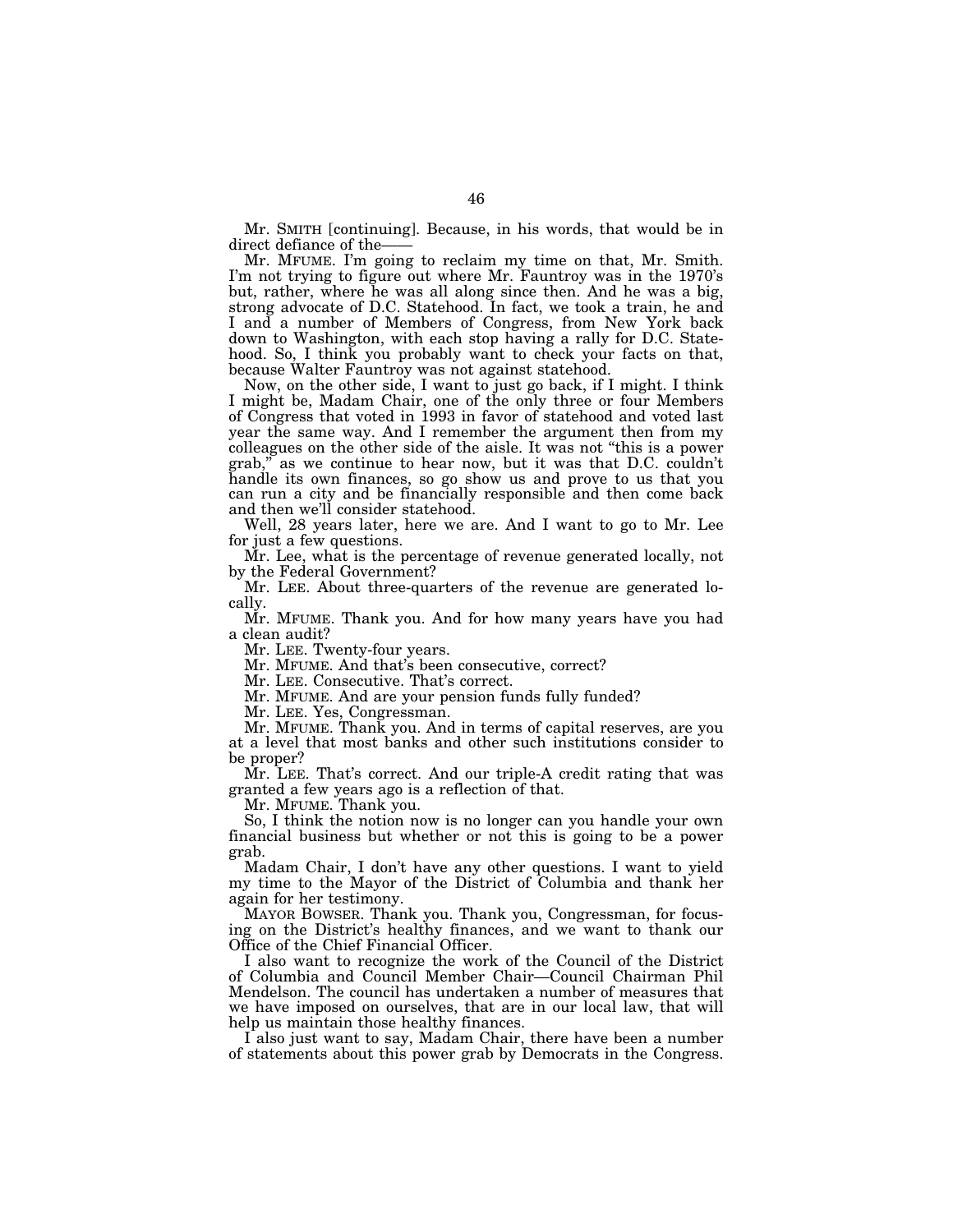Mr. SMITH [continuing]. Because, in his words, that would be in direct defiance of the——

Mr. MFUME. I'm going to reclaim my time on that, Mr. Smith. I'm not trying to figure out where Mr. Fauntroy was in the 1970's but, rather, where he was all along since then. And he was a big, strong advocate of D.C. Statehood. In fact, we took a train, he and I and a number of Members of Congress, from New York back down to Washington, with each stop having a rally for D.C. Statehood. So, I think you probably want to check your facts on that, because Walter Fauntroy was not against statehood.

Now, on the other side, I want to just go back, if I might. I think I might be, Madam Chair, one of the only three or four Members of Congress that voted in 1993 in favor of statehood and voted last year the same way. And I remember the argument then from my colleagues on the other side of the aisle. It was not "this is a power grab," as we continue to hear now, but it was that D.C. couldn't handle its own finances, so go show us and prove to us that you can run a city and be financially responsible and then come back and then we'll consider statehood.

Well, 28 years later, here we are. And I want to go to Mr. Lee for just a few questions.

Mr. Lee, what is the percentage of revenue generated locally, not by the Federal Government?

Mr. LEE. About three-quarters of the revenue are generated locally.

Mr. MFUME. Thank you. And for how many years have you had a clean audit?

Mr. LEE. Twenty-four years.

Mr. MFUME. And that's been consecutive, correct?

Mr. LEE. Consecutive. That's correct.

Mr. MFUME. And are your pension funds fully funded?

Mr. LEE. Yes, Congressman.

Mr. MFUME. Thank you. And in terms of capital reserves, are you at a level that most banks and other such institutions consider to be proper?

Mr. LEE. That's correct. And our triple-A credit rating that was granted a few years ago is a reflection of that.

Mr. MFUME. Thank you.

So, I think the notion now is no longer can you handle your own financial business but whether or not this is going to be a power grab.

Madam Chair, I don't have any other questions. I want to yield my time to the Mayor of the District of Columbia and thank her again for her testimony.

MAYOR BOWSER. Thank you. Thank you, Congressman, for focusing on the District's healthy finances, and we want to thank our Office of the Chief Financial Officer.

I also want to recognize the work of the Council of the District of Columbia and Council Member Chair—Council Chairman Phil Mendelson. The council has undertaken a number of measures that we have imposed on ourselves, that are in our local law, that will help us maintain those healthy finances.

I also just want to say, Madam Chair, there have been a number of statements about this power grab by Democrats in the Congress.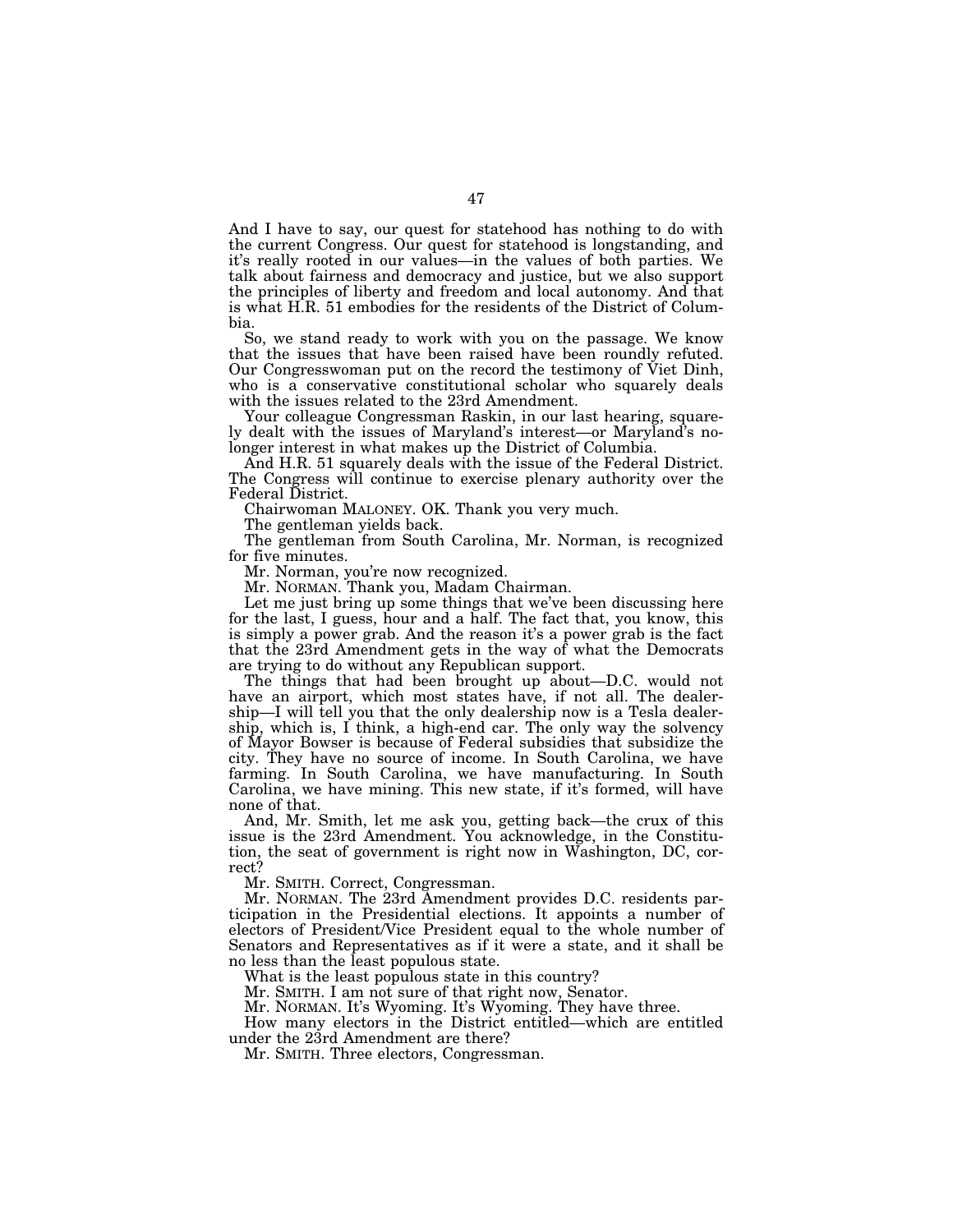And I have to say, our quest for statehood has nothing to do with the current Congress. Our quest for statehood is longstanding, and it's really rooted in our values—in the values of both parties. We talk about fairness and democracy and justice, but we also support the principles of liberty and freedom and local autonomy. And that is what H.R. 51 embodies for the residents of the District of Columbia.

So, we stand ready to work with you on the passage. We know that the issues that have been raised have been roundly refuted. Our Congresswoman put on the record the testimony of Viet Dinh, who is a conservative constitutional scholar who squarely deals with the issues related to the 23rd Amendment.

Your colleague Congressman Raskin, in our last hearing, squarely dealt with the issues of Maryland's interest—or Maryland's no-longer interest in what makes up the District of Columbia.

And H.R. 51 squarely deals with the issue of the Federal District. The Congress will continue to exercise plenary authority over the Federal District.

Chairwoman MALONEY. OK. Thank you very much.

The gentleman yields back.

The gentleman from South Carolina, Mr. Norman, is recognized for five minutes.

Mr. Norman, you're now recognized.

Mr. NORMAN. Thank you, Madam Chairman.

Let me just bring up some things that we've been discussing here for the last, I guess, hour and a half. The fact that, you know, this is simply a power grab. And the reason it's a power grab is the fact that the 23rd Amendment gets in the way of what the Democrats are trying to do without any Republican support.

The things that had been brought up about—D.C. would not have an airport, which most states have, if not all. The dealership—I will tell you that the only dealership now is a Tesla dealership, which is, I think, a high-end car. The only way the solvency of Mayor Bowser is because of Federal subsidies that subsidize the city. They have no source of income. In South Carolina, we have farming. In South Carolina, we have manufacturing. In South Carolina, we have mining. This new state, if it's formed, will have none of that.

And, Mr. Smith, let me ask you, getting back—the crux of this issue is the 23rd Amendment. You acknowledge, in the Constitution, the seat of government is right now in Washington, DC, correct?

Mr. SMITH. Correct, Congressman.

Mr. NORMAN. The 23rd Amendment provides D.C. residents participation in the Presidential elections. It appoints a number of electors of President/Vice President equal to the whole number of Senators and Representatives as if it were a state, and it shall be no less than the least populous state.

What is the least populous state in this country?

Mr. SMITH. I am not sure of that right now, Senator.

Mr. NORMAN. It's Wyoming. It's Wyoming. They have three.

How many electors in the District entitled—which are entitled under the 23rd Amendment are there?

Mr. SMITH. Three electors, Congressman.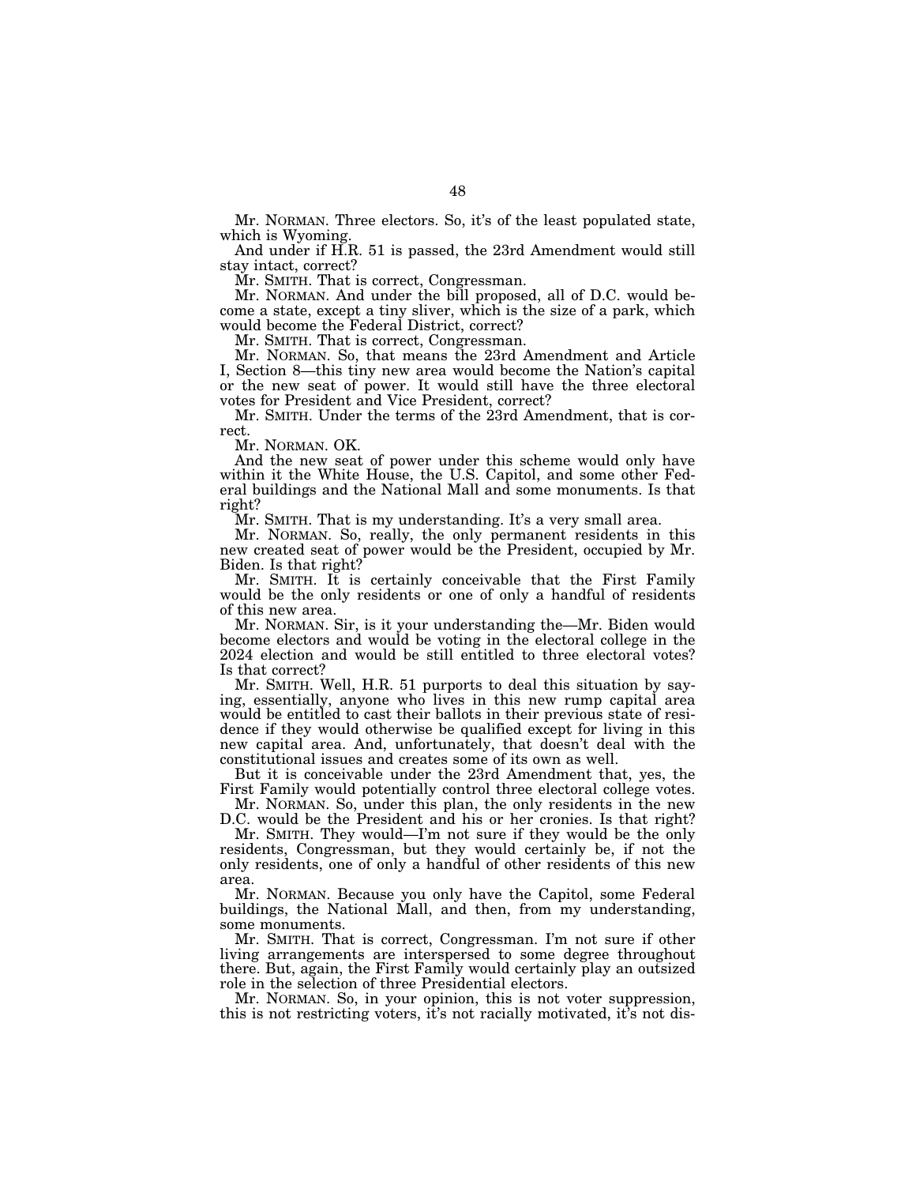Mr. NORMAN. Three electors. So, it's of the least populated state, which is Wyoming.

And under if H.R. 51 is passed, the 23rd Amendment would still stay intact, correct?

Mr. SMITH. That is correct, Congressman.

Mr. NORMAN. And under the bill proposed, all of D.C. would become a state, except a tiny sliver, which is the size of a park, which would become the Federal District, correct?

Mr. SMITH. That is correct, Congressman.

Mr. NORMAN. So, that means the 23rd Amendment and Article I, Section 8—this tiny new area would become the Nation's capital or the new seat of power. It would still have the three electoral votes for President and Vice President, correct?

Mr. SMITH. Under the terms of the 23rd Amendment, that is correct.

Mr. NORMAN. OK.

And the new seat of power under this scheme would only have within it the White House, the U.S. Capitol, and some other Federal buildings and the National Mall and some monuments. Is that right?

Mr. SMITH. That is my understanding. It's a very small area.

Mr. NORMAN. So, really, the only permanent residents in this new created seat of power would be the President, occupied by Mr. Biden. Is that right?

Mr. SMITH. It is certainly conceivable that the First Family would be the only residents or one of only a handful of residents of this new area.

Mr. NORMAN. Sir, is it your understanding the—Mr. Biden would become electors and would be voting in the electoral college in the 2024 election and would be still entitled to three electoral votes? Is that correct?

Mr. SMITH. Well, H.R. 51 purports to deal this situation by saying, essentially, anyone who lives in this new rump capital area would be entitled to cast their ballots in their previous state of residence if they would otherwise be qualified except for living in this new capital area. And, unfortunately, that doesn't deal with the constitutional issues and creates some of its own as well.

But it is conceivable under the 23rd Amendment that, yes, the First Family would potentially control three electoral college votes.

Mr. NORMAN. So, under this plan, the only residents in the new D.C. would be the President and his or her cronies. Is that right?

Mr. SMITH. They would—I'm not sure if they would be the only residents, Congressman, but they would certainly be, if not the only residents, one of only a handful of other residents of this new area.

Mr. NORMAN. Because you only have the Capitol, some Federal buildings, the National Mall, and then, from my understanding, some monuments.

Mr. SMITH. That is correct, Congressman. I'm not sure if other living arrangements are interspersed to some degree throughout there. But, again, the First Family would certainly play an outsized role in the selection of three Presidential electors.

Mr. NORMAN. So, in your opinion, this is not voter suppression, this is not restricting voters, it's not racially motivated, it's not dis-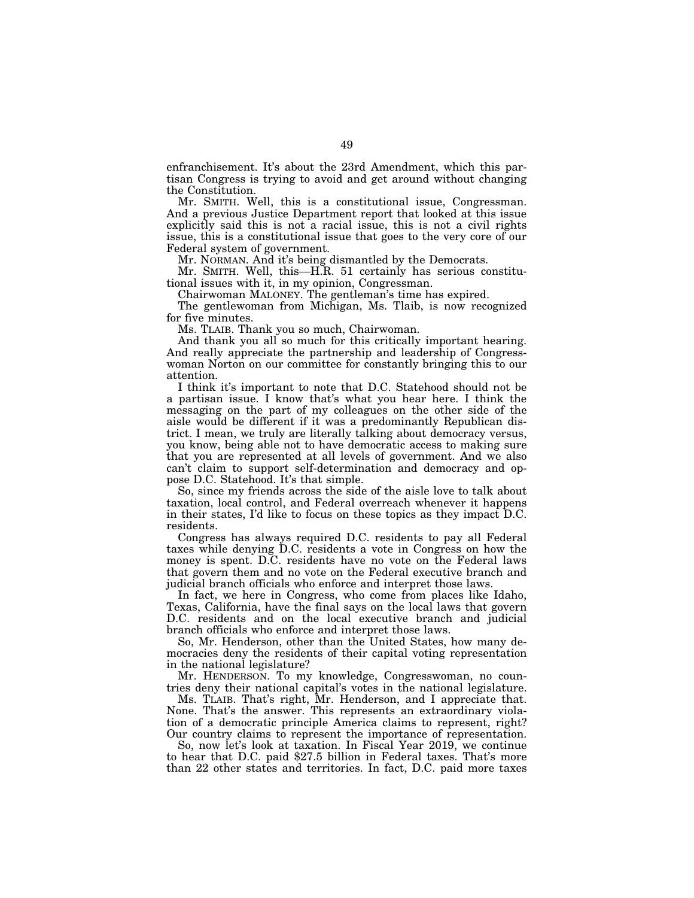enfranchisement. It's about the 23rd Amendment, which this partisan Congress is trying to avoid and get around without changing the Constitution.

Mr. SMITH. Well, this is a constitutional issue, Congressman. And a previous Justice Department report that looked at this issue explicitly said this is not a racial issue, this is not a civil rights issue, this is a constitutional issue that goes to the very core of our Federal system of government.

Mr. NORMAN. And it's being dismantled by the Democrats.

Mr. SMITH. Well, this—H.R. 51 certainly has serious constitutional issues with it, in my opinion, Congressman.

Chairwoman MALONEY. The gentleman's time has expired.

The gentlewoman from Michigan, Ms. Tlaib, is now recognized for five minutes.

Ms. TLAIB. Thank you so much, Chairwoman.

And thank you all so much for this critically important hearing. And really appreciate the partnership and leadership of Congresswoman Norton on our committee for constantly bringing this to our attention.

I think it's important to note that D.C. Statehood should not be a partisan issue. I know that's what you hear here. I think the messaging on the part of my colleagues on the other side of the aisle would be different if it was a predominantly Republican district. I mean, we truly are literally talking about democracy versus, you know, being able not to have democratic access to making sure that you are represented at all levels of government. And we also can't claim to support self-determination and democracy and oppose D.C. Statehood. It's that simple.

So, since my friends across the side of the aisle love to talk about taxation, local control, and Federal overreach whenever it happens in their states, I'd like to focus on these topics as they impact D.C. residents.

Congress has always required D.C. residents to pay all Federal taxes while denying D.C. residents a vote in Congress on how the money is spent. D.C. residents have no vote on the Federal laws that govern them and no vote on the Federal executive branch and judicial branch officials who enforce and interpret those laws.

In fact, we here in Congress, who come from places like Idaho, Texas, California, have the final says on the local laws that govern D.C. residents and on the local executive branch and judicial branch officials who enforce and interpret those laws.

So, Mr. Henderson, other than the United States, how many democracies deny the residents of their capital voting representation in the national legislature?

Mr. HENDERSON. To my knowledge, Congresswoman, no countries deny their national capital's votes in the national legislature.

Ms. TLAIB. That's right, Mr. Henderson, and I appreciate that. None. That's the answer. This represents an extraordinary violation of a democratic principle America claims to represent, right? Our country claims to represent the importance of representation.

So, now let's look at taxation. In Fiscal Year 2019, we continue to hear that D.C. paid $27.5 billion in Federal taxes. That's more than 22 other states and territories. In fact, D.C. paid more taxes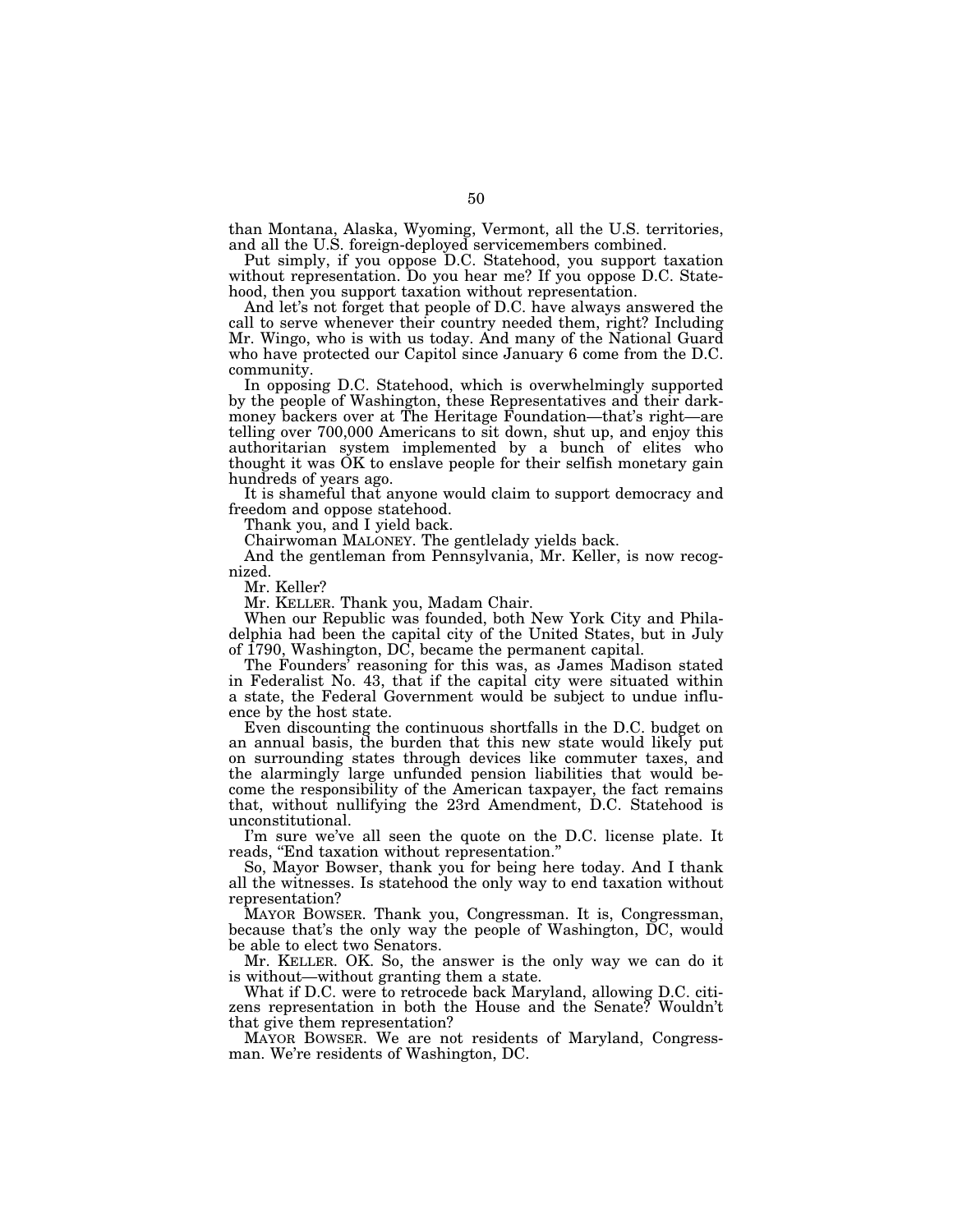than Montana, Alaska, Wyoming, Vermont, all the U.S. territories, and all the U.S. foreign-deployed servicemembers combined.

Put simply, if you oppose D.C. Statehood, you support taxation without representation. Do you hear me? If you oppose D.C. Statehood, then you support taxation without representation.

And let's not forget that people of D.C. have always answered the call to serve whenever their country needed them, right? Including Mr. Wingo, who is with us today. And many of the National Guard who have protected our Capitol since January 6 come from the D.C. community.

In opposing D.C. Statehood, which is overwhelmingly supported by the people of Washington, these Representatives and their dark-money backers over at The Heritage Foundation—that's right—are telling over 700,000 Americans to sit down, shut up, and enjoy this authoritarian system implemented by a bunch of elites who thought it was OK to enslave people for their selfish monetary gain hundreds of years ago.

It is shameful that anyone would claim to support democracy and freedom and oppose statehood.

Thank you, and I yield back.

Chairwoman MALONEY. The gentlelady yields back.

And the gentleman from Pennsylvania, Mr. Keller, is now recognized.

Mr. Keller?

Mr. KELLER. Thank you, Madam Chair.

When our Republic was founded, both New York City and Philadelphia had been the capital city of the United States, but in July of 1790, Washington, DC, became the permanent capital.

The Founders' reasoning for this was, as James Madison stated in Federalist No. 43, that if the capital city were situated within a state, the Federal Government would be subject to undue influence by the host state.

Even discounting the continuous shortfalls in the D.C. budget on an annual basis, the burden that this new state would likely put on surrounding states through devices like commuter taxes, and the alarmingly large unfunded pension liabilities that would become the responsibility of the American taxpayer, the fact remains that, without nullifying the 23rd Amendment, D.C. Statehood is unconstitutional.

I'm sure we've all seen the quote on the D.C. license plate. It reads, "End taxation without representation."

So, Mayor Bowser, thank you for being here today. And I thank all the witnesses. Is statehood the only way to end taxation without representation?

MAYOR BOWSER. Thank you, Congressman. It is, Congressman, because that's the only way the people of Washington, DC, would be able to elect two Senators.

Mr. KELLER. OK. So, the answer is the only way we can do it is without—without granting them a state.

What if D.C. were to retrocede back Maryland, allowing D.C. citizens representation in both the House and the Senate? Wouldn't that give them representation?

MAYOR BOWSER. We are not residents of Maryland, Congressman. We're residents of Washington, DC.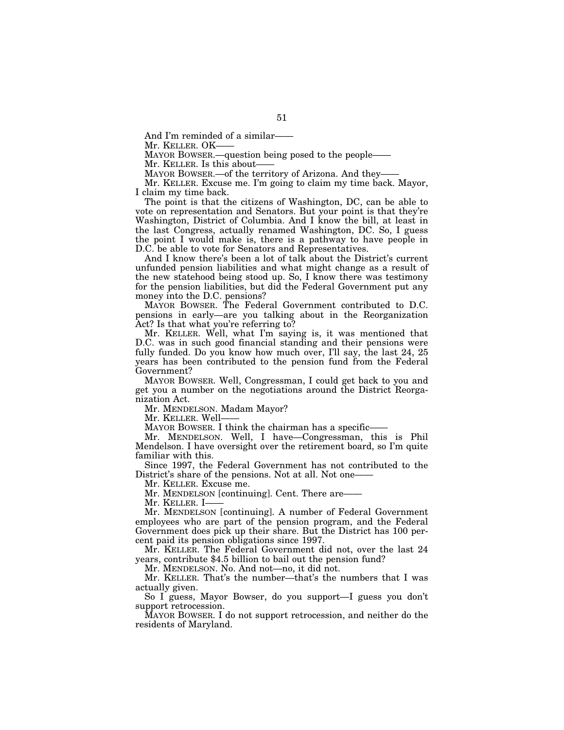And I'm reminded of a similar——

Mr. KELLER. OK——

MAYOR BOWSER.—question being posed to the people——

Mr. KELLER. Is this about——

MAYOR BOWSER.—of the territory of Arizona. And they——

Mr. KELLER. Excuse me. I'm going to claim my time back. Mayor, I claim my time back.

The point is that the citizens of Washington, DC, can be able to vote on representation and Senators. But your point is that they're Washington, District of Columbia. And I know the bill, at least in the last Congress, actually renamed Washington, DC. So, I guess the point I would make is, there is a pathway to have people in D.C. be able to vote for Senators and Representatives.

And I know there's been a lot of talk about the District's current unfunded pension liabilities and what might change as a result of the new statehood being stood up. So, I know there was testimony for the pension liabilities, but did the Federal Government put any money into the D.C. pensions?

MAYOR BOWSER. The Federal Government contributed to D.C. pensions in early—are you talking about in the Reorganization Act? Is that what you're referring to?

Mr. KELLER. Well, what I'm saying is, it was mentioned that D.C. was in such good financial standing and their pensions were fully funded. Do you know how much over, I'll say, the last 24, 25 years has been contributed to the pension fund from the Federal Government?

MAYOR BOWSER. Well, Congressman, I could get back to you and get you a number on the negotiations around the District Reorganization Act.

Mr. MENDELSON. Madam Mayor?

Mr. KELLER. Well——

MAYOR BOWSER. I think the chairman has a specific——

Mr. MENDELSON. Well, I have—Congressman, this is Phil Mendelson. I have oversight over the retirement board, so I'm quite familiar with this.

Since 1997, the Federal Government has not contributed to the District's share of the pensions. Not at all. Not one——

Mr. KELLER. Excuse me.

Mr. MENDELSON [continuing]. Cent. There are——

Mr. KELLER. I——

Mr. MENDELSON [continuing]. A number of Federal Government employees who are part of the pension program, and the Federal Government does pick up their share. But the District has 100 percent paid its pension obligations since 1997.

Mr. KELLER. The Federal Government did not, over the last 24 years, contribute $4.5 billion to bail out the pension fund?

Mr. MENDELSON. No. And not—no, it did not.

Mr. KELLER. That's the number—that's the numbers that I was actually given.

So I guess, Mayor Bowser, do you support—I guess you don't support retrocession.

MAYOR BOWSER. I do not support retrocession, and neither do the residents of Maryland.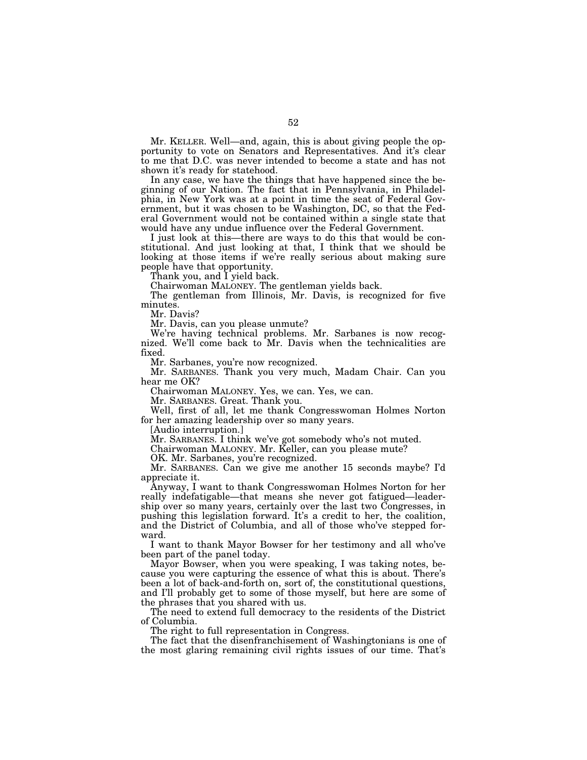Mr. KELLER. Well—and, again, this is about giving people the opportunity to vote on Senators and Representatives. And it's clear to me that D.C. was never intended to become a state and has not shown it's ready for statehood.

In any case, we have the things that have happened since the beginning of our Nation. The fact that in Pennsylvania, in Philadelphia, in New York was at a point in time the seat of Federal Government, but it was chosen to be Washington, DC, so that the Federal Government would not be contained within a single state that would have any undue influence over the Federal Government.

I just look at this—there are ways to do this that would be constitutional. And just looking at that, I think that we should be looking at those items if we're really serious about making sure people have that opportunity.

Thank you, and I yield back.

Chairwoman MALONEY. The gentleman yields back.

The gentleman from Illinois, Mr. Davis, is recognized for five minutes.

Mr. Davis?

Mr. Davis, can you please unmute?

We're having technical problems. Mr. Sarbanes is now recognized. We'll come back to Mr. Davis when the technicalities are fixed.

Mr. Sarbanes, you're now recognized.

Mr. SARBANES. Thank you very much, Madam Chair. Can you hear me OK?

Chairwoman MALONEY. Yes, we can. Yes, we can.

Mr. SARBANES. Great. Thank you.

Well, first of all, let me thank Congresswoman Holmes Norton for her amazing leadership over so many years.

[Audio interruption.]

Mr. SARBANES. I think we've got somebody who's not muted.

Chairwoman MALONEY. Mr. Keller, can you please mute?

OK. Mr. Sarbanes, you're recognized.

Mr. SARBANES. Can we give me another 15 seconds maybe? I'd appreciate it.

Anyway, I want to thank Congresswoman Holmes Norton for her really indefatigable—that means she never got fatigued—leadership over so many years, certainly over the last two Congresses, in pushing this legislation forward. It's a credit to her, the coalition, and the District of Columbia, and all of those who've stepped forward.

I want to thank Mayor Bowser for her testimony and all who've been part of the panel today.

Mayor Bowser, when you were speaking, I was taking notes, because you were capturing the essence of what this is about. There's been a lot of back-and-forth on, sort of, the constitutional questions, and I'll probably get to some of those myself, but here are some of the phrases that you shared with us.

The need to extend full democracy to the residents of the District of Columbia.

The right to full representation in Congress.

The fact that the disenfranchisement of Washingtonians is one of the most glaring remaining civil rights issues of our time. That's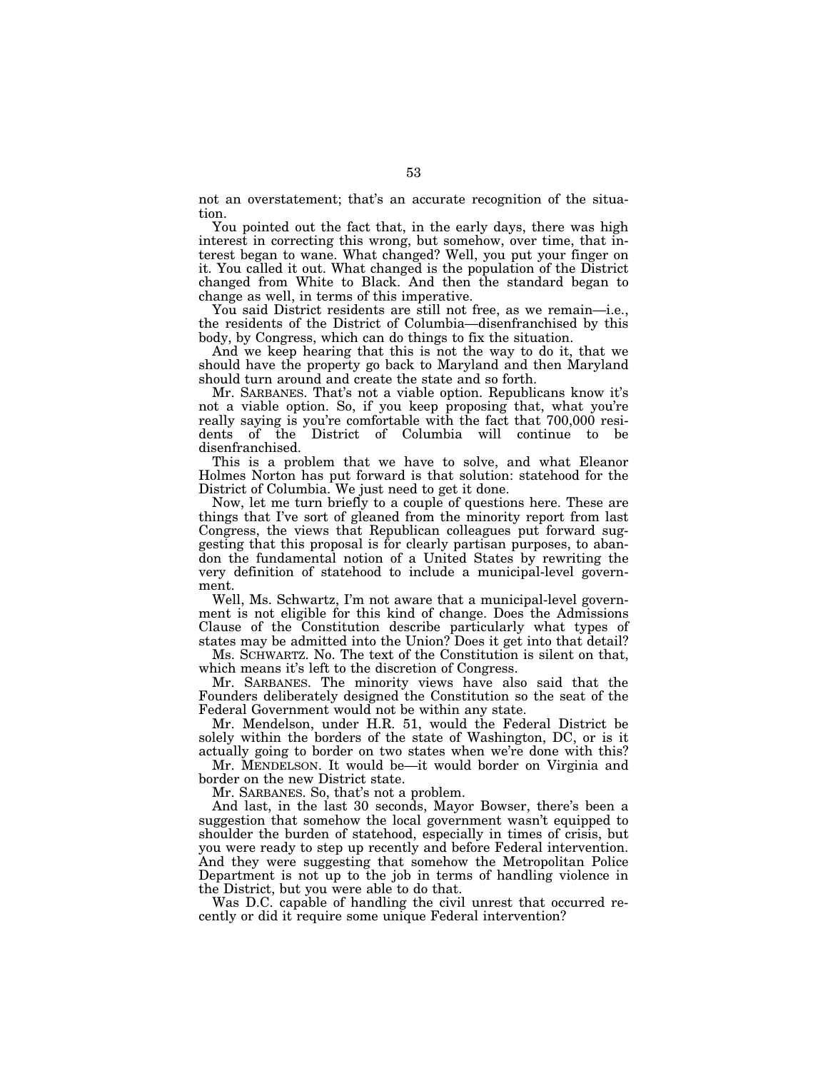not an overstatement; that's an accurate recognition of the situation.

You pointed out the fact that, in the early days, there was high interest in correcting this wrong, but somehow, over time, that interest began to wane. What changed? Well, you put your finger on it. You called it out. What changed is the population of the District changed from White to Black. And then the standard began to change as well, in terms of this imperative.

You said District residents are still not free, as we remain—i.e., the residents of the District of Columbia—disenfranchised by this body, by Congress, which can do things to fix the situation.

And we keep hearing that this is not the way to do it, that we should have the property go back to Maryland and then Maryland should turn around and create the state and so forth.

Mr. SARBANES. That's not a viable option. Republicans know it's not a viable option. So, if you keep proposing that, what you're really saying is you're comfortable with the fact that 700,000 residents of the District of Columbia will continue to be disenfranchised.

This is a problem that we have to solve, and what Eleanor Holmes Norton has put forward is that solution: statehood for the District of Columbia. We just need to get it done.

Now, let me turn briefly to a couple of questions here. These are things that I've sort of gleaned from the minority report from last Congress, the views that Republican colleagues put forward suggesting that this proposal is for clearly partisan purposes, to abandon the fundamental notion of a United States by rewriting the very definition of statehood to include a municipal-level government.

Well, Ms. Schwartz, I'm not aware that a municipal-level government is not eligible for this kind of change. Does the Admissions Clause of the Constitution describe particularly what types of states may be admitted into the Union? Does it get into that detail?

Ms. SCHWARTZ. No. The text of the Constitution is silent on that, which means it's left to the discretion of Congress.

Mr. SARBANES. The minority views have also said that the Founders deliberately designed the Constitution so the seat of the Federal Government would not be within any state.

Mr. Mendelson, under H.R. 51, would the Federal District be solely within the borders of the state of Washington, DC, or is it actually going to border on two states when we're done with this?

Mr. MENDELSON. It would be—it would border on Virginia and border on the new District state.

Mr. SARBANES. So, that's not a problem.

And last, in the last 30 seconds, Mayor Bowser, there's been a suggestion that somehow the local government wasn't equipped to shoulder the burden of statehood, especially in times of crisis, but you were ready to step up recently and before Federal intervention. And they were suggesting that somehow the Metropolitan Police Department is not up to the job in terms of handling violence in the District, but you were able to do that.

Was D.C. capable of handling the civil unrest that occurred recently or did it require some unique Federal intervention?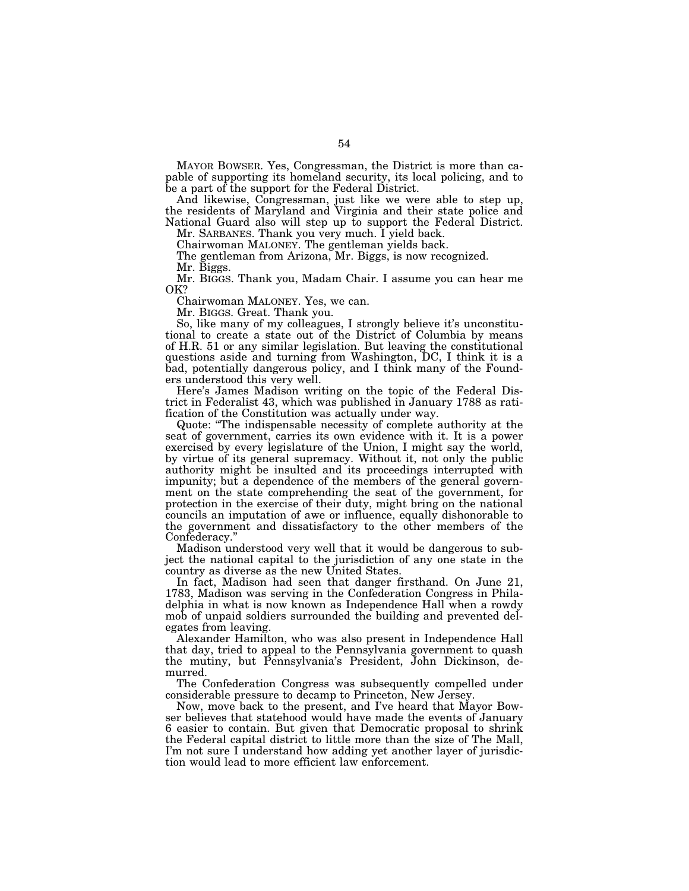MAYOR BOWSER. Yes, Congressman, the District is more than capable of supporting its homeland security, its local policing, and to be a part of the support for the Federal District.

And likewise, Congressman, just like we were able to step up, the residents of Maryland and Virginia and their state police and National Guard also will step up to support the Federal District.

Mr. SARBANES. Thank you very much. I yield back.

Chairwoman MALONEY. The gentleman yields back.

The gentleman from Arizona, Mr. Biggs, is now recognized.

Mr. Biggs.

Mr. BIGGS. Thank you, Madam Chair. I assume you can hear me OK?

Chairwoman MALONEY. Yes, we can.

Mr. BIGGS. Great. Thank you.

So, like many of my colleagues, I strongly believe it's unconstitutional to create a state out of the District of Columbia by means of H.R. 51 or any similar legislation. But leaving the constitutional questions aside and turning from Washington, DC, I think it is a bad, potentially dangerous policy, and I think many of the Founders understood this very well.

Here's James Madison writing on the topic of the Federal District in Federalist 43, which was published in January 1788 as ratification of the Constitution was actually under way.

Quote: "The indispensable necessity of complete authority at the seat of government, carries its own evidence with it. It is a power exercised by every legislature of the Union, I might say the world, by virtue of its general supremacy. Without it, not only the public authority might be insulted and its proceedings interrupted with impunity; but a dependence of the members of the general government on the state comprehending the seat of the government, for protection in the exercise of their duty, might bring on the national councils an imputation of awe or influence, equally dishonorable to the government and dissatisfactory to the other members of the Confederacy."

Madison understood very well that it would be dangerous to subject the national capital to the jurisdiction of any one state in the country as diverse as the new United States.

In fact, Madison had seen that danger firsthand. On June 21, 1783, Madison was serving in the Confederation Congress in Philadelphia in what is now known as Independence Hall when a rowdy mob of unpaid soldiers surrounded the building and prevented delegates from leaving.

Alexander Hamilton, who was also present in Independence Hall that day, tried to appeal to the Pennsylvania government to quash the mutiny, but Pennsylvania's President, John Dickinson, demurred.

The Confederation Congress was subsequently compelled under considerable pressure to decamp to Princeton, New Jersey.

Now, move back to the present, and I've heard that Mayor Bowser believes that statehood would have made the events of January 6 easier to contain. But given that Democratic proposal to shrink the Federal capital district to little more than the size of The Mall, I'm not sure I understand how adding yet another layer of jurisdiction would lead to more efficient law enforcement.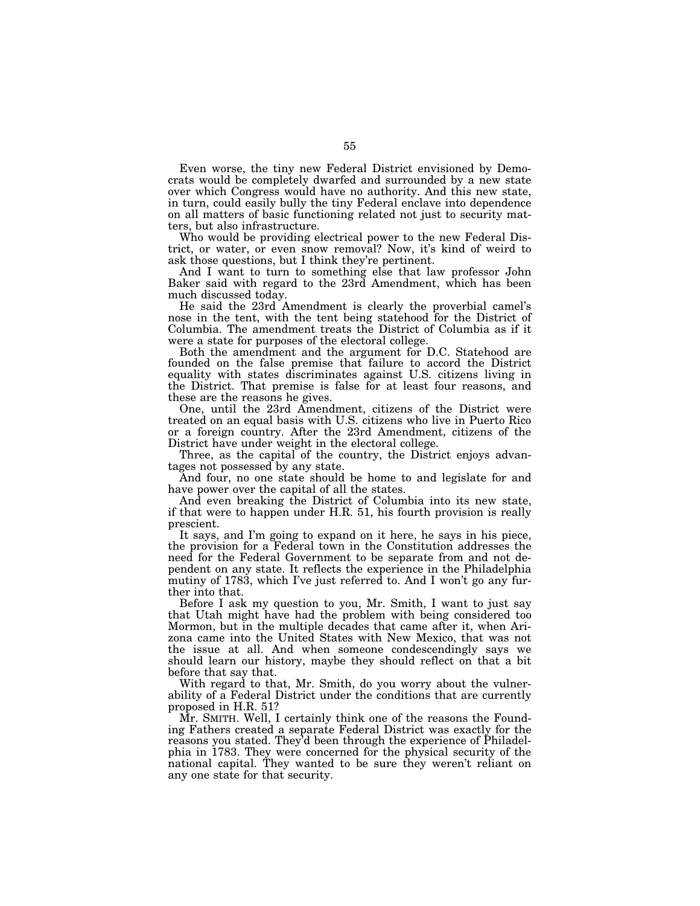Even worse, the tiny new Federal District envisioned by Democrats would be completely dwarfed and surrounded by a new state over which Congress would have no authority. And this new state, in turn, could easily bully the tiny Federal enclave into dependence on all matters of basic functioning related not just to security matters, but also infrastructure.

Who would be providing electrical power to the new Federal District, or water, or even snow removal? Now, it's kind of weird to ask those questions, but I think they're pertinent.

And I want to turn to something else that law professor John Baker said with regard to the 23rd Amendment, which has been much discussed today.

He said the 23rd Amendment is clearly the proverbial camel's nose in the tent, with the tent being statehood for the District of Columbia. The amendment treats the District of Columbia as if it were a state for purposes of the electoral college.

Both the amendment and the argument for D.C. Statehood are founded on the false premise that failure to accord the District equality with states discriminates against U.S. citizens living in the District. That premise is false for at least four reasons, and these are the reasons he gives.

One, until the 23rd Amendment, citizens of the District were treated on an equal basis with U.S. citizens who live in Puerto Rico or a foreign country. After the 23rd Amendment, citizens of the District have under weight in the electoral college.

Three, as the capital of the country, the District enjoys advantages not possessed by any state.

And four, no one state should be home to and legislate for and have power over the capital of all the states.

And even breaking the District of Columbia into its new state, if that were to happen under H.R. 51, his fourth provision is really prescient.

It says, and I'm going to expand on it here, he says in his piece, the provision for a Federal town in the Constitution addresses the need for the Federal Government to be separate from and not dependent on any state. It reflects the experience in the Philadelphia mutiny of 1783, which I've just referred to. And I won't go any further into that.

Before I ask my question to you, Mr. Smith, I want to just say that Utah might have had the problem with being considered too Mormon, but in the multiple decades that came after it, when Arizona came into the United States with New Mexico, that was not the issue at all. And when someone condescendingly says we should learn our history, maybe they should reflect on that a bit before that say that.

With regard to that, Mr. Smith, do you worry about the vulnerability of a Federal District under the conditions that are currently proposed in H.R. 51?

Mr. SMITH. Well, I certainly think one of the reasons the Founding Fathers created a separate Federal District was exactly for the reasons you stated. They'd been through the experience of Philadelphia in 1783. They were concerned for the physical security of the national capital. They wanted to be sure they weren't reliant on any one state for that security.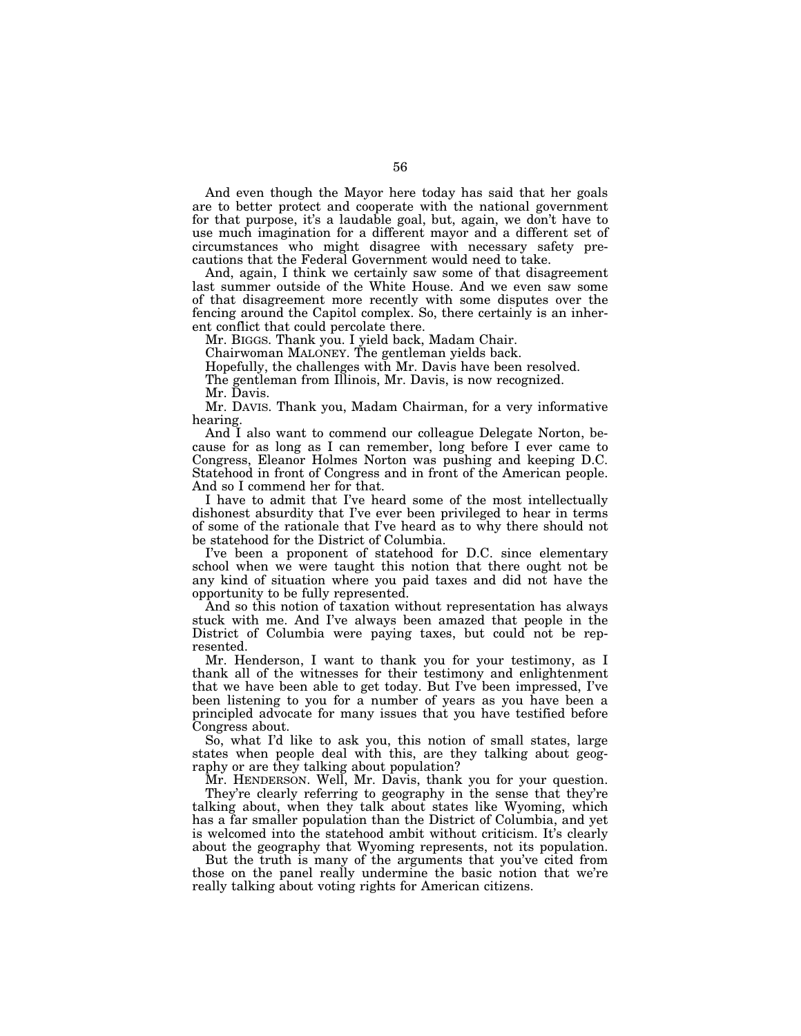And even though the Mayor here today has said that her goals are to better protect and cooperate with the national government for that purpose, it's a laudable goal, but, again, we don't have to use much imagination for a different mayor and a different set of circumstances who might disagree with necessary safety precautions that the Federal Government would need to take.

And, again, I think we certainly saw some of that disagreement last summer outside of the White House. And we even saw some of that disagreement more recently with some disputes over the fencing around the Capitol complex. So, there certainly is an inherent conflict that could percolate there.

Mr. BIGGS. Thank you. I yield back, Madam Chair.

Chairwoman MALONEY. The gentleman yields back.

Hopefully, the challenges with Mr. Davis have been resolved.

The gentleman from Illinois, Mr. Davis, is now recognized.

Mr. Davis.

Mr. DAVIS. Thank you, Madam Chairman, for a very informative hearing.

And I also want to commend our colleague Delegate Norton, because for as long as I can remember, long before I ever came to Congress, Eleanor Holmes Norton was pushing and keeping D.C. Statehood in front of Congress and in front of the American people. And so I commend her for that.

I have to admit that I've heard some of the most intellectually dishonest absurdity that I've ever been privileged to hear in terms of some of the rationale that I've heard as to why there should not be statehood for the District of Columbia.

I've been a proponent of statehood for D.C. since elementary school when we were taught this notion that there ought not be any kind of situation where you paid taxes and did not have the opportunity to be fully represented.

And so this notion of taxation without representation has always stuck with me. And I've always been amazed that people in the District of Columbia were paying taxes, but could not be represented.

Mr. Henderson, I want to thank you for your testimony, as I thank all of the witnesses for their testimony and enlightenment that we have been able to get today. But I've been impressed, I've been listening to you for a number of years as you have been a principled advocate for many issues that you have testified before Congress about.

So, what I'd like to ask you, this notion of small states, large states when people deal with this, are they talking about geography or are they talking about population?

Mr. HENDERSON. Well, Mr. Davis, thank you for your question.

They're clearly referring to geography in the sense that they're talking about, when they talk about states like Wyoming, which has a far smaller population than the District of Columbia, and yet is welcomed into the statehood ambit without criticism. It's clearly about the geography that Wyoming represents, not its population.

But the truth is many of the arguments that you've cited from those on the panel really undermine the basic notion that we're really talking about voting rights for American citizens.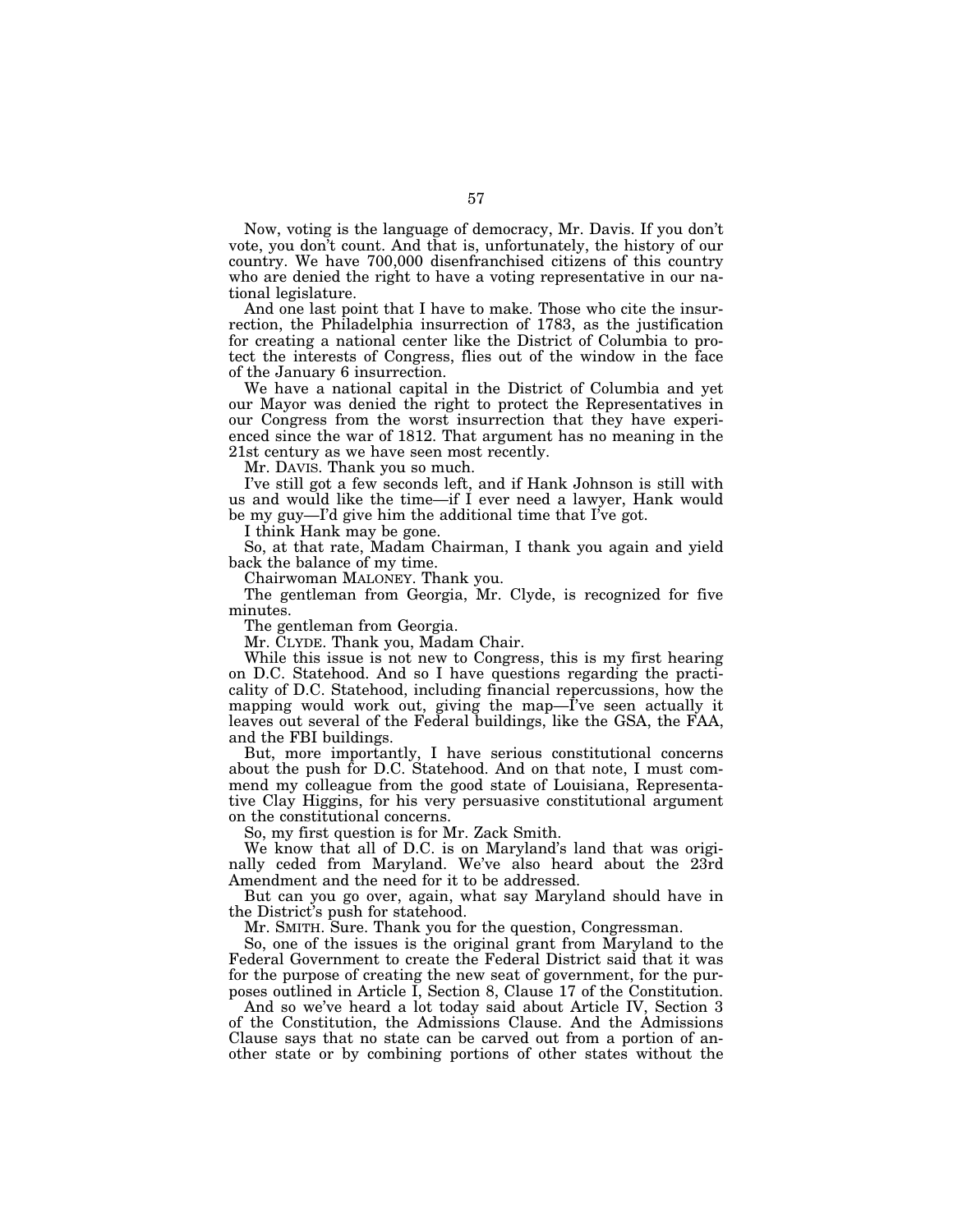Now, voting is the language of democracy, Mr. Davis. If you don't vote, you don't count. And that is, unfortunately, the history of our country. We have 700,000 disenfranchised citizens of this country who are denied the right to have a voting representative in our national legislature.

And one last point that I have to make. Those who cite the insurrection, the Philadelphia insurrection of 1783, as the justification for creating a national center like the District of Columbia to protect the interests of Congress, flies out of the window in the face of the January 6 insurrection.

We have a national capital in the District of Columbia and yet our Mayor was denied the right to protect the Representatives in our Congress from the worst insurrection that they have experienced since the war of 1812. That argument has no meaning in the 21st century as we have seen most recently.

Mr. DAVIS. Thank you so much.

I've still got a few seconds left, and if Hank Johnson is still with us and would like the time—if I ever need a lawyer, Hank would be my guy—I'd give him the additional time that I've got.

I think Hank may be gone.

So, at that rate, Madam Chairman, I thank you again and yield back the balance of my time.

Chairwoman MALONEY. Thank you.

The gentleman from Georgia, Mr. Clyde, is recognized for five minutes.

The gentleman from Georgia.

Mr. CLYDE. Thank you, Madam Chair.

While this issue is not new to Congress, this is my first hearing on D.C. Statehood. And so I have questions regarding the practicality of D.C. Statehood, including financial repercussions, how the mapping would work out, giving the map—I've seen actually it leaves out several of the Federal buildings, like the GSA, the FAA, and the FBI buildings.

But, more importantly, I have serious constitutional concerns about the push for D.C. Statehood. And on that note, I must commend my colleague from the good state of Louisiana, Representative Clay Higgins, for his very persuasive constitutional argument on the constitutional concerns.

So, my first question is for Mr. Zack Smith.

We know that all of D.C. is on Maryland's land that was originally ceded from Maryland. We've also heard about the 23rd Amendment and the need for it to be addressed.

But can you go over, again, what say Maryland should have in the District's push for statehood.

Mr. SMITH. Sure. Thank you for the question, Congressman.

So, one of the issues is the original grant from Maryland to the Federal Government to create the Federal District said that it was for the purpose of creating the new seat of government, for the purposes outlined in Article I, Section 8, Clause 17 of the Constitution.

And so we've heard a lot today said about Article IV, Section 3 of the Constitution, the Admissions Clause. And the Admissions Clause says that no state can be carved out from a portion of another state or by combining portions of other states without the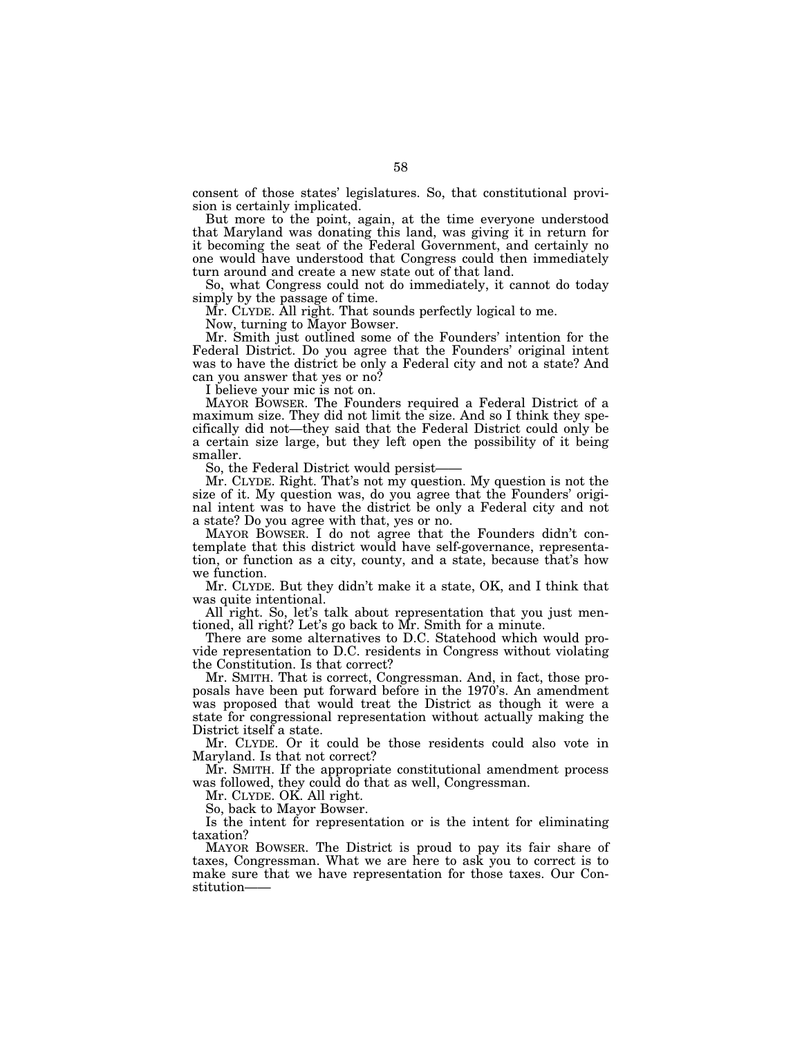consent of those states' legislatures. So, that constitutional provision is certainly implicated.

But more to the point, again, at the time everyone understood that Maryland was donating this land, was giving it in return for it becoming the seat of the Federal Government, and certainly no one would have understood that Congress could then immediately turn around and create a new state out of that land.

So, what Congress could not do immediately, it cannot do today simply by the passage of time.

Mr. CLYDE. All right. That sounds perfectly logical to me.

Now, turning to Mayor Bowser.

Mr. Smith just outlined some of the Founders' intention for the Federal District. Do you agree that the Founders' original intent was to have the district be only a Federal city and not a state? And can you answer that yes or no?

I believe your mic is not on.

MAYOR BOWSER. The Founders required a Federal District of a maximum size. They did not limit the size. And so I think they specifically did not—they said that the Federal District could only be a certain size large, but they left open the possibility of it being smaller.

So, the Federal District would persist——

Mr. CLYDE. Right. That's not my question. My question is not the size of it. My question was, do you agree that the Founders' original intent was to have the district be only a Federal city and not a state? Do you agree with that, yes or no.

MAYOR BOWSER. I do not agree that the Founders didn't contemplate that this district would have self-governance, representation, or function as a city, county, and a state, because that's how we function.

Mr. CLYDE. But they didn't make it a state, OK, and I think that was quite intentional.

All right. So, let's talk about representation that you just mentioned, all right? Let's go back to Mr. Smith for a minute.

There are some alternatives to D.C. Statehood which would provide representation to D.C. residents in Congress without violating the Constitution. Is that correct?

Mr. SMITH. That is correct, Congressman. And, in fact, those proposals have been put forward before in the 1970's. An amendment was proposed that would treat the District as though it were a state for congressional representation without actually making the District itself a state.

Mr. CLYDE. Or it could be those residents could also vote in Maryland. Is that not correct?

Mr. SMITH. If the appropriate constitutional amendment process was followed, they could do that as well, Congressman.

Mr. CLYDE. OK. All right.

So, back to Mayor Bowser.

Is the intent for representation or is the intent for eliminating taxation?

MAYOR BOWSER. The District is proud to pay its fair share of taxes, Congressman. What we are here to ask you to correct is to make sure that we have representation for those taxes. Our Constitution——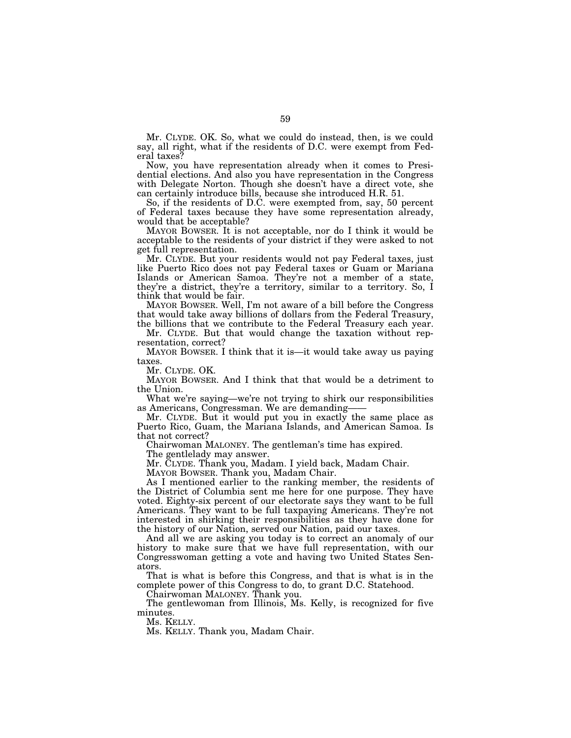Mr. CLYDE. OK. So, what we could do instead, then, is we could say, all right, what if the residents of D.C. were exempt from Federal taxes?

Now, you have representation already when it comes to Presidential elections. And also you have representation in the Congress with Delegate Norton. Though she doesn't have a direct vote, she can certainly introduce bills, because she introduced H.R. 51.

So, if the residents of D.C. were exempted from, say, 50 percent of Federal taxes because they have some representation already, would that be acceptable?

MAYOR BOWSER. It is not acceptable, nor do I think it would be acceptable to the residents of your district if they were asked to not get full representation.

Mr. CLYDE. But your residents would not pay Federal taxes, just like Puerto Rico does not pay Federal taxes or Guam or Mariana Islands or American Samoa. They're not a member of a state, they're a district, they're a territory, similar to a territory. So, I think that would be fair.

MAYOR BOWSER. Well, I'm not aware of a bill before the Congress that would take away billions of dollars from the Federal Treasury, the billions that we contribute to the Federal Treasury each year.

Mr. CLYDE. But that would change the taxation without representation, correct?

MAYOR BOWSER. I think that it is—it would take away us paying taxes.

Mr. CLYDE. OK.

MAYOR BOWSER. And I think that that would be a detriment to the Union.

What we're saying—we're not trying to shirk our responsibilities as Americans, Congressman. We are demanding——

Mr. CLYDE. But it would put you in exactly the same place as Puerto Rico, Guam, the Mariana Islands, and American Samoa. Is that not correct?

Chairwoman MALONEY. The gentleman's time has expired.

The gentlelady may answer.

Mr. CLYDE. Thank you, Madam. I yield back, Madam Chair.

MAYOR BOWSER. Thank you, Madam Chair.

As I mentioned earlier to the ranking member, the residents of the District of Columbia sent me here for one purpose. They have voted. Eighty-six percent of our electorate says they want to be full Americans. They want to be full taxpaying Americans. They're not interested in shirking their responsibilities as they have done for the history of our Nation, served our Nation, paid our taxes.

And all we are asking you today is to correct an anomaly of our history to make sure that we have full representation, with our Congresswoman getting a vote and having two United States Senators.

That is what is before this Congress, and that is what is in the complete power of this Congress to do, to grant D.C. Statehood.

Chairwoman MALONEY. Thank you.

The gentlewoman from Illinois, Ms. Kelly, is recognized for five minutes.

Ms. KELLY.

Ms. KELLY. Thank you, Madam Chair.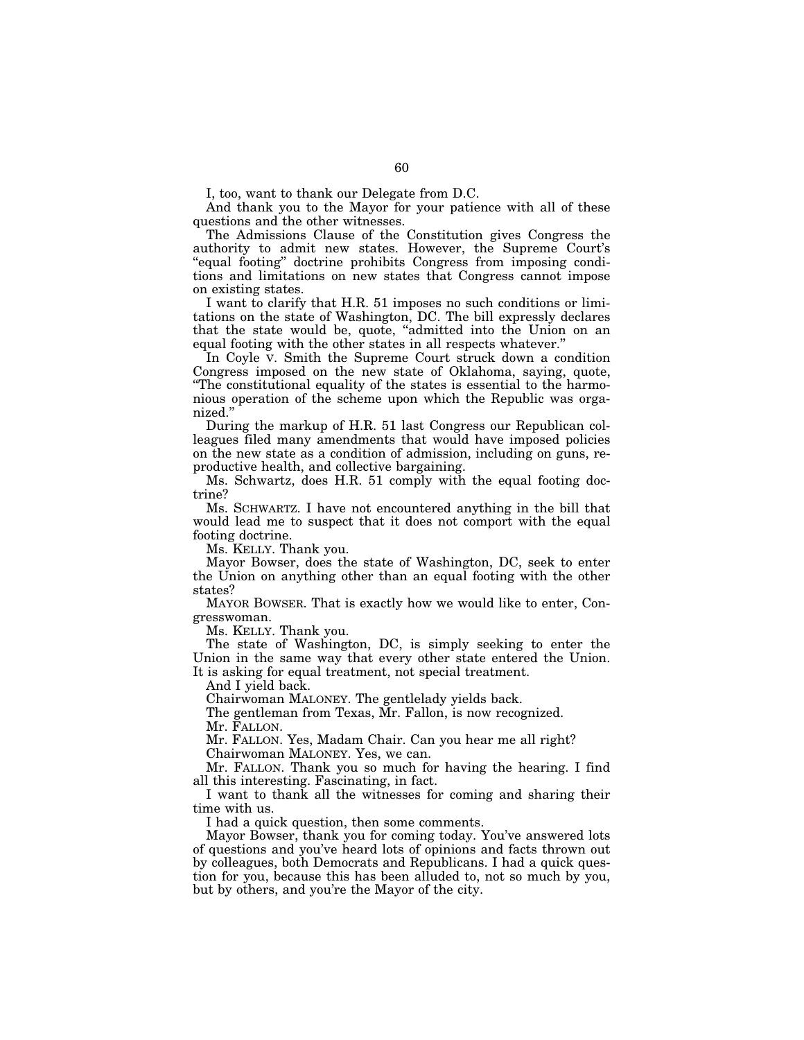I, too, want to thank our Delegate from D.C.

And thank you to the Mayor for your patience with all of these questions and the other witnesses.

The Admissions Clause of the Constitution gives Congress the authority to admit new states. However, the Supreme Court's "equal footing" doctrine prohibits Congress from imposing conditions and limitations on new states that Congress cannot impose on existing states.

I want to clarify that H.R. 51 imposes no such conditions or limitations on the state of Washington, DC. The bill expressly declares that the state would be, quote, "admitted into the Union on an equal footing with the other states in all respects whatever."

In Coyle v. Smith the Supreme Court struck down a condition Congress imposed on the new state of Oklahoma, saying, quote, "The constitutional equality of the states is essential to the harmonious operation of the scheme upon which the Republic was organized."

During the markup of H.R. 51 last Congress our Republican colleagues filed many amendments that would have imposed policies on the new state as a condition of admission, including on guns, reproductive health, and collective bargaining.

Ms. Schwartz, does H.R. 51 comply with the equal footing doctrine?

Ms. SCHWARTZ. I have not encountered anything in the bill that would lead me to suspect that it does not comport with the equal footing doctrine.

Ms. KELLY. Thank you.

Mayor Bowser, does the state of Washington, DC, seek to enter the Union on anything other than an equal footing with the other states?

MAYOR BOWSER. That is exactly how we would like to enter, Congresswoman.

Ms. KELLY. Thank you.

The state of Washington, DC, is simply seeking to enter the Union in the same way that every other state entered the Union. It is asking for equal treatment, not special treatment.

And I yield back.

Chairwoman MALONEY. The gentlelady yields back.

The gentleman from Texas, Mr. Fallon, is now recognized.

Mr. FALLON.

Mr. FALLON. Yes, Madam Chair. Can you hear me all right?

Chairwoman MALONEY. Yes, we can.

Mr. FALLON. Thank you so much for having the hearing. I find all this interesting. Fascinating, in fact.

I want to thank all the witnesses for coming and sharing their time with us.

I had a quick question, then some comments.

Mayor Bowser, thank you for coming today. You've answered lots of questions and you've heard lots of opinions and facts thrown out by colleagues, both Democrats and Republicans. I had a quick question for you, because this has been alluded to, not so much by you, but by others, and you're the Mayor of the city.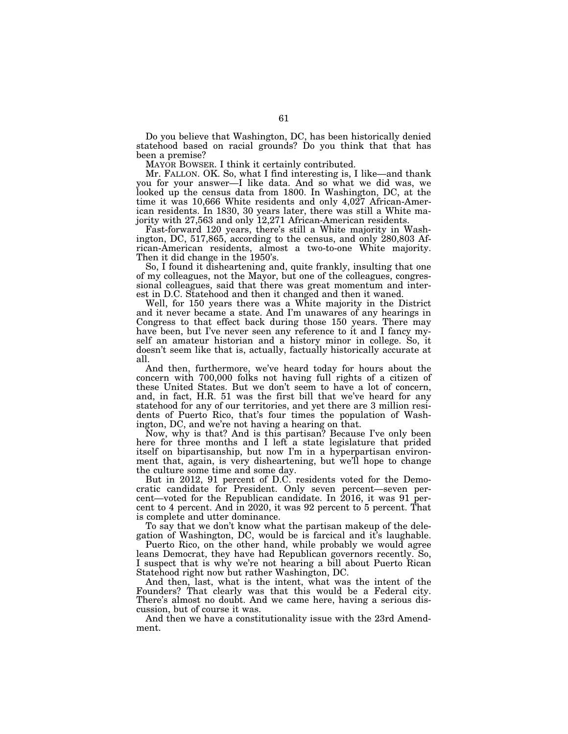Do you believe that Washington, DC, has been historically denied statehood based on racial grounds? Do you think that that has been a premise?

MAYOR BOWSER. I think it certainly contributed.

Mr. FALLON. OK. So, what I find interesting is, I like—and thank you for your answer—I like data. And so what we did was, we looked up the census data from 1800. In Washington, DC, at the time it was 10,666 White residents and only 4,027 African-American residents. In 1830, 30 years later, there was still a White majority with 27,563 and only 12,271 African-American residents.

Fast-forward 120 years, there's still a White majority in Washington, DC, 517,865, according to the census, and only 280,803 African-American residents, almost a two-to-one White majority. Then it did change in the 1950's.

So, I found it disheartening and, quite frankly, insulting that one of my colleagues, not the Mayor, but one of the colleagues, congressional colleagues, said that there was great momentum and interest in D.C. Statehood and then it changed and then it waned.

Well, for 150 years there was a White majority in the District and it never became a state. And I'm unawares of any hearings in Congress to that effect back during those 150 years. There may have been, but I've never seen any reference to it and I fancy myself an amateur historian and a history minor in college. So, it doesn't seem like that is, actually, factually historically accurate at all.

And then, furthermore, we've heard today for hours about the concern with 700,000 folks not having full rights of a citizen of these United States. But we don't seem to have a lot of concern, and, in fact, H.R. 51 was the first bill that we've heard for any statehood for any of our territories, and yet there are 3 million residents of Puerto Rico, that's four times the population of Washington, DC, and we're not having a hearing on that.

Now, why is that? And is this partisan? Because I've only been here for three months and I left a state legislature that prided itself on bipartisanship, but now I'm in a hyperpartisan environment that, again, is very disheartening, but we'll hope to change the culture some time and some day.

But in 2012, 91 percent of D.C. residents voted for the Democratic candidate for President. Only seven percent—seven percent—voted for the Republican candidate. In 2016, it was 91 percent to 4 percent. And in 2020, it was 92 percent to 5 percent. That is complete and utter dominance.

To say that we don't know what the partisan makeup of the delegation of Washington, DC, would be is farcical and it's laughable.

Puerto Rico, on the other hand, while probably we would agree leans Democrat, they have had Republican governors recently. So, I suspect that is why we're not hearing a bill about Puerto Rican Statehood right now but rather Washington, DC.

And then, last, what is the intent, what was the intent of the Founders? That clearly was that this would be a Federal city. There's almost no doubt. And we came here, having a serious discussion, but of course it was.

And then we have a constitutionality issue with the 23rd Amendment.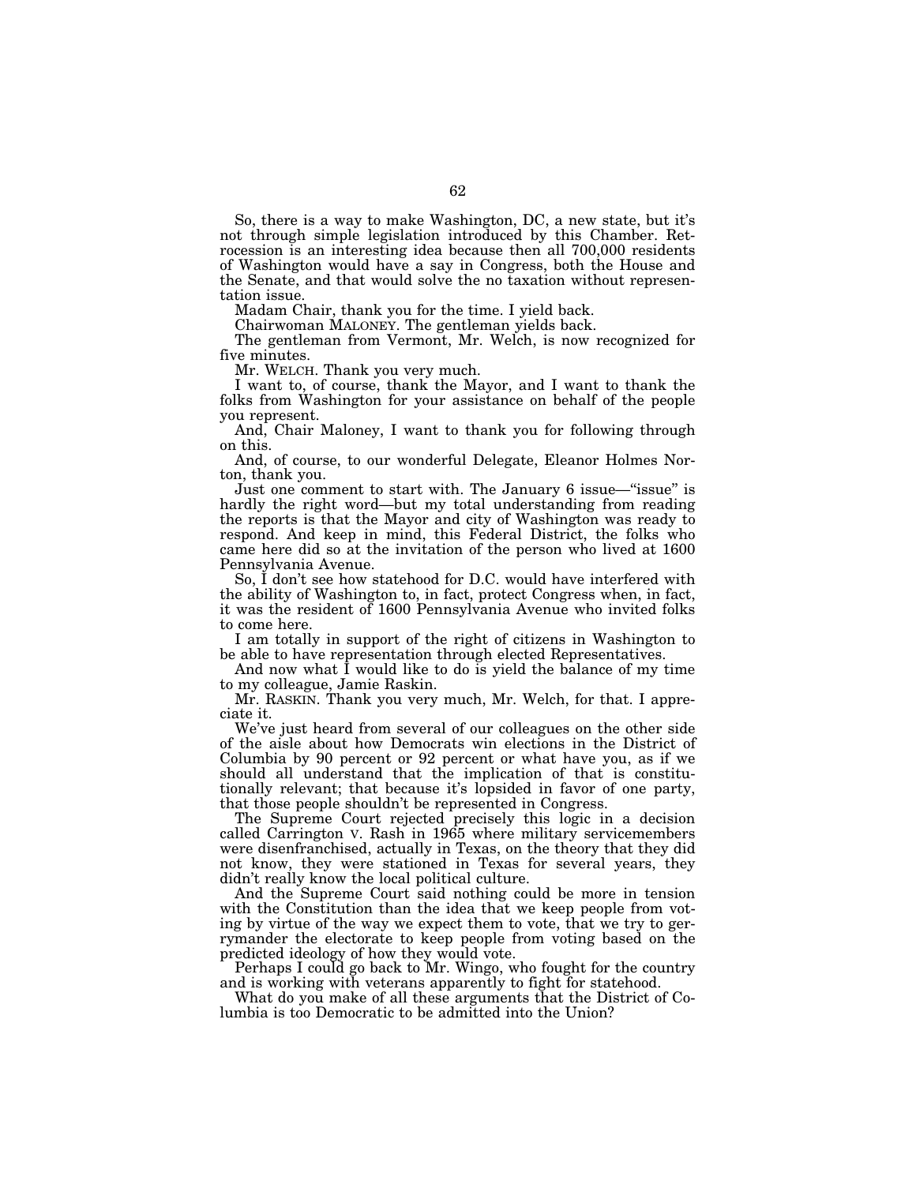So, there is a way to make Washington, DC, a new state, but it's not through simple legislation introduced by this Chamber. Retrocession is an interesting idea because then all 700,000 residents of Washington would have a say in Congress, both the House and the Senate, and that would solve the no taxation without representation issue.

Madam Chair, thank you for the time. I yield back.

Chairwoman MALONEY. The gentleman yields back.

The gentleman from Vermont, Mr. Welch, is now recognized for five minutes.

Mr. WELCH. Thank you very much.

I want to, of course, thank the Mayor, and I want to thank the folks from Washington for your assistance on behalf of the people you represent.

And, Chair Maloney, I want to thank you for following through on this.

And, of course, to our wonderful Delegate, Eleanor Holmes Norton, thank you.

Just one comment to start with. The January 6 issue—"issue" is hardly the right word—but my total understanding from reading the reports is that the Mayor and city of Washington was ready to respond. And keep in mind, this Federal District, the folks who came here did so at the invitation of the person who lived at 1600 Pennsylvania Avenue.

So, I don't see how statehood for D.C. would have interfered with the ability of Washington to, in fact, protect Congress when, in fact, it was the resident of 1600 Pennsylvania Avenue who invited folks to come here.

I am totally in support of the right of citizens in Washington to be able to have representation through elected Representatives.

And now what I would like to do is yield the balance of my time to my colleague, Jamie Raskin.

Mr. RASKIN. Thank you very much, Mr. Welch, for that. I appreciate it.

We've just heard from several of our colleagues on the other side of the aisle about how Democrats win elections in the District of Columbia by 90 percent or 92 percent or what have you, as if we should all understand that the implication of that is constitutionally relevant; that because it's lopsided in favor of one party, that those people shouldn't be represented in Congress.

The Supreme Court rejected precisely this logic in a decision called Carrington v. Rash in 1965 where military servicemembers were disenfranchised, actually in Texas, on the theory that they did not know, they were stationed in Texas for several years, they didn't really know the local political culture.

And the Supreme Court said nothing could be more in tension with the Constitution than the idea that we keep people from voting by virtue of the way we expect them to vote, that we try to gerrymander the electorate to keep people from voting based on the predicted ideology of how they would vote.

Perhaps I could go back to Mr. Wingo, who fought for the country and is working with veterans apparently to fight for statehood.

What do you make of all these arguments that the District of Columbia is too Democratic to be admitted into the Union?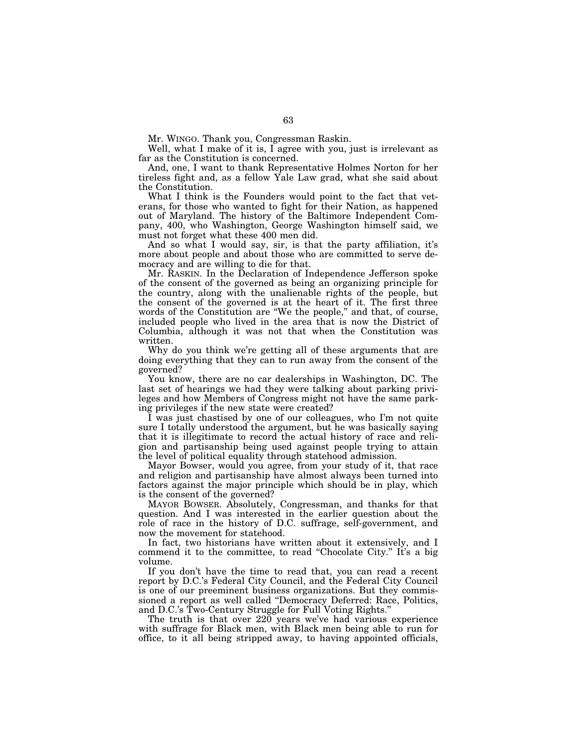Mr. WINGO. Thank you, Congressman Raskin.

Well, what I make of it is, I agree with you, just is irrelevant as far as the Constitution is concerned.

And, one, I want to thank Representative Holmes Norton for her tireless fight and, as a fellow Yale Law grad, what she said about the Constitution.

What I think is the Founders would point to the fact that veterans, for those who wanted to fight for their Nation, as happened out of Maryland. The history of the Baltimore Independent Company, 400, who Washington, George Washington himself said, we must not forget what these 400 men did.

And so what I would say, sir, is that the party affiliation, it's more about people and about those who are committed to serve democracy and are willing to die for that.

Mr. RASKIN. In the Declaration of Independence Jefferson spoke of the consent of the governed as being an organizing principle for the country, along with the unalienable rights of the people, but the consent of the governed is at the heart of it. The first three words of the Constitution are "We the people," and that, of course, included people who lived in the area that is now the District of Columbia, although it was not that when the Constitution was written.

Why do you think we're getting all of these arguments that are doing everything that they can to run away from the consent of the governed?

You know, there are no car dealerships in Washington, DC. The last set of hearings we had they were talking about parking privileges and how Members of Congress might not have the same parking privileges if the new state were created?

I was just chastised by one of our colleagues, who I'm not quite sure I totally understood the argument, but he was basically saying that it is illegitimate to record the actual history of race and religion and partisanship being used against people trying to attain the level of political equality through statehood admission.

Mayor Bowser, would you agree, from your study of it, that race and religion and partisanship have almost always been turned into factors against the major principle which should be in play, which is the consent of the governed?

MAYOR BOWSER. Absolutely, Congressman, and thanks for that question. And I was interested in the earlier question about the role of race in the history of D.C. suffrage, self-government, and now the movement for statehood.

In fact, two historians have written about it extensively, and I commend it to the committee, to read "Chocolate City." It's a big volume.

If you don't have the time to read that, you can read a recent report by D.C.'s Federal City Council, and the Federal City Council is one of our preeminent business organizations. But they commissioned a report as well called "Democracy Deferred: Race, Politics, and D.C.'s Two-Century Struggle for Full Voting Rights."

The truth is that over 220 years we've had various experience with suffrage for Black men, with Black men being able to run for office, to it all being stripped away, to having appointed officials,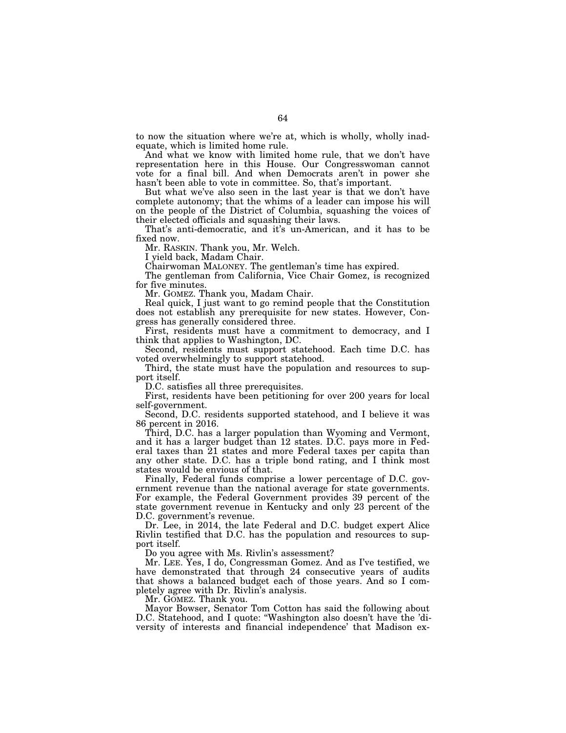to now the situation where we're at, which is wholly, wholly inadequate, which is limited home rule.

And what we know with limited home rule, that we don't have representation here in this House. Our Congresswoman cannot vote for a final bill. And when Democrats aren't in power she hasn't been able to vote in committee. So, that's important.

But what we've also seen in the last year is that we don't have complete autonomy; that the whims of a leader can impose his will on the people of the District of Columbia, squashing the voices of their elected officials and squashing their laws.

That's anti-democratic, and it's un-American, and it has to be fixed now.

Mr. RASKIN. Thank you, Mr. Welch.

I yield back, Madam Chair.

Chairwoman MALONEY. The gentleman's time has expired.

The gentleman from California, Vice Chair Gomez, is recognized for five minutes.

Mr. GOMEZ. Thank you, Madam Chair.

Real quick, I just want to go remind people that the Constitution does not establish any prerequisite for new states. However, Congress has generally considered three.

First, residents must have a commitment to democracy, and I think that applies to Washington, DC.

Second, residents must support statehood. Each time D.C. has voted overwhelmingly to support statehood.

Third, the state must have the population and resources to support itself.

D.C. satisfies all three prerequisites.

First, residents have been petitioning for over 200 years for local self-government.

Second, D.C. residents supported statehood, and I believe it was 86 percent in 2016.

Third, D.C. has a larger population than Wyoming and Vermont, and it has a larger budget than 12 states. D.C. pays more in Federal taxes than 21 states and more Federal taxes per capita than any other state. D.C. has a triple bond rating, and I think most states would be envious of that.

Finally, Federal funds comprise a lower percentage of D.C. government revenue than the national average for state governments. For example, the Federal Government provides 39 percent of the state government revenue in Kentucky and only 23 percent of the D.C. government's revenue.

Dr. Lee, in 2014, the late Federal and D.C. budget expert Alice Rivlin testified that D.C. has the population and resources to support itself.

Do you agree with Ms. Rivlin's assessment?

Mr. LEE. Yes, I do, Congressman Gomez. And as I've testified, we have demonstrated that through 24 consecutive years of audits that shows a balanced budget each of those years. And so I completely agree with Dr. Rivlin's analysis.

Mr. GOMEZ. Thank you.

Mayor Bowser, Senator Tom Cotton has said the following about D.C. Statehood, and I quote: "Washington also doesn't have the 'diversity of interests and financial independence' that Madison ex-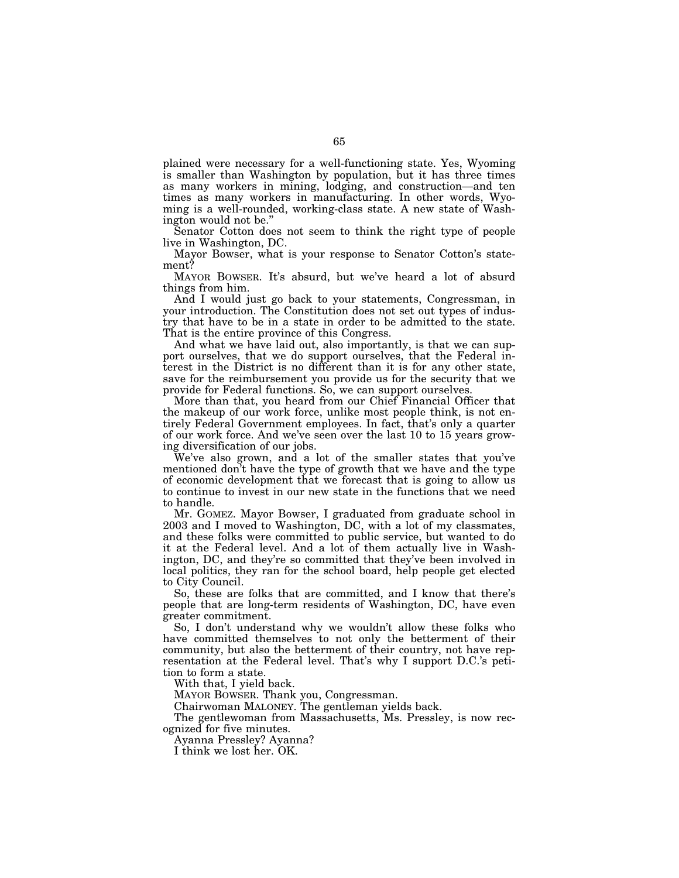plained were necessary for a well-functioning state. Yes, Wyoming is smaller than Washington by population, but it has three times as many workers in mining, lodging, and construction—and ten times as many workers in manufacturing. In other words, Wyoming is a well-rounded, working-class state. A new state of Washington would not be."

Senator Cotton does not seem to think the right type of people live in Washington, DC.

Mayor Bowser, what is your response to Senator Cotton's statement?

MAYOR BOWSER. It's absurd, but we've heard a lot of absurd things from him.

And I would just go back to your statements, Congressman, in your introduction. The Constitution does not set out types of industry that have to be in a state in order to be admitted to the state. That is the entire province of this Congress.

And what we have laid out, also importantly, is that we can support ourselves, that we do support ourselves, that the Federal interest in the District is no different than it is for any other state, save for the reimbursement you provide us for the security that we provide for Federal functions. So, we can support ourselves.

More than that, you heard from our Chief Financial Officer that the makeup of our work force, unlike most people think, is not entirely Federal Government employees. In fact, that's only a quarter of our work force. And we've seen over the last 10 to 15 years growing diversification of our jobs.

We've also grown, and a lot of the smaller states that you've mentioned don't have the type of growth that we have and the type of economic development that we forecast that is going to allow us to continue to invest in our new state in the functions that we need to handle.

Mr. GOMEZ. Mayor Bowser, I graduated from graduate school in 2003 and I moved to Washington, DC, with a lot of my classmates, and these folks were committed to public service, but wanted to do it at the Federal level. And a lot of them actually live in Washington, DC, and they're so committed that they've been involved in local politics, they ran for the school board, help people get elected to City Council.

So, these are folks that are committed, and I know that there's people that are long-term residents of Washington, DC, have even greater commitment.

So, I don't understand why we wouldn't allow these folks who have committed themselves to not only the betterment of their community, but also the betterment of their country, not have representation at the Federal level. That's why I support D.C.'s petition to form a state.

With that, I yield back.

MAYOR BOWSER. Thank you, Congressman.

Chairwoman MALONEY. The gentleman yields back.

The gentlewoman from Massachusetts, Ms. Pressley, is now recognized for five minutes.

Ayanna Pressley? Ayanna?

I think we lost her. OK.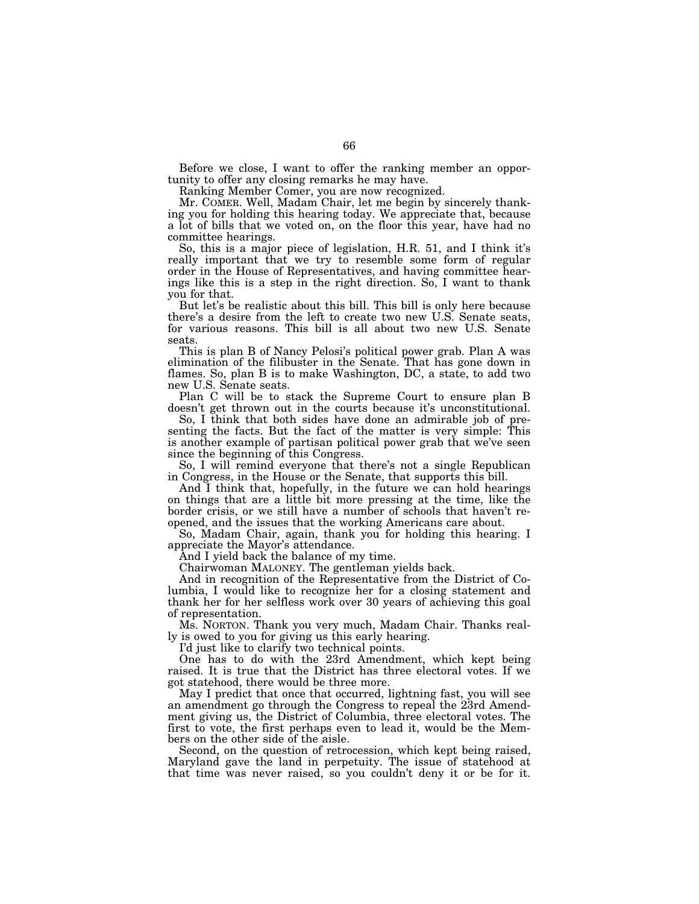Before we close, I want to offer the ranking member an opportunity to offer any closing remarks he may have.

Ranking Member Comer, you are now recognized.

Mr. COMER. Well, Madam Chair, let me begin by sincerely thanking you for holding this hearing today. We appreciate that, because a lot of bills that we voted on, on the floor this year, have had no committee hearings.

So, this is a major piece of legislation, H.R. 51, and I think it's really important that we try to resemble some form of regular order in the House of Representatives, and having committee hearings like this is a step in the right direction. So, I want to thank you for that.

But let's be realistic about this bill. This bill is only here because there's a desire from the left to create two new U.S. Senate seats, for various reasons. This bill is all about two new U.S. Senate seats.

This is plan B of Nancy Pelosi's political power grab. Plan A was elimination of the filibuster in the Senate. That has gone down in flames. So, plan B is to make Washington, DC, a state, to add two new U.S. Senate seats.

Plan C will be to stack the Supreme Court to ensure plan B doesn't get thrown out in the courts because it's unconstitutional.

So, I think that both sides have done an admirable job of presenting the facts. But the fact of the matter is very simple: This is another example of partisan political power grab that we've seen since the beginning of this Congress.

So, I will remind everyone that there's not a single Republican in Congress, in the House or the Senate, that supports this bill.

And I think that, hopefully, in the future we can hold hearings on things that are a little bit more pressing at the time, like the border crisis, or we still have a number of schools that haven't reopened, and the issues that the working Americans care about.

So, Madam Chair, again, thank you for holding this hearing. I appreciate the Mayor's attendance.

And I yield back the balance of my time.

Chairwoman MALONEY. The gentleman yields back.

And in recognition of the Representative from the District of Columbia, I would like to recognize her for a closing statement and thank her for her selfless work over 30 years of achieving this goal of representation.

Ms. NORTON. Thank you very much, Madam Chair. Thanks really is owed to you for giving us this early hearing.

I'd just like to clarify two technical points.

One has to do with the 23rd Amendment, which kept being raised. It is true that the District has three electoral votes. If we got statehood, there would be three more.

May I predict that once that occurred, lightning fast, you will see an amendment go through the Congress to repeal the 23rd Amendment giving us, the District of Columbia, three electoral votes. The first to vote, the first perhaps even to lead it, would be the Members on the other side of the aisle.

Second, on the question of retrocession, which kept being raised, Maryland gave the land in perpetuity. The issue of statehood at that time was never raised, so you couldn't deny it or be for it.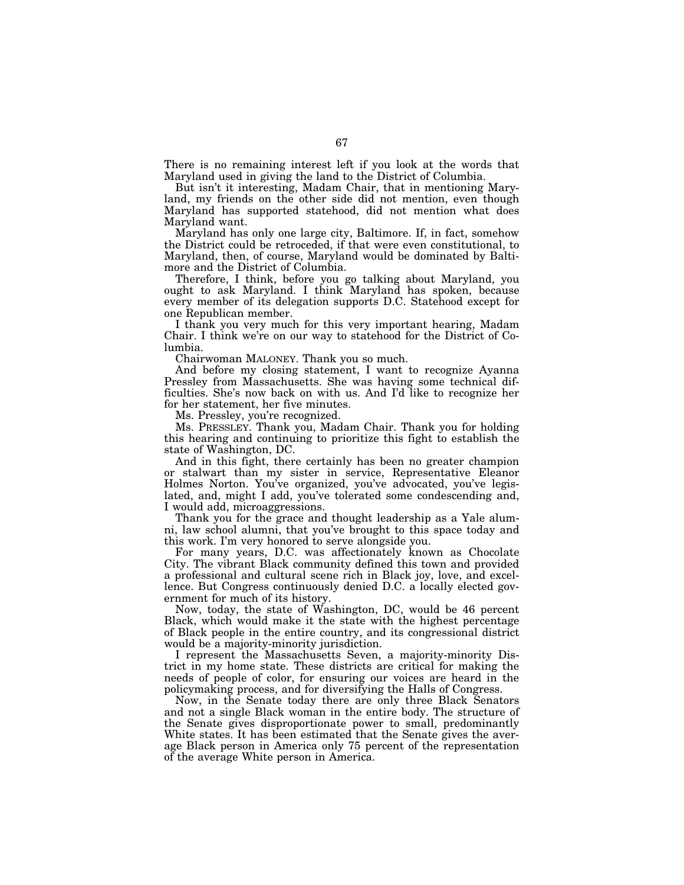There is no remaining interest left if you look at the words that Maryland used in giving the land to the District of Columbia.

But isn't it interesting, Madam Chair, that in mentioning Maryland, my friends on the other side did not mention, even though Maryland has supported statehood, did not mention what does Maryland want.

Maryland has only one large city, Baltimore. If, in fact, somehow the District could be retroceded, if that were even constitutional, to Maryland, then, of course, Maryland would be dominated by Baltimore and the District of Columbia.

Therefore, I think, before you go talking about Maryland, you ought to ask Maryland. I think Maryland has spoken, because every member of its delegation supports D.C. Statehood except for one Republican member.

I thank you very much for this very important hearing, Madam Chair. I think we're on our way to statehood for the District of Columbia.

Chairwoman MALONEY. Thank you so much.

And before my closing statement, I want to recognize Ayanna Pressley from Massachusetts. She was having some technical difficulties. She's now back on with us. And I'd like to recognize her for her statement, her five minutes.

Ms. Pressley, you're recognized.

Ms. PRESSLEY. Thank you, Madam Chair. Thank you for holding this hearing and continuing to prioritize this fight to establish the state of Washington, DC.

And in this fight, there certainly has been no greater champion or stalwart than my sister in service, Representative Eleanor Holmes Norton. You've organized, you've advocated, you've legislated, and, might I add, you've tolerated some condescending and, I would add, microaggressions.

Thank you for the grace and thought leadership as a Yale alumni, law school alumni, that you've brought to this space today and this work. I'm very honored to serve alongside you.

For many years, D.C. was affectionately known as Chocolate City. The vibrant Black community defined this town and provided a professional and cultural scene rich in Black joy, love, and excellence. But Congress continuously denied D.C. a locally elected government for much of its history.

Now, today, the state of Washington, DC, would be 46 percent Black, which would make it the state with the highest percentage of Black people in the entire country, and its congressional district would be a majority-minority jurisdiction.

I represent the Massachusetts Seven, a majority-minority District in my home state. These districts are critical for making the needs of people of color, for ensuring our voices are heard in the policymaking process, and for diversifying the Halls of Congress.

Now, in the Senate today there are only three Black Senators and not a single Black woman in the entire body. The structure of the Senate gives disproportionate power to small, predominantly White states. It has been estimated that the Senate gives the average Black person in America only 75 percent of the representation of the average White person in America.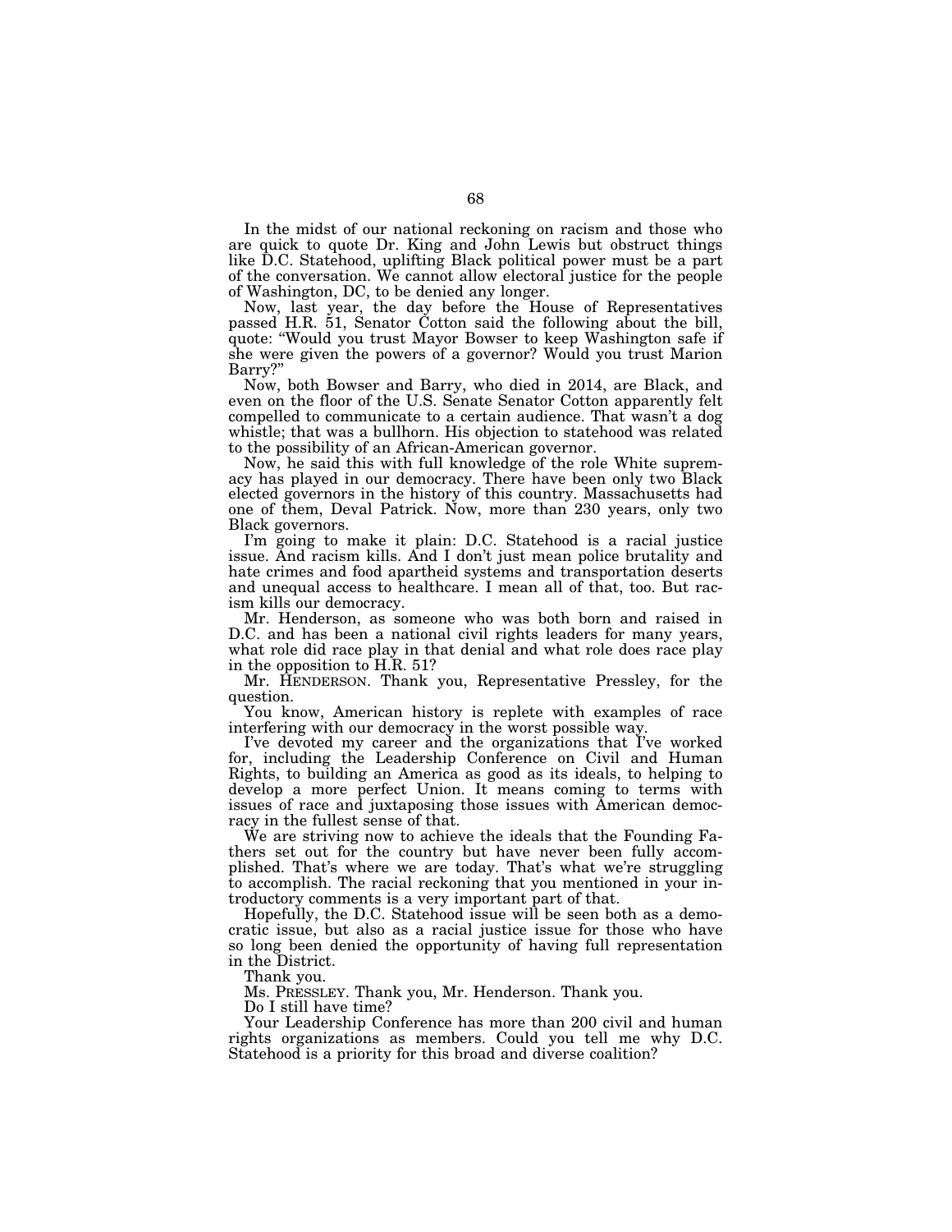In the midst of our national reckoning on racism and those who are quick to quote Dr. King and John Lewis but obstruct things like D.C. Statehood, uplifting Black political power must be a part of the conversation. We cannot allow electoral justice for the people of Washington, DC, to be denied any longer.

Now, last year, the day before the House of Representatives passed H.R. 51, Senator Cotton said the following about the bill, quote: "Would you trust Mayor Bowser to keep Washington safe if she were given the powers of a governor? Would you trust Marion Barry?"

Now, both Bowser and Barry, who died in 2014, are Black, and even on the floor of the U.S. Senate Senator Cotton apparently felt compelled to communicate to a certain audience. That wasn't a dog whistle; that was a bullhorn. His objection to statehood was related to the possibility of an African-American governor.

Now, he said this with full knowledge of the role White supremacy has played in our democracy. There have been only two Black elected governors in the history of this country. Massachusetts had one of them, Deval Patrick. Now, more than 230 years, only two Black governors.

I'm going to make it plain: D.C. Statehood is a racial justice issue. And racism kills. And I don't just mean police brutality and hate crimes and food apartheid systems and transportation deserts and unequal access to healthcare. I mean all of that, too. But racism kills our democracy.

Mr. Henderson, as someone who was both born and raised in D.C. and has been a national civil rights leaders for many years, what role did race play in that denial and what role does race play in the opposition to H.R. 51?

Mr. HENDERSON. Thank you, Representative Pressley, for the question.

You know, American history is replete with examples of race interfering with our democracy in the worst possible way.

I've devoted my career and the organizations that I've worked for, including the Leadership Conference on Civil and Human Rights, to building an America as good as its ideals, to helping to develop a more perfect Union. It means coming to terms with issues of race and juxtaposing those issues with American democracy in the fullest sense of that.

We are striving now to achieve the ideals that the Founding Fathers set out for the country but have never been fully accomplished. That's where we are today. That's what we're struggling to accomplish. The racial reckoning that you mentioned in your introductory comments is a very important part of that.

Hopefully, the D.C. Statehood issue will be seen both as a democratic issue, but also as a racial justice issue for those who have so long been denied the opportunity of having full representation in the District.

Thank you.

Ms. PRESSLEY. Thank you, Mr. Henderson. Thank you.

Do I still have time?

Your Leadership Conference has more than 200 civil and human rights organizations as members. Could you tell me why D.C. Statehood is a priority for this broad and diverse coalition?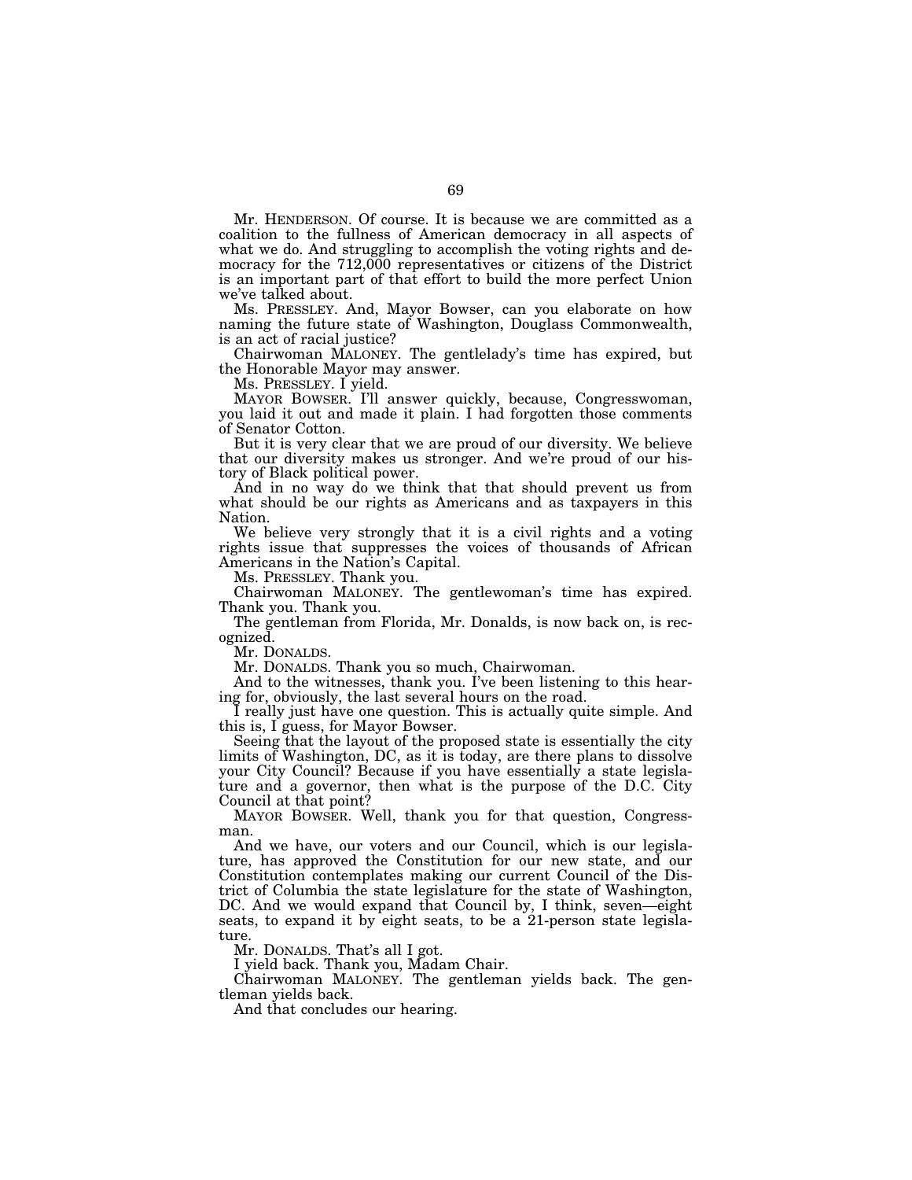Mr. HENDERSON. Of course. It is because we are committed as a coalition to the fullness of American democracy in all aspects of what we do. And struggling to accomplish the voting rights and democracy for the 712,000 representatives or citizens of the District is an important part of that effort to build the more perfect Union we've talked about.

Ms. PRESSLEY. And, Mayor Bowser, can you elaborate on how naming the future state of Washington, Douglass Commonwealth, is an act of racial justice?

Chairwoman MALONEY. The gentlelady's time has expired, but the Honorable Mayor may answer.

Ms. PRESSLEY. I yield.

MAYOR BOWSER. I'll answer quickly, because, Congresswoman, you laid it out and made it plain. I had forgotten those comments of Senator Cotton.

But it is very clear that we are proud of our diversity. We believe that our diversity makes us stronger. And we're proud of our history of Black political power.

And in no way do we think that that should prevent us from what should be our rights as Americans and as taxpayers in this Nation.

We believe very strongly that it is a civil rights and a voting rights issue that suppresses the voices of thousands of African Americans in the Nation's Capital.

Ms. PRESSLEY. Thank you.

Chairwoman MALONEY. The gentlewoman's time has expired. Thank you. Thank you.

The gentleman from Florida, Mr. Donalds, is now back on, is recognized.

Mr. DONALDS.

Mr. DONALDS. Thank you so much, Chairwoman.

And to the witnesses, thank you. I've been listening to this hearing for, obviously, the last several hours on the road.

I really just have one question. This is actually quite simple. And this is, I guess, for Mayor Bowser.

Seeing that the layout of the proposed state is essentially the city limits of Washington, DC, as it is today, are there plans to dissolve your City Council? Because if you have essentially a state legislature and a governor, then what is the purpose of the D.C. City Council at that point?

MAYOR BOWSER. Well, thank you for that question, Congressman.

And we have, our voters and our Council, which is our legislature, has approved the Constitution for our new state, and our Constitution contemplates making our current Council of the District of Columbia the state legislature for the state of Washington, DC. And we would expand that Council by, I think, seven—eight seats, to expand it by eight seats, to be a 21-person state legislature.

Mr. DONALDS. That's all I got.

I yield back. Thank you, Madam Chair.

Chairwoman MALONEY. The gentleman yields back. The gentleman yields back.

And that concludes our hearing.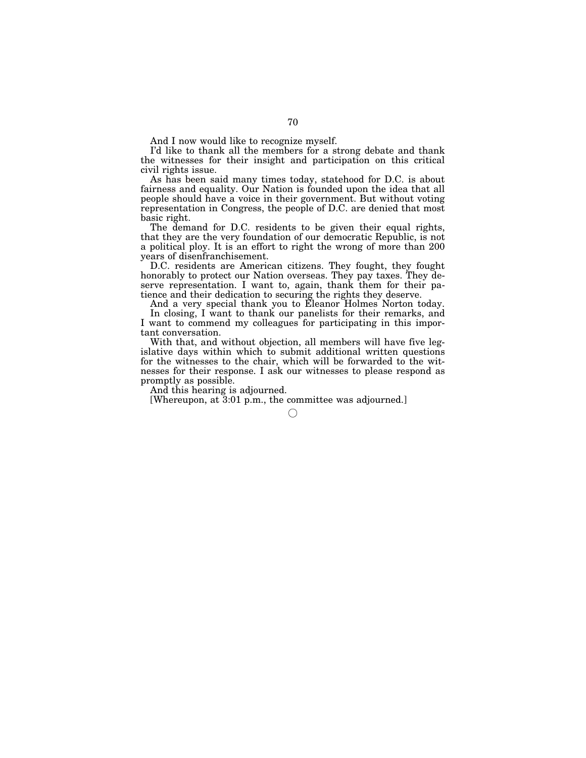And I now would like to recognize myself.

I'd like to thank all the members for a strong debate and thank the witnesses for their insight and participation on this critical civil rights issue.

As has been said many times today, statehood for D.C. is about fairness and equality. Our Nation is founded upon the idea that all people should have a voice in their government. But without voting representation in Congress, the people of D.C. are denied that most basic right.

The demand for D.C. residents to be given their equal rights, that they are the very foundation of our democratic Republic, is not a political ploy. It is an effort to right the wrong of more than 200 years of disenfranchisement.

D.C. residents are American citizens. They fought, they fought honorably to protect our Nation overseas. They pay taxes. They deserve representation. I want to, again, thank them for their patience and their dedication to securing the rights they deserve.

And a very special thank you to Eleanor Holmes Norton today.

In closing, I want to thank our panelists for their remarks, and I want to commend my colleagues for participating in this important conversation.

With that, and without objection, all members will have five legislative days within which to submit additional written questions for the witnesses to the chair, which will be forwarded to the witnesses for their response. I ask our witnesses to please respond as promptly as possible.

And this hearing is adjourned.

[Whereupon, at 3:01 p.m., the committee was adjourned.]

○